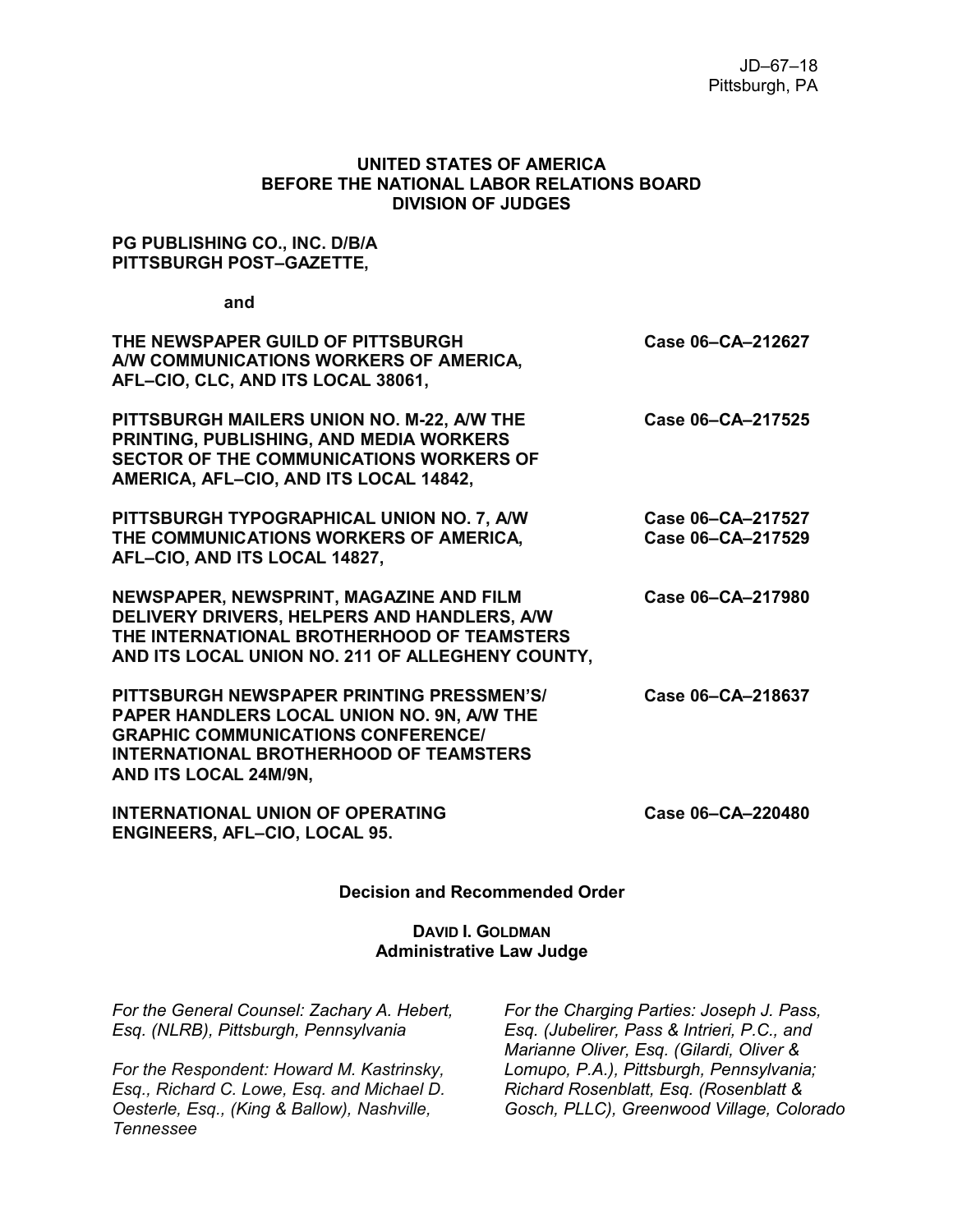JD–67–18
Pittsburgh, PA

**UNITED STATES OF AMERICA**
**BEFORE THE NATIONAL LABOR RELATIONS BOARD**
**DIVISION OF JUDGES**

**PG PUBLISHING CO., INC. D/B/A**
**PITTSBURGH POST–GAZETTE,**

**and**

| | |
|---|---|
| **THE NEWSPAPER GUILD OF PITTSBURGH A/W COMMUNICATIONS WORKERS OF AMERICA, AFL–CIO, CLC, AND ITS LOCAL 38061,** | **Case 06–CA–212627** |
| **PITTSBURGH MAILERS UNION NO. M-22, A/W THE PRINTING, PUBLISHING, AND MEDIA WORKERS SECTOR OF THE COMMUNICATIONS WORKERS OF AMERICA, AFL–CIO, AND ITS LOCAL 14842,** | **Case 06–CA–217525** |
| **PITTSBURGH TYPOGRAPHICAL UNION NO. 7, A/W THE COMMUNICATIONS WORKERS OF AMERICA, AFL–CIO, AND ITS LOCAL 14827,** | **Case 06–CA–217527**<br>**Case 06–CA–217529** |
| **NEWSPAPER, NEWSPRINT, MAGAZINE AND FILM DELIVERY DRIVERS, HELPERS AND HANDLERS, A/W THE INTERNATIONAL BROTHERHOOD OF TEAMSTERS AND ITS LOCAL UNION NO. 211 OF ALLEGHENY COUNTY,** | **Case 06–CA–217980** |
| **PITTSBURGH NEWSPAPER PRINTING PRESSMEN'S/ PAPER HANDLERS LOCAL UNION NO. 9N, A/W THE GRAPHIC COMMUNICATIONS CONFERENCE/ INTERNATIONAL BROTHERHOOD OF TEAMSTERS AND ITS LOCAL 24M/9N,** | **Case 06–CA–218637** |
| **INTERNATIONAL UNION OF OPERATING ENGINEERS, AFL–CIO, LOCAL 95.** | **Case 06–CA–220480** |

**Decision and Recommended Order**

**DAVID I. GOLDMAN**
**Administrative Law Judge**

*For the General Counsel: Zachary A. Hebert, Esq. (NLRB), Pittsburgh, Pennsylvania*

*For the Respondent: Howard M. Kastrinsky, Esq., Richard C. Lowe, Esq. and Michael D. Oesterle, Esq., (King & Ballow), Nashville, Tennessee*

*For the Charging Parties: Joseph J. Pass, Esq. (Jubelirer, Pass & Intrieri, P.C., and Marianne Oliver, Esq. (Gilardi, Oliver & Lomupo, P.A.), Pittsburgh, Pennsylvania; Richard Rosenblatt, Esq. (Rosenblatt & Gosch, PLLC), Greenwood Village, Colorado*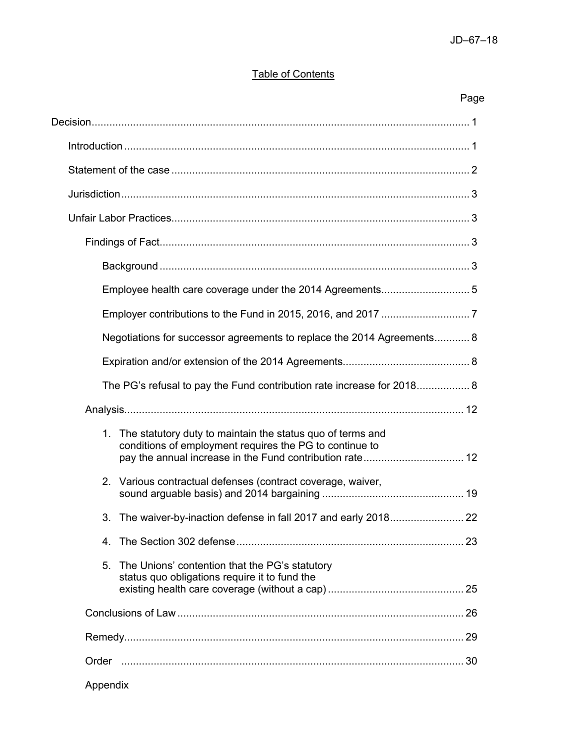## Table of Contents

| | Page |
|---|---|
| Decision | 1 |
| Introduction | 1 |
| Statement of the case | 2 |
| Jurisdiction | 3 |
| Unfair Labor Practices | 3 |
| Findings of Fact | 3 |
| Background | 3 |
| Employee health care coverage under the 2014 Agreements | 5 |
| Employer contributions to the Fund in 2015, 2016, and 2017 | 7 |
| Negotiations for successor agreements to replace the 2014 Agreements | 8 |
| Expiration and/or extension of the 2014 Agreements | 8 |
| The PG's refusal to pay the Fund contribution rate increase for 2018 | 8 |
| Analysis | 12 |
| 1. The statutory duty to maintain the status quo of terms and conditions of employment requires the PG to continue to pay the annual increase in the Fund contribution rate | 12 |
| 2. Various contractual defenses (contract coverage, waiver, sound arguable basis) and 2014 bargaining | 19 |
| 3. The waiver-by-inaction defense in fall 2017 and early 2018 | 22 |
| 4. The Section 302 defense | 23 |
| 5. The Unions' contention that the PG's statutory status quo obligations require it to fund the existing health care coverage (without a cap) | 25 |
| Conclusions of Law | 26 |
| Remedy | 29 |
| Order | 30 |
| Appendix | |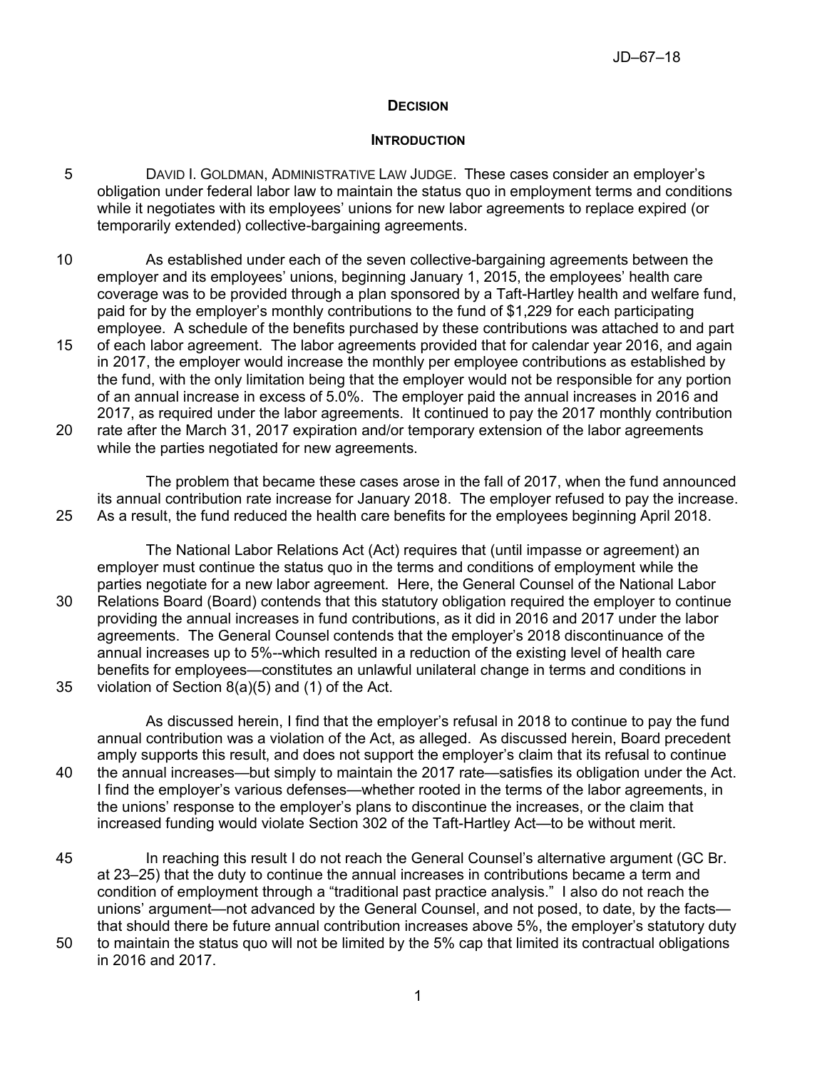## DECISION

### INTRODUCTION

DAVID I. GOLDMAN, ADMINISTRATIVE LAW JUDGE. These cases consider an employer's obligation under federal labor law to maintain the status quo in employment terms and conditions while it negotiates with its employees' unions for new labor agreements to replace expired (or temporarily extended) collective-bargaining agreements.

As established under each of the seven collective-bargaining agreements between the employer and its employees' unions, beginning January 1, 2015, the employees' health care coverage was to be provided through a plan sponsored by a Taft-Hartley health and welfare fund, paid for by the employer's monthly contributions to the fund of $1,229 for each participating employee. A schedule of the benefits purchased by these contributions was attached to and part of each labor agreement. The labor agreements provided that for calendar year 2016, and again in 2017, the employer would increase the monthly per employee contributions as established by the fund, with the only limitation being that the employer would not be responsible for any portion of an annual increase in excess of 5.0%. The employer paid the annual increases in 2016 and 2017, as required under the labor agreements. It continued to pay the 2017 monthly contribution rate after the March 31, 2017 expiration and/or temporary extension of the labor agreements while the parties negotiated for new agreements.

The problem that became these cases arose in the fall of 2017, when the fund announced its annual contribution rate increase for January 2018. The employer refused to pay the increase. As a result, the fund reduced the health care benefits for the employees beginning April 2018.

The National Labor Relations Act (Act) requires that (until impasse or agreement) an employer must continue the status quo in the terms and conditions of employment while the parties negotiate for a new labor agreement. Here, the General Counsel of the National Labor Relations Board (Board) contends that this statutory obligation required the employer to continue providing the annual increases in fund contributions, as it did in 2016 and 2017 under the labor agreements. The General Counsel contends that the employer's 2018 discontinuance of the annual increases up to 5%--which resulted in a reduction of the existing level of health care benefits for employees—constitutes an unlawful unilateral change in terms and conditions in violation of Section 8(a)(5) and (1) of the Act.

As discussed herein, I find that the employer's refusal in 2018 to continue to pay the fund annual contribution was a violation of the Act, as alleged. As discussed herein, Board precedent amply supports this result, and does not support the employer's claim that its refusal to continue the annual increases—but simply to maintain the 2017 rate—satisfies its obligation under the Act. I find the employer's various defenses—whether rooted in the terms of the labor agreements, in the unions' response to the employer's plans to discontinue the increases, or the claim that increased funding would violate Section 302 of the Taft-Hartley Act—to be without merit.

In reaching this result I do not reach the General Counsel's alternative argument (GC Br. at 23–25) that the duty to continue the annual increases in contributions became a term and condition of employment through a "traditional past practice analysis." I also do not reach the unions' argument—not advanced by the General Counsel, and not posed, to date, by the facts—that should there be future annual contribution increases above 5%, the employer's statutory duty to maintain the status quo will not be limited by the 5% cap that limited its contractual obligations in 2016 and 2017.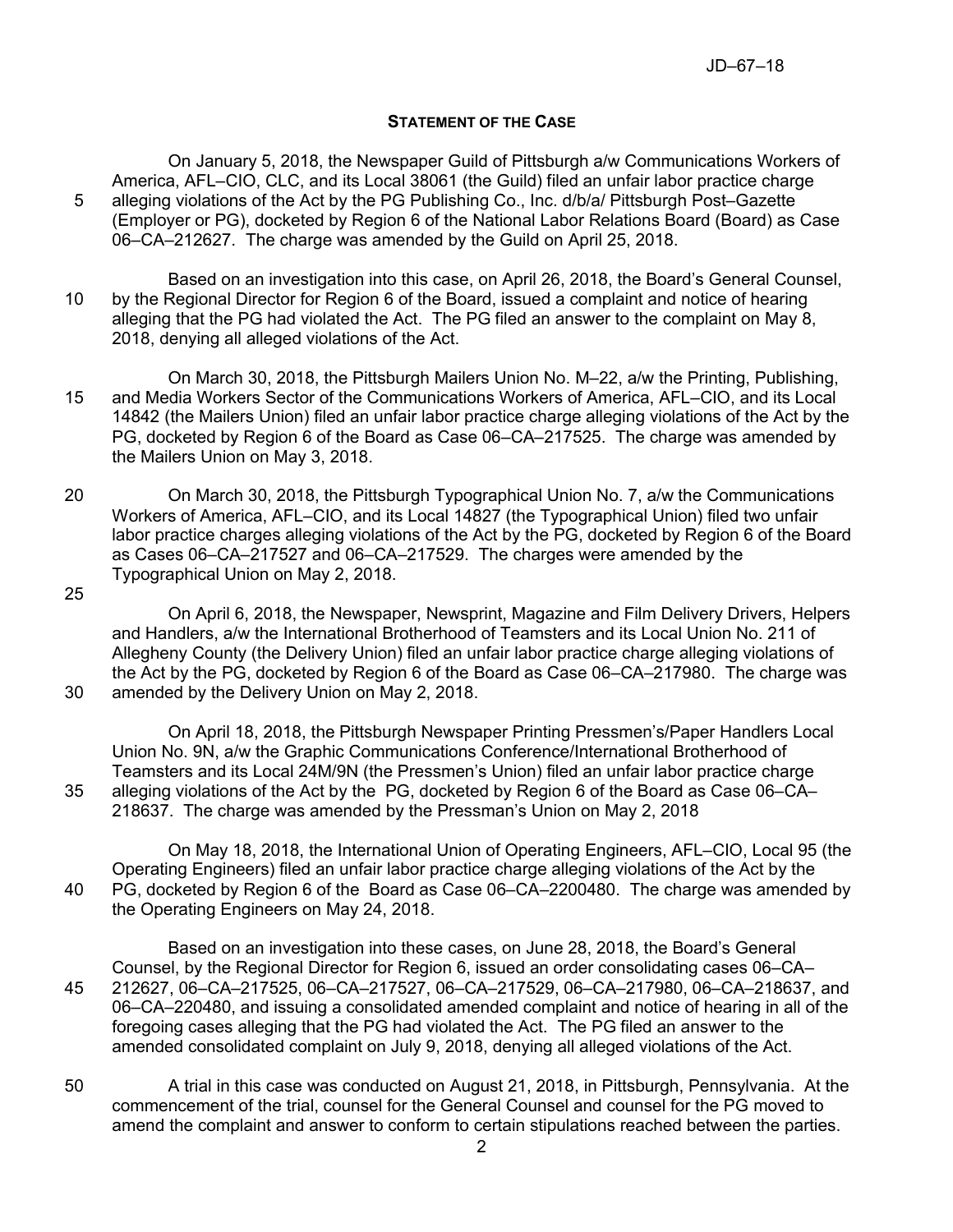## STATEMENT OF THE CASE

On January 5, 2018, the Newspaper Guild of Pittsburgh a/w Communications Workers of America, AFL–CIO, CLC, and its Local 38061 (the Guild) filed an unfair labor practice charge alleging violations of the Act by the PG Publishing Co., Inc. d/b/a/ Pittsburgh Post–Gazette (Employer or PG), docketed by Region 6 of the National Labor Relations Board (Board) as Case 06–CA–212627. The charge was amended by the Guild on April 25, 2018.

Based on an investigation into this case, on April 26, 2018, the Board's General Counsel, by the Regional Director for Region 6 of the Board, issued a complaint and notice of hearing alleging that the PG had violated the Act. The PG filed an answer to the complaint on May 8, 2018, denying all alleged violations of the Act.

On March 30, 2018, the Pittsburgh Mailers Union No. M–22, a/w the Printing, Publishing, and Media Workers Sector of the Communications Workers of America, AFL–CIO, and its Local 14842 (the Mailers Union) filed an unfair labor practice charge alleging violations of the Act by the PG, docketed by Region 6 of the Board as Case 06–CA–217525. The charge was amended by the Mailers Union on May 3, 2018.

On March 30, 2018, the Pittsburgh Typographical Union No. 7, a/w the Communications Workers of America, AFL–CIO, and its Local 14827 (the Typographical Union) filed two unfair labor practice charges alleging violations of the Act by the PG, docketed by Region 6 of the Board as Cases 06–CA–217527 and 06–CA–217529. The charges were amended by the Typographical Union on May 2, 2018.

On April 6, 2018, the Newspaper, Newsprint, Magazine and Film Delivery Drivers, Helpers and Handlers, a/w the International Brotherhood of Teamsters and its Local Union No. 211 of Allegheny County (the Delivery Union) filed an unfair labor practice charge alleging violations of the Act by the PG, docketed by Region 6 of the Board as Case 06–CA–217980. The charge was amended by the Delivery Union on May 2, 2018.

On April 18, 2018, the Pittsburgh Newspaper Printing Pressmen's/Paper Handlers Local Union No. 9N, a/w the Graphic Communications Conference/International Brotherhood of Teamsters and its Local 24M/9N (the Pressmen's Union) filed an unfair labor practice charge alleging violations of the Act by the PG, docketed by Region 6 of the Board as Case 06–CA–218637. The charge was amended by the Pressman's Union on May 2, 2018

On May 18, 2018, the International Union of Operating Engineers, AFL–CIO, Local 95 (the Operating Engineers) filed an unfair labor practice charge alleging violations of the Act by the PG, docketed by Region 6 of the Board as Case 06–CA–2200480. The charge was amended by the Operating Engineers on May 24, 2018.

Based on an investigation into these cases, on June 28, 2018, the Board's General Counsel, by the Regional Director for Region 6, issued an order consolidating cases 06–CA–212627, 06–CA–217525, 06–CA–217527, 06–CA–217529, 06–CA–217980, 06–CA–218637, and 06–CA–220480, and issuing a consolidated amended complaint and notice of hearing in all of the foregoing cases alleging that the PG had violated the Act. The PG filed an answer to the amended consolidated complaint on July 9, 2018, denying all alleged violations of the Act.

A trial in this case was conducted on August 21, 2018, in Pittsburgh, Pennsylvania. At the commencement of the trial, counsel for the General Counsel and counsel for the PG moved to amend the complaint and answer to conform to certain stipulations reached between the parties.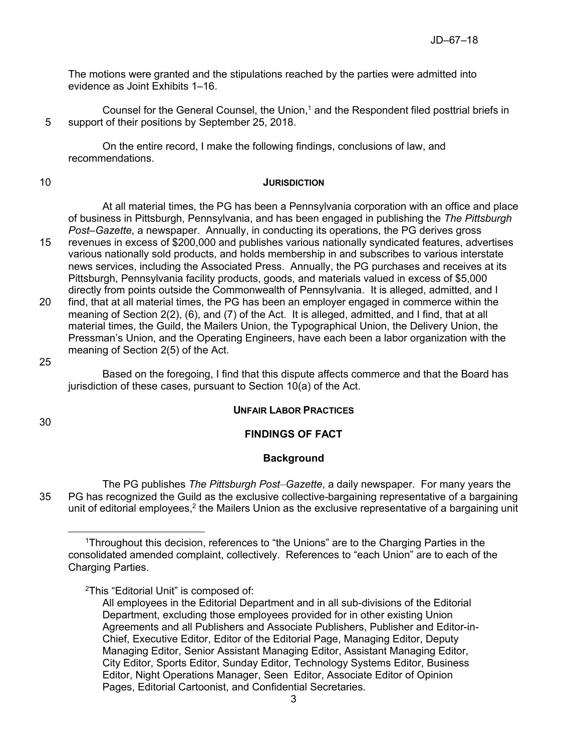The motions were granted and the stipulations reached by the parties were admitted into evidence as Joint Exhibits 1–16.

Counsel for the General Counsel, the Union,[1] and the Respondent filed posttrial briefs in support of their positions by September 25, 2018.

On the entire record, I make the following findings, conclusions of law, and recommendations.

## JURISDICTION

At all material times, the PG has been a Pennsylvania corporation with an office and place of business in Pittsburgh, Pennsylvania, and has been engaged in publishing the *The Pittsburgh Post–Gazette*, a newspaper. Annually, in conducting its operations, the PG derives gross revenues in excess of $200,000 and publishes various nationally syndicated features, advertises various nationally sold products, and holds membership in and subscribes to various interstate news services, including the Associated Press. Annually, the PG purchases and receives at its Pittsburgh, Pennsylvania facility products, goods, and materials valued in excess of $5,000 directly from points outside the Commonwealth of Pennsylvania. It is alleged, admitted, and I find, that at all material times, the PG has been an employer engaged in commerce within the meaning of Section 2(2), (6), and (7) of the Act. It is alleged, admitted, and I find, that at all material times, the Guild, the Mailers Union, the Typographical Union, the Delivery Union, the Pressman's Union, and the Operating Engineers, have each been a labor organization with the meaning of Section 2(5) of the Act.

Based on the foregoing, I find that this dispute affects commerce and that the Board has jurisdiction of these cases, pursuant to Section 10(a) of the Act.

## UNFAIR LABOR PRACTICES

## FINDINGS OF FACT

### Background

The PG publishes *The Pittsburgh Post–Gazette*, a daily newspaper. For many years the PG has recognized the Guild as the exclusive collective-bargaining representative of a bargaining unit of editorial employees,[2] the Mailers Union as the exclusive representative of a bargaining unit

---

[1] Throughout this decision, references to "the Unions" are to the Charging Parties in the consolidated amended complaint, collectively. References to "each Union" are to each of the Charging Parties.

[2] This "Editorial Unit" is composed of:

> All employees in the Editorial Department and in all sub-divisions of the Editorial Department, excluding those employees provided for in other existing Union Agreements and all Publishers and Associate Publishers, Publisher and Editor-in-Chief, Executive Editor, Editor of the Editorial Page, Managing Editor, Deputy Managing Editor, Senior Assistant Managing Editor, Assistant Managing Editor, City Editor, Sports Editor, Sunday Editor, Technology Systems Editor, Business Editor, Night Operations Manager, Seen Editor, Associate Editor of Opinion Pages, Editorial Cartoonist, and Confidential Secretaries.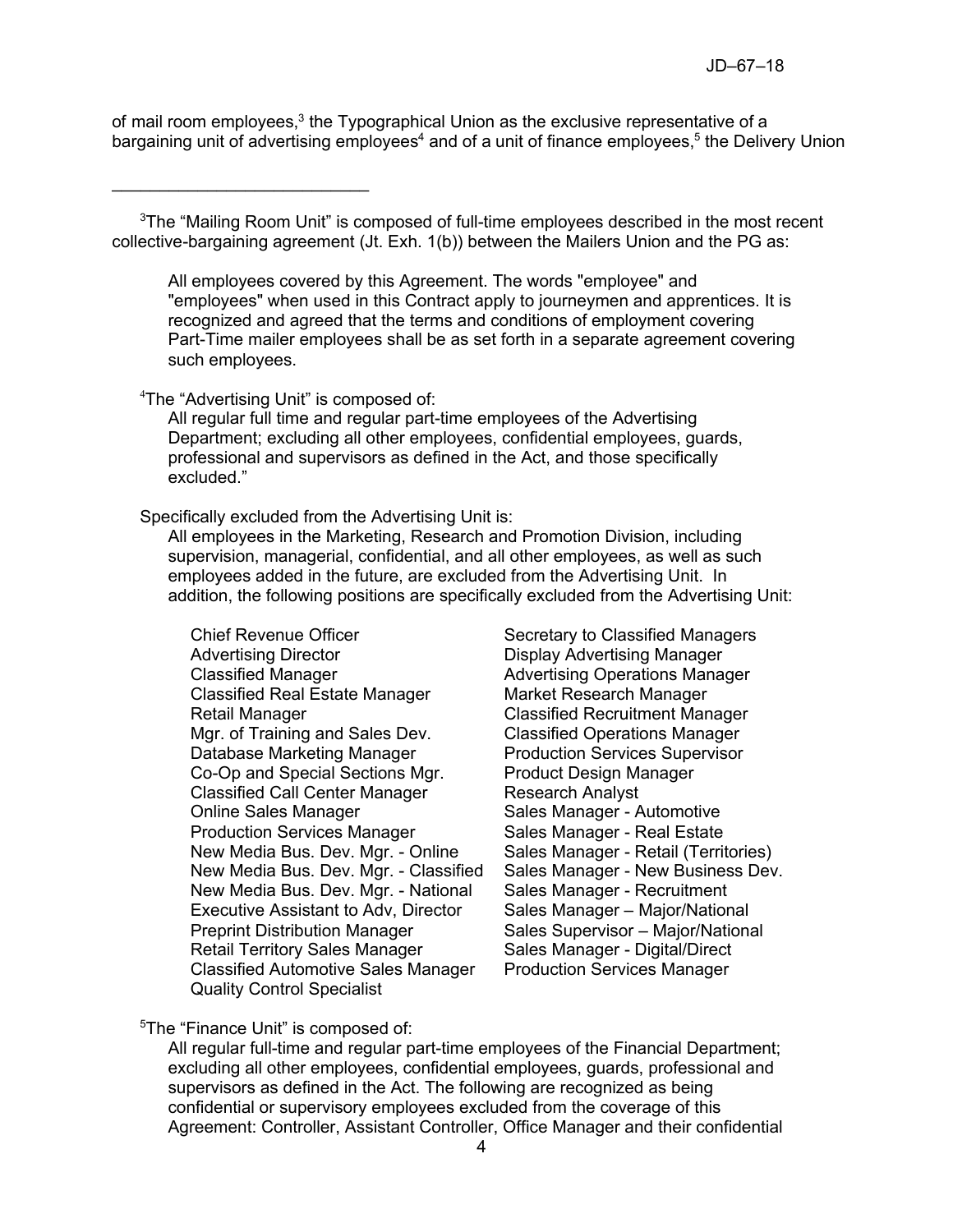of mail room employees,[3] the Typographical Union as the exclusive representative of a bargaining unit of advertising employees[4] and of a unit of finance employees,[5] the Delivery Union

---

[3]The "Mailing Room Unit" is composed of full-time employees described in the most recent collective-bargaining agreement (Jt. Exh. 1(b)) between the Mailers Union and the PG as:

> All employees covered by this Agreement. The words "employee" and "employees" when used in this Contract apply to journeymen and apprentices. It is recognized and agreed that the terms and conditions of employment covering Part-Time mailer employees shall be as set forth in a separate agreement covering such employees.

[4]The "Advertising Unit" is composed of:

> All regular full time and regular part-time employees of the Advertising Department; excluding all other employees, confidential employees, guards, professional and supervisors as defined in the Act, and those specifically excluded."

Specifically excluded from the Advertising Unit is:

> All employees in the Marketing, Research and Promotion Division, including supervision, managerial, confidential, and all other employees, as well as such employees added in the future, are excluded from the Advertising Unit. In addition, the following positions are specifically excluded from the Advertising Unit:

| | |
|---|---|
| Chief Revenue Officer | Secretary to Classified Managers |
| Advertising Director | Display Advertising Manager |
| Classified Manager | Advertising Operations Manager |
| Classified Real Estate Manager | Market Research Manager |
| Retail Manager | Classified Recruitment Manager |
| Mgr. of Training and Sales Dev. | Classified Operations Manager |
| Database Marketing Manager | Production Services Supervisor |
| Co-Op and Special Sections Mgr. | Product Design Manager |
| Classified Call Center Manager | Research Analyst |
| Online Sales Manager | Sales Manager - Automotive |
| Production Services Manager | Sales Manager - Real Estate |
| New Media Bus. Dev. Mgr. - Online | Sales Manager - Retail (Territories) |
| New Media Bus. Dev. Mgr. - Classified | Sales Manager - New Business Dev. |
| New Media Bus. Dev. Mgr. - National | Sales Manager - Recruitment |
| Executive Assistant to Adv, Director | Sales Manager – Major/National |
| Preprint Distribution Manager | Sales Supervisor – Major/National |
| Retail Territory Sales Manager | Sales Manager - Digital/Direct |
| Classified Automotive Sales Manager | Production Services Manager |
| Quality Control Specialist | |

[5]The "Finance Unit" is composed of:

> All regular full-time and regular part-time employees of the Financial Department; excluding all other employees, confidential employees, guards, professional and supervisors as defined in the Act. The following are recognized as being confidential or supervisory employees excluded from the coverage of this Agreement: Controller, Assistant Controller, Office Manager and their confidential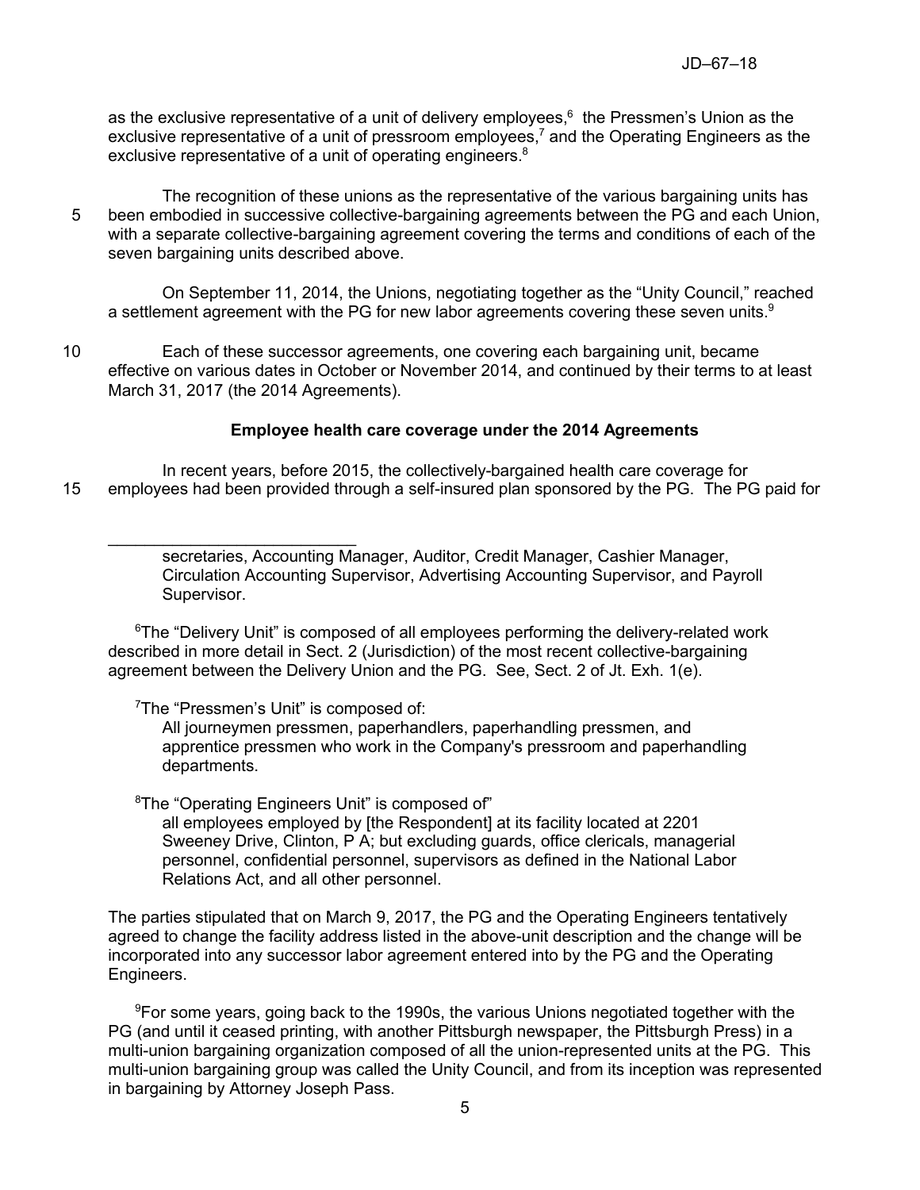as the exclusive representative of a unit of delivery employees,[6] the Pressmen's Union as the exclusive representative of a unit of pressroom employees,[7] and the Operating Engineers as the exclusive representative of a unit of operating engineers.[8]

The recognition of these unions as the representative of the various bargaining units has been embodied in successive collective-bargaining agreements between the PG and each Union, with a separate collective-bargaining agreement covering the terms and conditions of each of the seven bargaining units described above.

On September 11, 2014, the Unions, negotiating together as the "Unity Council," reached a settlement agreement with the PG for new labor agreements covering these seven units.[9]

Each of these successor agreements, one covering each bargaining unit, became effective on various dates in October or November 2014, and continued by their terms to at least March 31, 2017 (the 2014 Agreements).

### Employee health care coverage under the 2014 Agreements

In recent years, before 2015, the collectively-bargained health care coverage for employees had been provided through a self-insured plan sponsored by the PG. The PG paid for

---

secretaries, Accounting Manager, Auditor, Credit Manager, Cashier Manager, Circulation Accounting Supervisor, Advertising Accounting Supervisor, and Payroll Supervisor.

[6]The "Delivery Unit" is composed of all employees performing the delivery-related work described in more detail in Sect. 2 (Jurisdiction) of the most recent collective-bargaining agreement between the Delivery Union and the PG. See, Sect. 2 of Jt. Exh. 1(e).

[7]The "Pressmen's Unit" is composed of:

> All journeymen pressmen, paperhandlers, paperhandling pressmen, and apprentice pressmen who work in the Company's pressroom and paperhandling departments.

[8]The "Operating Engineers Unit" is composed of"

> all employees employed by [the Respondent] at its facility located at 2201 Sweeney Drive, Clinton, P A; but excluding guards, office clericals, managerial personnel, confidential personnel, supervisors as defined in the National Labor Relations Act, and all other personnel.

The parties stipulated that on March 9, 2017, the PG and the Operating Engineers tentatively agreed to change the facility address listed in the above-unit description and the change will be incorporated into any successor labor agreement entered into by the PG and the Operating Engineers.

[9]For some years, going back to the 1990s, the various Unions negotiated together with the PG (and until it ceased printing, with another Pittsburgh newspaper, the Pittsburgh Press) in a multi-union bargaining organization composed of all the union-represented units at the PG. This multi-union bargaining group was called the Unity Council, and from its inception was represented in bargaining by Attorney Joseph Pass.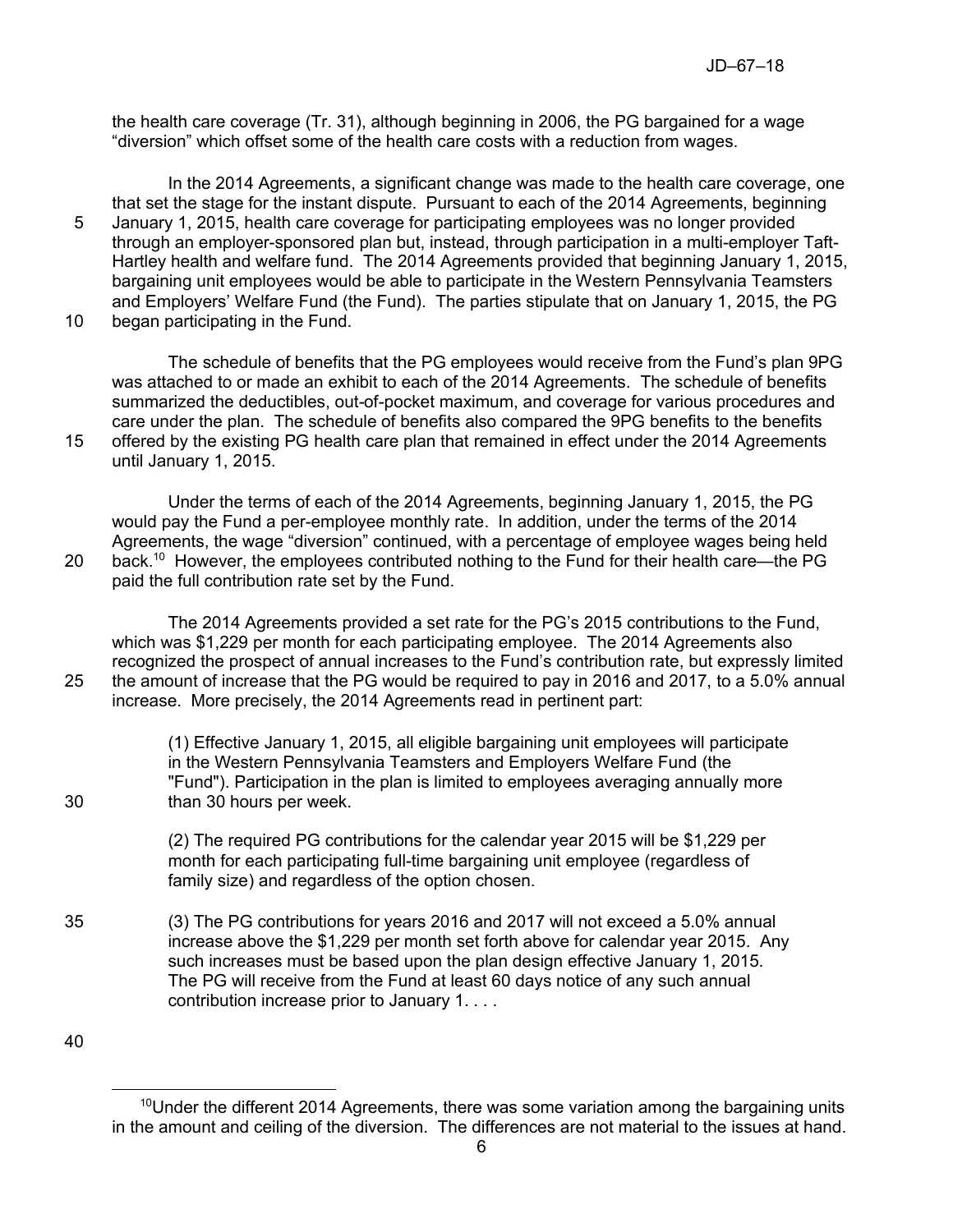the health care coverage (Tr. 31), although beginning in 2006, the PG bargained for a wage "diversion" which offset some of the health care costs with a reduction from wages.

In the 2014 Agreements, a significant change was made to the health care coverage, one that set the stage for the instant dispute. Pursuant to each of the 2014 Agreements, beginning January 1, 2015, health care coverage for participating employees was no longer provided through an employer-sponsored plan but, instead, through participation in a multi-employer Taft-Hartley health and welfare fund. The 2014 Agreements provided that beginning January 1, 2015, bargaining unit employees would be able to participate in the Western Pennsylvania Teamsters and Employers' Welfare Fund (the Fund). The parties stipulate that on January 1, 2015, the PG began participating in the Fund.

The schedule of benefits that the PG employees would receive from the Fund's plan 9PG was attached to or made an exhibit to each of the 2014 Agreements. The schedule of benefits summarized the deductibles, out-of-pocket maximum, and coverage for various procedures and care under the plan. The schedule of benefits also compared the 9PG benefits to the benefits offered by the existing PG health care plan that remained in effect under the 2014 Agreements until January 1, 2015.

Under the terms of each of the 2014 Agreements, beginning January 1, 2015, the PG would pay the Fund a per-employee monthly rate. In addition, under the terms of the 2014 Agreements, the wage "diversion" continued, with a percentage of employee wages being held back.[10] However, the employees contributed nothing to the Fund for their health care—the PG paid the full contribution rate set by the Fund.

The 2014 Agreements provided a set rate for the PG's 2015 contributions to the Fund, which was $1,229 per month for each participating employee. The 2014 Agreements also recognized the prospect of annual increases to the Fund's contribution rate, but expressly limited the amount of increase that the PG would be required to pay in 2016 and 2017, to a 5.0% annual increase. More precisely, the 2014 Agreements read in pertinent part:

> (1) Effective January 1, 2015, all eligible bargaining unit employees will participate in the Western Pennsylvania Teamsters and Employers Welfare Fund (the "Fund"). Participation in the plan is limited to employees averaging annually more than 30 hours per week.
>
> (2) The required PG contributions for the calendar year 2015 will be $1,229 per month for each participating full-time bargaining unit employee (regardless of family size) and regardless of the option chosen.
>
> (3) The PG contributions for years 2016 and 2017 will not exceed a 5.0% annual increase above the $1,229 per month set forth above for calendar year 2015. Any such increases must be based upon the plan design effective January 1, 2015. The PG will receive from the Fund at least 60 days notice of any such annual contribution increase prior to January 1. . . .

---

[10] Under the different 2014 Agreements, there was some variation among the bargaining units in the amount and ceiling of the diversion. The differences are not material to the issues at hand.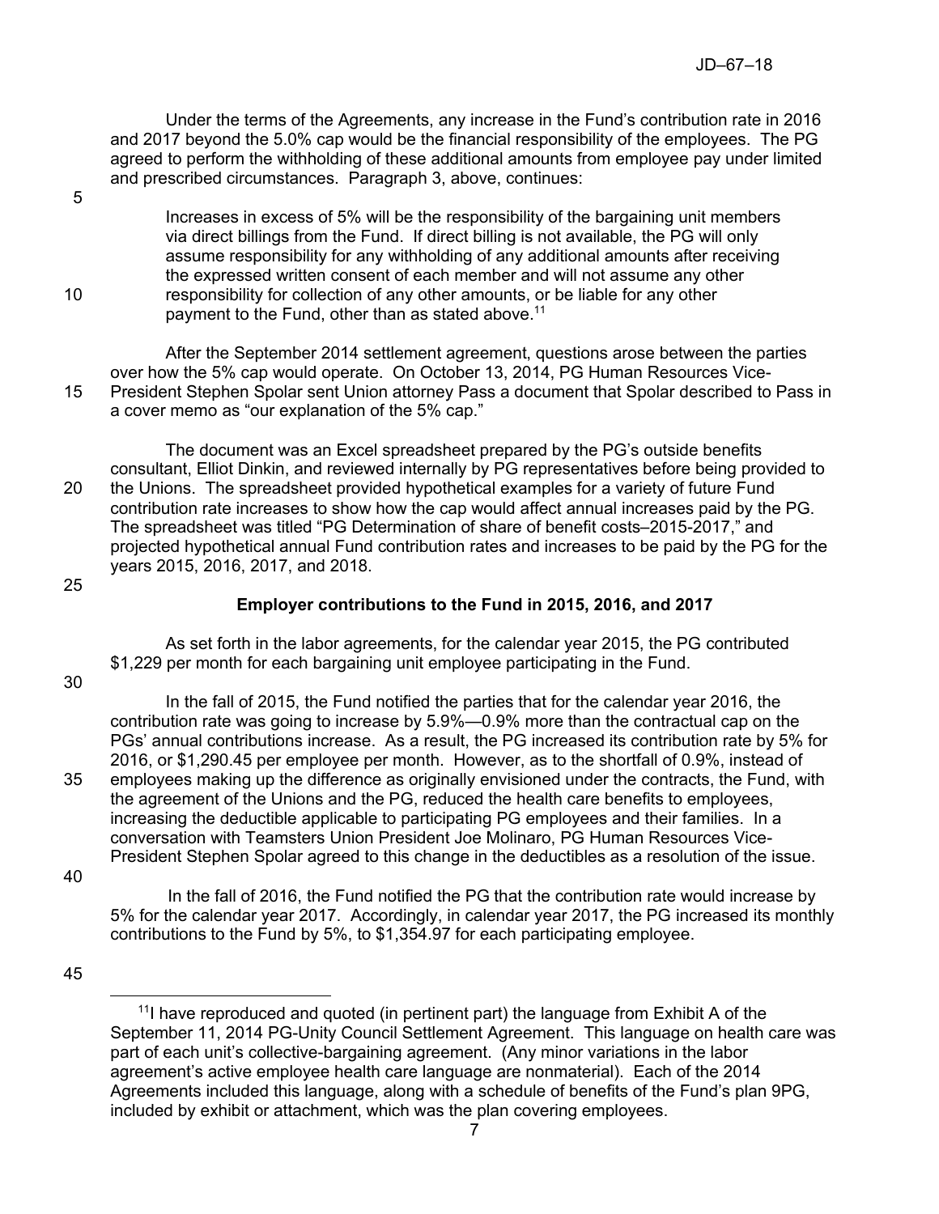Under the terms of the Agreements, any increase in the Fund's contribution rate in 2016 and 2017 beyond the 5.0% cap would be the financial responsibility of the employees. The PG agreed to perform the withholding of these additional amounts from employee pay under limited and prescribed circumstances. Paragraph 3, above, continues:

> Increases in excess of 5% will be the responsibility of the bargaining unit members via direct billings from the Fund. If direct billing is not available, the PG will only assume responsibility for any withholding of any additional amounts after receiving the expressed written consent of each member and will not assume any other responsibility for collection of any other amounts, or be liable for any other payment to the Fund, other than as stated above.[11]

After the September 2014 settlement agreement, questions arose between the parties over how the 5% cap would operate. On October 13, 2014, PG Human Resources Vice-President Stephen Spolar sent Union attorney Pass a document that Spolar described to Pass in a cover memo as "our explanation of the 5% cap."

The document was an Excel spreadsheet prepared by the PG's outside benefits consultant, Elliot Dinkin, and reviewed internally by PG representatives before being provided to the Unions. The spreadsheet provided hypothetical examples for a variety of future Fund contribution rate increases to show how the cap would affect annual increases paid by the PG. The spreadsheet was titled "PG Determination of share of benefit costs–2015-2017," and projected hypothetical annual Fund contribution rates and increases to be paid by the PG for the years 2015, 2016, 2017, and 2018.

**Employer contributions to the Fund in 2015, 2016, and 2017**

As set forth in the labor agreements, for the calendar year 2015, the PG contributed $1,229 per month for each bargaining unit employee participating in the Fund.

In the fall of 2015, the Fund notified the parties that for the calendar year 2016, the contribution rate was going to increase by 5.9%—0.9% more than the contractual cap on the PGs' annual contributions increase. As a result, the PG increased its contribution rate by 5% for 2016, or $1,290.45 per employee per month. However, as to the shortfall of 0.9%, instead of employees making up the difference as originally envisioned under the contracts, the Fund, with the agreement of the Unions and the PG, reduced the health care benefits to employees, increasing the deductible applicable to participating PG employees and their families. In a conversation with Teamsters Union President Joe Molinaro, PG Human Resources Vice-President Stephen Spolar agreed to this change in the deductibles as a resolution of the issue.

In the fall of 2016, the Fund notified the PG that the contribution rate would increase by 5% for the calendar year 2017. Accordingly, in calendar year 2017, the PG increased its monthly contributions to the Fund by 5%, to $1,354.97 for each participating employee.

---

[11] I have reproduced and quoted (in pertinent part) the language from Exhibit A of the September 11, 2014 PG-Unity Council Settlement Agreement. This language on health care was part of each unit's collective-bargaining agreement. (Any minor variations in the labor agreement's active employee health care language are nonmaterial). Each of the 2014 Agreements included this language, along with a schedule of benefits of the Fund's plan 9PG, included by exhibit or attachment, which was the plan covering employees.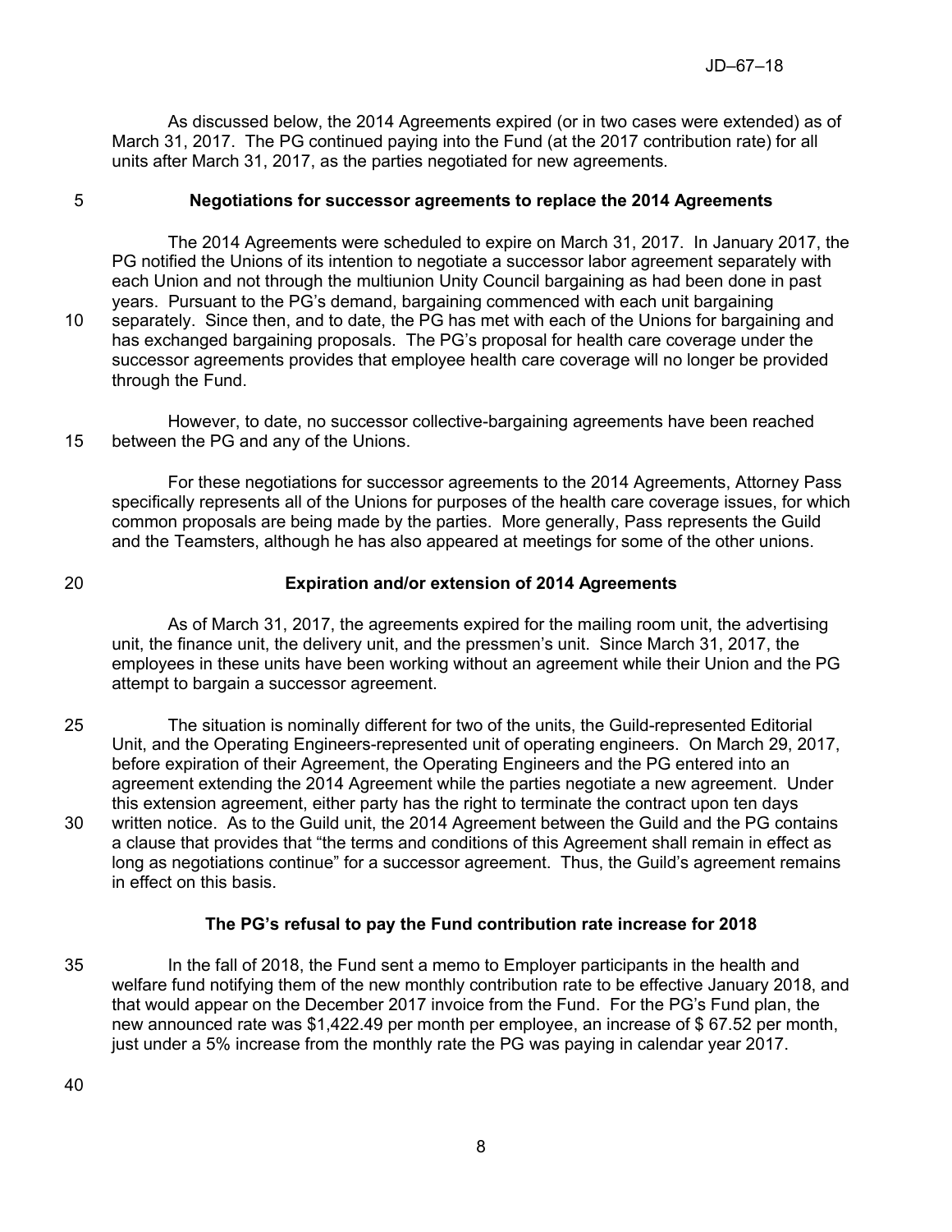As discussed below, the 2014 Agreements expired (or in two cases were extended) as of March 31, 2017. The PG continued paying into the Fund (at the 2017 contribution rate) for all units after March 31, 2017, as the parties negotiated for new agreements.

**Negotiations for successor agreements to replace the 2014 Agreements**

The 2014 Agreements were scheduled to expire on March 31, 2017. In January 2017, the PG notified the Unions of its intention to negotiate a successor labor agreement separately with each Union and not through the multiunion Unity Council bargaining as had been done in past years. Pursuant to the PG's demand, bargaining commenced with each unit bargaining separately. Since then, and to date, the PG has met with each of the Unions for bargaining and has exchanged bargaining proposals. The PG's proposal for health care coverage under the successor agreements provides that employee health care coverage will no longer be provided through the Fund.

However, to date, no successor collective-bargaining agreements have been reached between the PG and any of the Unions.

For these negotiations for successor agreements to the 2014 Agreements, Attorney Pass specifically represents all of the Unions for purposes of the health care coverage issues, for which common proposals are being made by the parties. More generally, Pass represents the Guild and the Teamsters, although he has also appeared at meetings for some of the other unions.

**Expiration and/or extension of 2014 Agreements**

As of March 31, 2017, the agreements expired for the mailing room unit, the advertising unit, the finance unit, the delivery unit, and the pressmen's unit. Since March 31, 2017, the employees in these units have been working without an agreement while their Union and the PG attempt to bargain a successor agreement.

The situation is nominally different for two of the units, the Guild-represented Editorial Unit, and the Operating Engineers-represented unit of operating engineers. On March 29, 2017, before expiration of their Agreement, the Operating Engineers and the PG entered into an agreement extending the 2014 Agreement while the parties negotiate a new agreement. Under this extension agreement, either party has the right to terminate the contract upon ten days written notice. As to the Guild unit, the 2014 Agreement between the Guild and the PG contains a clause that provides that "the terms and conditions of this Agreement shall remain in effect as long as negotiations continue" for a successor agreement. Thus, the Guild's agreement remains in effect on this basis.

**The PG's refusal to pay the Fund contribution rate increase for 2018**

In the fall of 2018, the Fund sent a memo to Employer participants in the health and welfare fund notifying them of the new monthly contribution rate to be effective January 2018, and that would appear on the December 2017 invoice from the Fund. For the PG's Fund plan, the new announced rate was $1,422.49 per month per employee, an increase of $ 67.52 per month, just under a 5% increase from the monthly rate the PG was paying in calendar year 2017.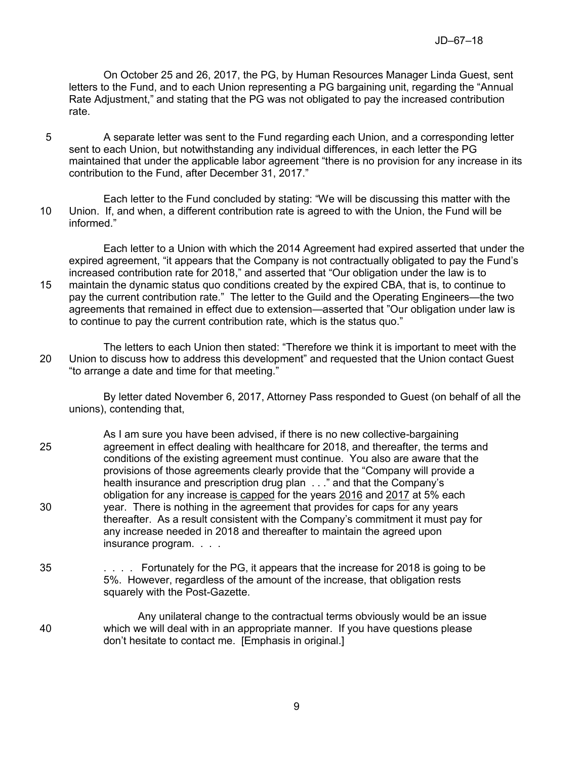On October 25 and 26, 2017, the PG, by Human Resources Manager Linda Guest, sent letters to the Fund, and to each Union representing a PG bargaining unit, regarding the "Annual Rate Adjustment," and stating that the PG was not obligated to pay the increased contribution rate.

A separate letter was sent to the Fund regarding each Union, and a corresponding letter sent to each Union, but notwithstanding any individual differences, in each letter the PG maintained that under the applicable labor agreement "there is no provision for any increase in its contribution to the Fund, after December 31, 2017."

Each letter to the Fund concluded by stating: "We will be discussing this matter with the Union. If, and when, a different contribution rate is agreed to with the Union, the Fund will be informed."

Each letter to a Union with which the 2014 Agreement had expired asserted that under the expired agreement, "it appears that the Company is not contractually obligated to pay the Fund's increased contribution rate for 2018," and asserted that "Our obligation under the law is to maintain the dynamic status quo conditions created by the expired CBA, that is, to continue to pay the current contribution rate." The letter to the Guild and the Operating Engineers—the two agreements that remained in effect due to extension—asserted that "Our obligation under law is to continue to pay the current contribution rate, which is the status quo."

The letters to each Union then stated: "Therefore we think it is important to meet with the Union to discuss how to address this development" and requested that the Union contact Guest "to arrange a date and time for that meeting."

By letter dated November 6, 2017, Attorney Pass responded to Guest (on behalf of all the unions), contending that,

> As I am sure you have been advised, if there is no new collective-bargaining agreement in effect dealing with healthcare for 2018, and thereafter, the terms and conditions of the existing agreement must continue. You also are aware that the provisions of those agreements clearly provide that the "Company will provide a health insurance and prescription drug plan . . ." and that the Company's obligation for any increase <u>is capped</u> for the years <u>2016</u> and <u>2017</u> at 5% each year. There is nothing in the agreement that provides for caps for any years thereafter. As a result consistent with the Company's commitment it must pay for any increase needed in 2018 and thereafter to maintain the agreed upon insurance program. . . .
>
> . . . . Fortunately for the PG, it appears that the increase for 2018 is going to be 5%. However, regardless of the amount of the increase, that obligation rests squarely with the Post-Gazette.
>
> Any unilateral change to the contractual terms obviously would be an issue which we will deal with in an appropriate manner. If you have questions please don't hesitate to contact me. [Emphasis in original.]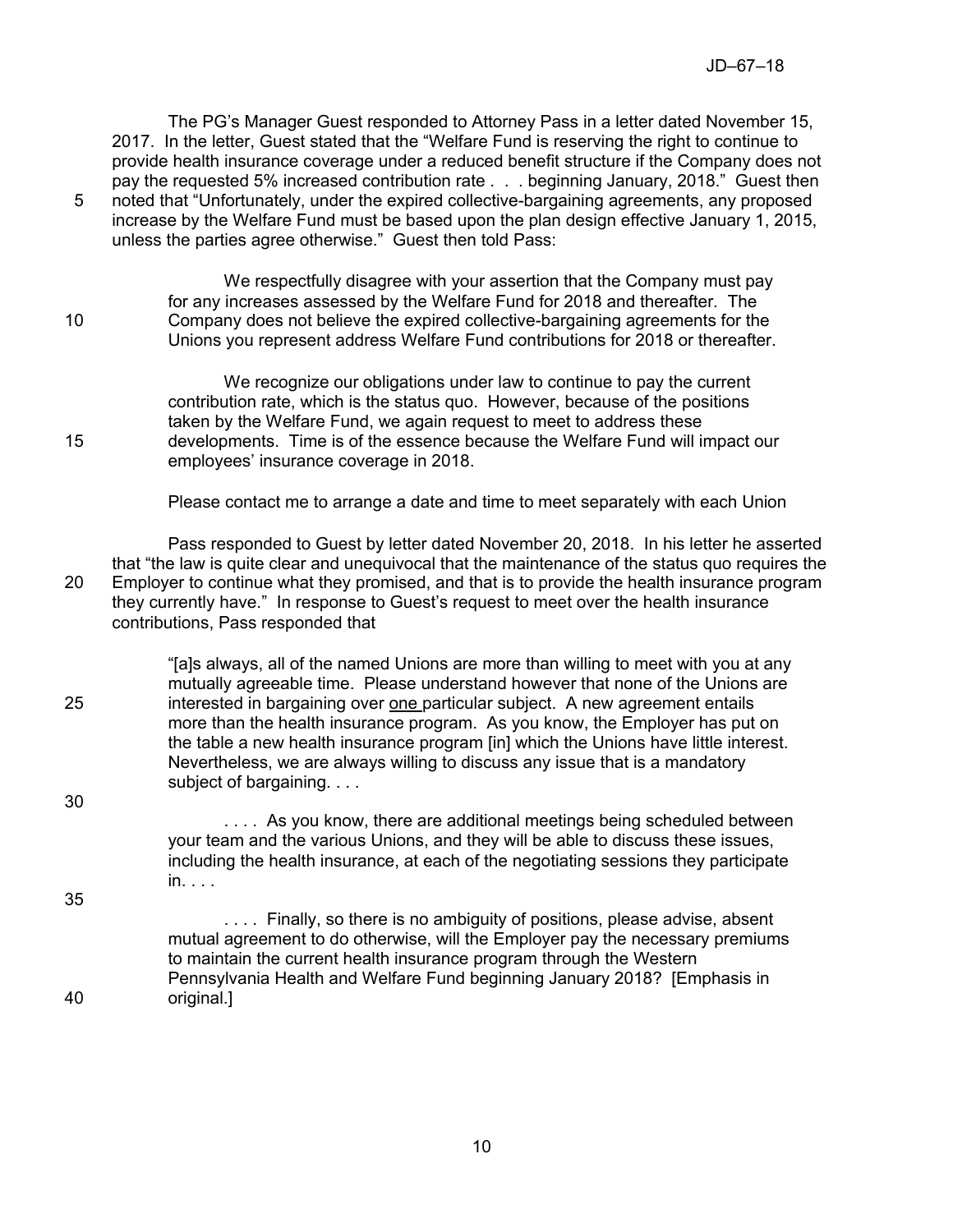The PG's Manager Guest responded to Attorney Pass in a letter dated November 15, 2017. In the letter, Guest stated that the "Welfare Fund is reserving the right to continue to provide health insurance coverage under a reduced benefit structure if the Company does not pay the requested 5% increased contribution rate . . . beginning January, 2018." Guest then noted that "Unfortunately, under the expired collective-bargaining agreements, any proposed increase by the Welfare Fund must be based upon the plan design effective January 1, 2015, unless the parties agree otherwise." Guest then told Pass:

> We respectfully disagree with your assertion that the Company must pay for any increases assessed by the Welfare Fund for 2018 and thereafter. The Company does not believe the expired collective-bargaining agreements for the Unions you represent address Welfare Fund contributions for 2018 or thereafter.
>
> We recognize our obligations under law to continue to pay the current contribution rate, which is the status quo. However, because of the positions taken by the Welfare Fund, we again request to meet to address these developments. Time is of the essence because the Welfare Fund will impact our employees' insurance coverage in 2018.
>
> Please contact me to arrange a date and time to meet separately with each Union

Pass responded to Guest by letter dated November 20, 2018. In his letter he asserted that "the law is quite clear and unequivocal that the maintenance of the status quo requires the Employer to continue what they promised, and that is to provide the health insurance program they currently have." In response to Guest's request to meet over the health insurance contributions, Pass responded that

> "[a]s always, all of the named Unions are more than willing to meet with you at any mutually agreeable time. Please understand however that none of the Unions are interested in bargaining over <u>one</u> particular subject. A new agreement entails more than the health insurance program. As you know, the Employer has put on the table a new health insurance program [in] which the Unions have little interest. Nevertheless, we are always willing to discuss any issue that is a mandatory subject of bargaining. . . .
>
> . . . . As you know, there are additional meetings being scheduled between your team and the various Unions, and they will be able to discuss these issues, including the health insurance, at each of the negotiating sessions they participate in. . . .
>
> . . . . Finally, so there is no ambiguity of positions, please advise, absent mutual agreement to do otherwise, will the Employer pay the necessary premiums to maintain the current health insurance program through the Western Pennsylvania Health and Welfare Fund beginning January 2018? [Emphasis in original.]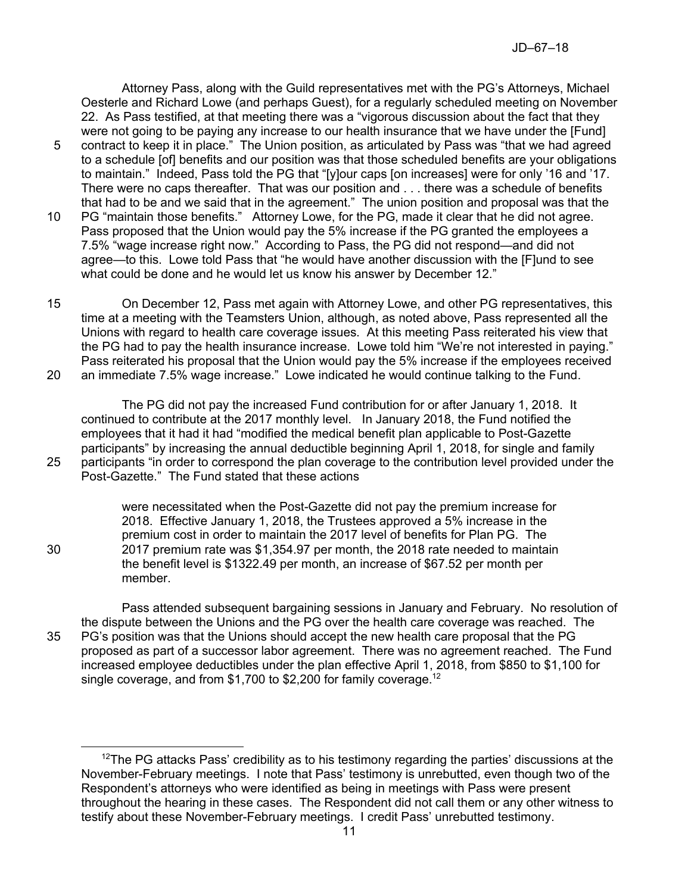Attorney Pass, along with the Guild representatives met with the PG's Attorneys, Michael Oesterle and Richard Lowe (and perhaps Guest), for a regularly scheduled meeting on November 22. As Pass testified, at that meeting there was a "vigorous discussion about the fact that they were not going to be paying any increase to our health insurance that we have under the [Fund] contract to keep it in place." The Union position, as articulated by Pass was "that we had agreed to a schedule [of] benefits and our position was that those scheduled benefits are your obligations to maintain." Indeed, Pass told the PG that "[y]our caps [on increases] were for only '16 and '17. There were no caps thereafter. That was our position and . . . there was a schedule of benefits that had to be and we said that in the agreement." The union position and proposal was that the PG "maintain those benefits." Attorney Lowe, for the PG, made it clear that he did not agree. Pass proposed that the Union would pay the 5% increase if the PG granted the employees a 7.5% "wage increase right now." According to Pass, the PG did not respond—and did not agree—to this. Lowe told Pass that "he would have another discussion with the [F]und to see what could be done and he would let us know his answer by December 12."

On December 12, Pass met again with Attorney Lowe, and other PG representatives, this time at a meeting with the Teamsters Union, although, as noted above, Pass represented all the Unions with regard to health care coverage issues. At this meeting Pass reiterated his view that the PG had to pay the health insurance increase. Lowe told him "We're not interested in paying." Pass reiterated his proposal that the Union would pay the 5% increase if the employees received an immediate 7.5% wage increase." Lowe indicated he would continue talking to the Fund.

The PG did not pay the increased Fund contribution for or after January 1, 2018. It continued to contribute at the 2017 monthly level. In January 2018, the Fund notified the employees that it had it had "modified the medical benefit plan applicable to Post-Gazette participants" by increasing the annual deductible beginning April 1, 2018, for single and family participants "in order to correspond the plan coverage to the contribution level provided under the Post-Gazette." The Fund stated that these actions

> were necessitated when the Post-Gazette did not pay the premium increase for 2018. Effective January 1, 2018, the Trustees approved a 5% increase in the premium cost in order to maintain the 2017 level of benefits for Plan PG. The 2017 premium rate was $1,354.97 per month, the 2018 rate needed to maintain the benefit level is $1322.49 per month, an increase of $67.52 per month per member.

Pass attended subsequent bargaining sessions in January and February. No resolution of the dispute between the Unions and the PG over the health care coverage was reached. The PG's position was that the Unions should accept the new health care proposal that the PG proposed as part of a successor labor agreement. There was no agreement reached. The Fund increased employee deductibles under the plan effective April 1, 2018, from $850 to $1,100 for single coverage, and from $1,700 to $2,200 for family coverage.[12]

[12]The PG attacks Pass' credibility as to his testimony regarding the parties' discussions at the November-February meetings. I note that Pass' testimony is unrebutted, even though two of the Respondent's attorneys who were identified as being in meetings with Pass were present throughout the hearing in these cases. The Respondent did not call them or any other witness to testify about these November-February meetings. I credit Pass' unrebutted testimony.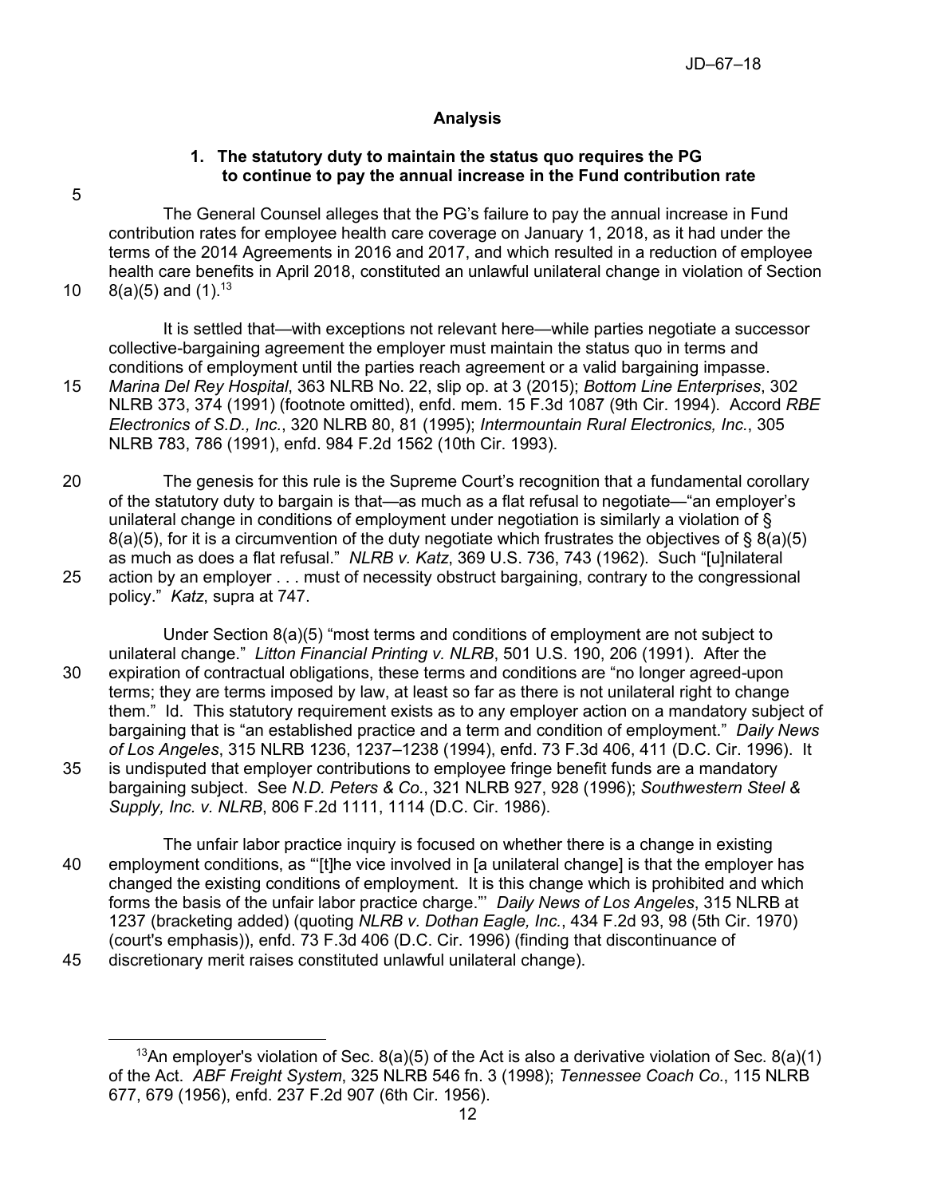## Analysis

### 1. The statutory duty to maintain the status quo requires the PG to continue to pay the annual increase in the Fund contribution rate

The General Counsel alleges that the PG's failure to pay the annual increase in Fund contribution rates for employee health care coverage on January 1, 2018, as it had under the terms of the 2014 Agreements in 2016 and 2017, and which resulted in a reduction of employee health care benefits in April 2018, constituted an unlawful unilateral change in violation of Section 8(a)(5) and (1).[13]

It is settled that—with exceptions not relevant here—while parties negotiate a successor collective-bargaining agreement the employer must maintain the status quo in terms and conditions of employment until the parties reach agreement or a valid bargaining impasse. *Marina Del Rey Hospital*, 363 NLRB No. 22, slip op. at 3 (2015); *Bottom Line Enterprises*, 302 NLRB 373, 374 (1991) (footnote omitted), enfd. mem. 15 F.3d 1087 (9th Cir. 1994). Accord *RBE Electronics of S.D., Inc.*, 320 NLRB 80, 81 (1995); *Intermountain Rural Electronics, Inc.*, 305 NLRB 783, 786 (1991), enfd. 984 F.2d 1562 (10th Cir. 1993).

The genesis for this rule is the Supreme Court's recognition that a fundamental corollary of the statutory duty to bargain is that—as much as a flat refusal to negotiate—"an employer's unilateral change in conditions of employment under negotiation is similarly a violation of § 8(a)(5), for it is a circumvention of the duty negotiate which frustrates the objectives of § 8(a)(5) as much as does a flat refusal." *NLRB v. Katz*, 369 U.S. 736, 743 (1962). Such "[u]nilateral action by an employer . . . must of necessity obstruct bargaining, contrary to the congressional policy." *Katz*, supra at 747.

Under Section 8(a)(5) "most terms and conditions of employment are not subject to unilateral change." *Litton Financial Printing v. NLRB*, 501 U.S. 190, 206 (1991). After the expiration of contractual obligations, these terms and conditions are "no longer agreed-upon terms; they are terms imposed by law, at least so far as there is not unilateral right to change them." Id. This statutory requirement exists as to any employer action on a mandatory subject of bargaining that is "an established practice and a term and condition of employment." *Daily News of Los Angeles*, 315 NLRB 1236, 1237–1238 (1994), enfd. 73 F.3d 406, 411 (D.C. Cir. 1996). It is undisputed that employer contributions to employee fringe benefit funds are a mandatory bargaining subject. See *N.D. Peters & Co.*, 321 NLRB 927, 928 (1996); *Southwestern Steel & Supply, Inc. v. NLRB*, 806 F.2d 1111, 1114 (D.C. Cir. 1986).

The unfair labor practice inquiry is focused on whether there is a change in existing employment conditions, as "'[t]he vice involved in [a unilateral change] is that the employer has changed the existing conditions of employment. It is this change which is prohibited and which forms the basis of the unfair labor practice charge."' *Daily News of Los Angeles*, 315 NLRB at 1237 (bracketing added) (quoting *NLRB v. Dothan Eagle, Inc.*, 434 F.2d 93, 98 (5th Cir. 1970) (court's emphasis)), enfd. 73 F.3d 406 (D.C. Cir. 1996) (finding that discontinuance of discretionary merit raises constituted unlawful unilateral change).

[13] An employer's violation of Sec. 8(a)(5) of the Act is also a derivative violation of Sec. 8(a)(1) of the Act. *ABF Freight System*, 325 NLRB 546 fn. 3 (1998); *Tennessee Coach Co.*, 115 NLRB 677, 679 (1956), enfd. 237 F.2d 907 (6th Cir. 1956).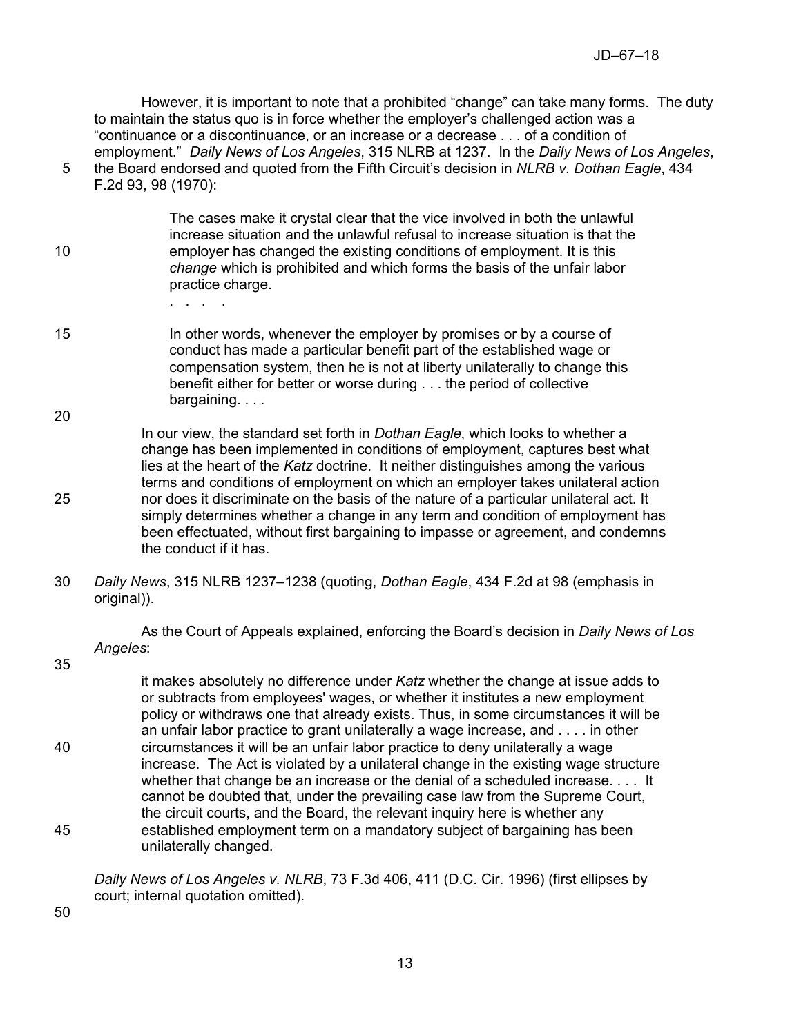However, it is important to note that a prohibited "change" can take many forms. The duty to maintain the status quo is in force whether the employer's challenged action was a "continuance or a discontinuance, or an increase or a decrease . . . of a condition of employment." *Daily News of Los Angeles*, 315 NLRB at 1237. In the *Daily News of Los Angeles*, the Board endorsed and quoted from the Fifth Circuit's decision in *NLRB v. Dothan Eagle*, 434 F.2d 93, 98 (1970):

> The cases make it crystal clear that the vice involved in both the unlawful increase situation and the unlawful refusal to increase situation is that the employer has changed the existing conditions of employment. It is this *change* which is prohibited and which forms the basis of the unfair labor practice charge.
>
> . . . .
>
> In other words, whenever the employer by promises or by a course of conduct has made a particular benefit part of the established wage or compensation system, then he is not at liberty unilaterally to change this benefit either for better or worse during . . . the period of collective bargaining. . . .
>
> In our view, the standard set forth in *Dothan Eagle*, which looks to whether a change has been implemented in conditions of employment, captures best what lies at the heart of the *Katz* doctrine. It neither distinguishes among the various terms and conditions of employment on which an employer takes unilateral action nor does it discriminate on the basis of the nature of a particular unilateral act. It simply determines whether a change in any term and condition of employment has been effectuated, without first bargaining to impasse or agreement, and condemns the conduct if it has.

*Daily News*, 315 NLRB 1237–1238 (quoting, *Dothan Eagle*, 434 F.2d at 98 (emphasis in original)).

As the Court of Appeals explained, enforcing the Board's decision in *Daily News of Los Angeles*:

> it makes absolutely no difference under *Katz* whether the change at issue adds to or subtracts from employees' wages, or whether it institutes a new employment policy or withdraws one that already exists. Thus, in some circumstances it will be an unfair labor practice to grant unilaterally a wage increase, and . . . . in other circumstances it will be an unfair labor practice to deny unilaterally a wage increase. The Act is violated by a unilateral change in the existing wage structure whether that change be an increase or the denial of a scheduled increase. . . . It cannot be doubted that, under the prevailing case law from the Supreme Court, the circuit courts, and the Board, the relevant inquiry here is whether any established employment term on a mandatory subject of bargaining has been unilaterally changed.

*Daily News of Los Angeles v. NLRB*, 73 F.3d 406, 411 (D.C. Cir. 1996) (first ellipses by court; internal quotation omitted).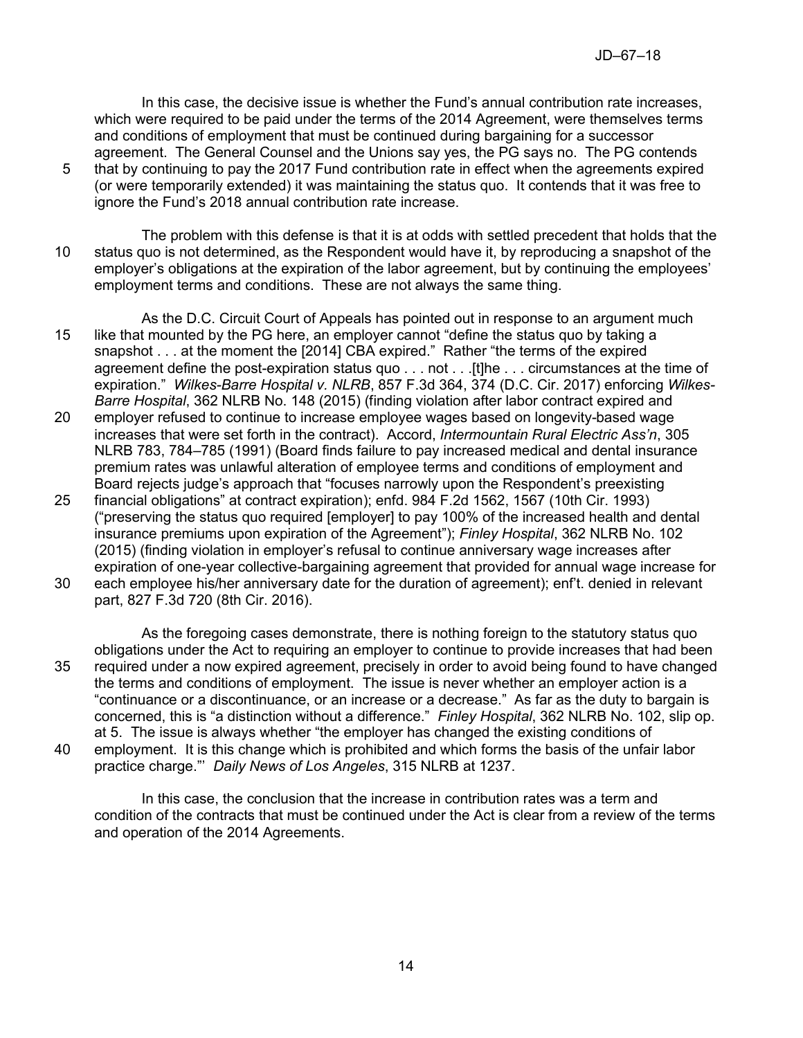In this case, the decisive issue is whether the Fund's annual contribution rate increases, which were required to be paid under the terms of the 2014 Agreement, were themselves terms and conditions of employment that must be continued during bargaining for a successor agreement. The General Counsel and the Unions say yes, the PG says no. The PG contends that by continuing to pay the 2017 Fund contribution rate in effect when the agreements expired (or were temporarily extended) it was maintaining the status quo. It contends that it was free to ignore the Fund's 2018 annual contribution rate increase.

The problem with this defense is that it is at odds with settled precedent that holds that the status quo is not determined, as the Respondent would have it, by reproducing a snapshot of the employer's obligations at the expiration of the labor agreement, but by continuing the employees' employment terms and conditions. These are not always the same thing.

As the D.C. Circuit Court of Appeals has pointed out in response to an argument much like that mounted by the PG here, an employer cannot "define the status quo by taking a snapshot . . . at the moment the [2014] CBA expired." Rather "the terms of the expired agreement define the post-expiration status quo . . . not . . .[t]he . . . circumstances at the time of expiration." *Wilkes-Barre Hospital v. NLRB*, 857 F.3d 364, 374 (D.C. Cir. 2017) enforcing *Wilkes-Barre Hospital*, 362 NLRB No. 148 (2015) (finding violation after labor contract expired and employer refused to continue to increase employee wages based on longevity-based wage increases that were set forth in the contract). Accord, *Intermountain Rural Electric Ass'n*, 305 NLRB 783, 784–785 (1991) (Board finds failure to pay increased medical and dental insurance premium rates was unlawful alteration of employee terms and conditions of employment and Board rejects judge's approach that "focuses narrowly upon the Respondent's preexisting financial obligations" at contract expiration); enfd. 984 F.2d 1562, 1567 (10th Cir. 1993) ("preserving the status quo required [employer] to pay 100% of the increased health and dental insurance premiums upon expiration of the Agreement"); *Finley Hospital*, 362 NLRB No. 102 (2015) (finding violation in employer's refusal to continue anniversary wage increases after expiration of one-year collective-bargaining agreement that provided for annual wage increase for each employee his/her anniversary date for the duration of agreement); enf't. denied in relevant part, 827 F.3d 720 (8th Cir. 2016).

As the foregoing cases demonstrate, there is nothing foreign to the statutory status quo obligations under the Act to requiring an employer to continue to provide increases that had been required under a now expired agreement, precisely in order to avoid being found to have changed the terms and conditions of employment. The issue is never whether an employer action is a "continuance or a discontinuance, or an increase or a decrease." As far as the duty to bargain is concerned, this is "a distinction without a difference." *Finley Hospital*, 362 NLRB No. 102, slip op. at 5. The issue is always whether "the employer has changed the existing conditions of employment. It is this change which is prohibited and which forms the basis of the unfair labor practice charge."' *Daily News of Los Angeles*, 315 NLRB at 1237.

In this case, the conclusion that the increase in contribution rates was a term and condition of the contracts that must be continued under the Act is clear from a review of the terms and operation of the 2014 Agreements.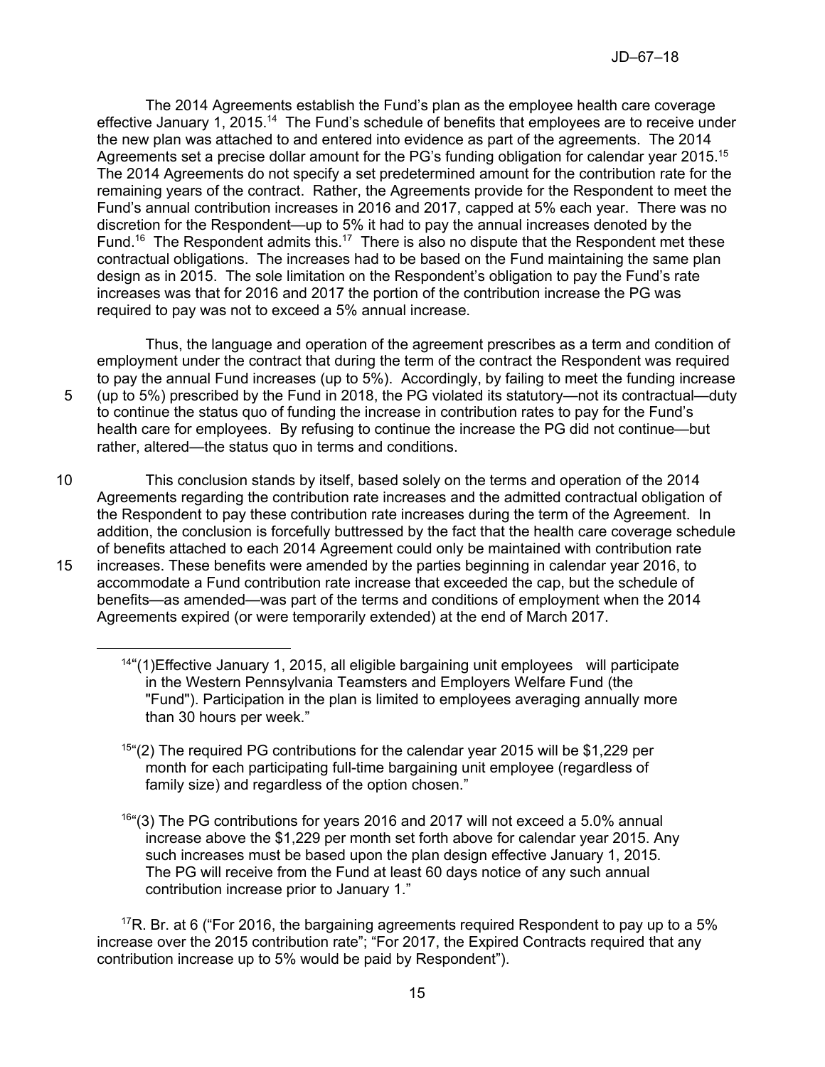The 2014 Agreements establish the Fund's plan as the employee health care coverage effective January 1, 2015.[14] The Fund's schedule of benefits that employees are to receive under the new plan was attached to and entered into evidence as part of the agreements. The 2014 Agreements set a precise dollar amount for the PG's funding obligation for calendar year 2015.[15] The 2014 Agreements do not specify a set predetermined amount for the contribution rate for the remaining years of the contract. Rather, the Agreements provide for the Respondent to meet the Fund's annual contribution increases in 2016 and 2017, capped at 5% each year. There was no discretion for the Respondent—up to 5% it had to pay the annual increases denoted by the Fund.[16] The Respondent admits this.[17] There is also no dispute that the Respondent met these contractual obligations. The increases had to be based on the Fund maintaining the same plan design as in 2015. The sole limitation on the Respondent's obligation to pay the Fund's rate increases was that for 2016 and 2017 the portion of the contribution increase the PG was required to pay was not to exceed a 5% annual increase.

Thus, the language and operation of the agreement prescribes as a term and condition of employment under the contract that during the term of the contract the Respondent was required to pay the annual Fund increases (up to 5%). Accordingly, by failing to meet the funding increase (up to 5%) prescribed by the Fund in 2018, the PG violated its statutory—not its contractual—duty to continue the status quo of funding the increase in contribution rates to pay for the Fund's health care for employees. By refusing to continue the increase the PG did not continue—but rather, altered—the status quo in terms and conditions.

This conclusion stands by itself, based solely on the terms and operation of the 2014 Agreements regarding the contribution rate increases and the admitted contractual obligation of the Respondent to pay these contribution rate increases during the term of the Agreement. In addition, the conclusion is forcefully buttressed by the fact that the health care coverage schedule of benefits attached to each 2014 Agreement could only be maintained with contribution rate increases. These benefits were amended by the parties beginning in calendar year 2016, to accommodate a Fund contribution rate increase that exceeded the cap, but the schedule of benefits—as amended—was part of the terms and conditions of employment when the 2014 Agreements expired (or were temporarily extended) at the end of March 2017.

---

[14] "(1)Effective January 1, 2015, all eligible bargaining unit employees will participate in the Western Pennsylvania Teamsters and Employers Welfare Fund (the "Fund"). Participation in the plan is limited to employees averaging annually more than 30 hours per week."

[15] "(2) The required PG contributions for the calendar year 2015 will be $1,229 per month for each participating full-time bargaining unit employee (regardless of family size) and regardless of the option chosen."

[16] "(3) The PG contributions for years 2016 and 2017 will not exceed a 5.0% annual increase above the $1,229 per month set forth above for calendar year 2015. Any such increases must be based upon the plan design effective January 1, 2015. The PG will receive from the Fund at least 60 days notice of any such annual contribution increase prior to January 1."

[17] R. Br. at 6 ("For 2016, the bargaining agreements required Respondent to pay up to a 5% increase over the 2015 contribution rate"; "For 2017, the Expired Contracts required that any contribution increase up to 5% would be paid by Respondent").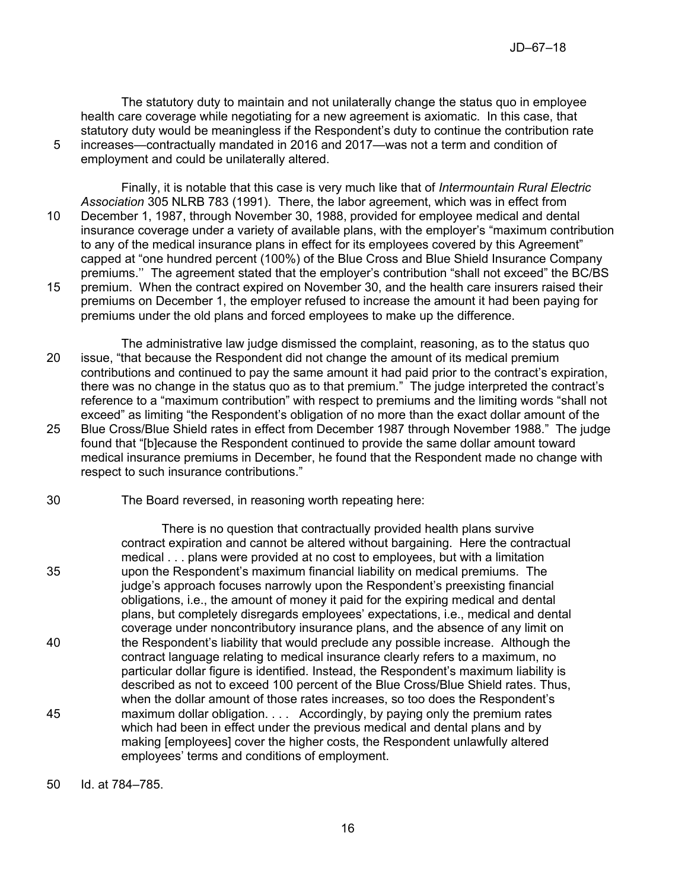The statutory duty to maintain and not unilaterally change the status quo in employee health care coverage while negotiating for a new agreement is axiomatic. In this case, that statutory duty would be meaningless if the Respondent's duty to continue the contribution rate increases—contractually mandated in 2016 and 2017—was not a term and condition of employment and could be unilaterally altered.

Finally, it is notable that this case is very much like that of *Intermountain Rural Electric Association* 305 NLRB 783 (1991). There, the labor agreement, which was in effect from December 1, 1987, through November 30, 1988, provided for employee medical and dental insurance coverage under a variety of available plans, with the employer's "maximum contribution to any of the medical insurance plans in effect for its employees covered by this Agreement" capped at "one hundred percent (100%) of the Blue Cross and Blue Shield Insurance Company premiums.'' The agreement stated that the employer's contribution "shall not exceed" the BC/BS premium. When the contract expired on November 30, and the health care insurers raised their premiums on December 1, the employer refused to increase the amount it had been paying for premiums under the old plans and forced employees to make up the difference.

The administrative law judge dismissed the complaint, reasoning, as to the status quo issue, "that because the Respondent did not change the amount of its medical premium contributions and continued to pay the same amount it had paid prior to the contract's expiration, there was no change in the status quo as to that premium." The judge interpreted the contract's reference to a "maximum contribution" with respect to premiums and the limiting words "shall not exceed" as limiting "the Respondent's obligation of no more than the exact dollar amount of the Blue Cross/Blue Shield rates in effect from December 1987 through November 1988." The judge found that "[b]ecause the Respondent continued to provide the same dollar amount toward medical insurance premiums in December, he found that the Respondent made no change with respect to such insurance contributions."

The Board reversed, in reasoning worth repeating here:

> There is no question that contractually provided health plans survive contract expiration and cannot be altered without bargaining. Here the contractual medical . . . plans were provided at no cost to employees, but with a limitation upon the Respondent's maximum financial liability on medical premiums. The judge's approach focuses narrowly upon the Respondent's preexisting financial obligations, i.e., the amount of money it paid for the expiring medical and dental plans, but completely disregards employees' expectations, i.e., medical and dental coverage under noncontributory insurance plans, and the absence of any limit on the Respondent's liability that would preclude any possible increase. Although the contract language relating to medical insurance clearly refers to a maximum, no particular dollar figure is identified. Instead, the Respondent's maximum liability is described as not to exceed 100 percent of the Blue Cross/Blue Shield rates. Thus, when the dollar amount of those rates increases, so too does the Respondent's maximum dollar obligation. . . . Accordingly, by paying only the premium rates which had been in effect under the previous medical and dental plans and by making [employees] cover the higher costs, the Respondent unlawfully altered employees' terms and conditions of employment.

Id. at 784–785.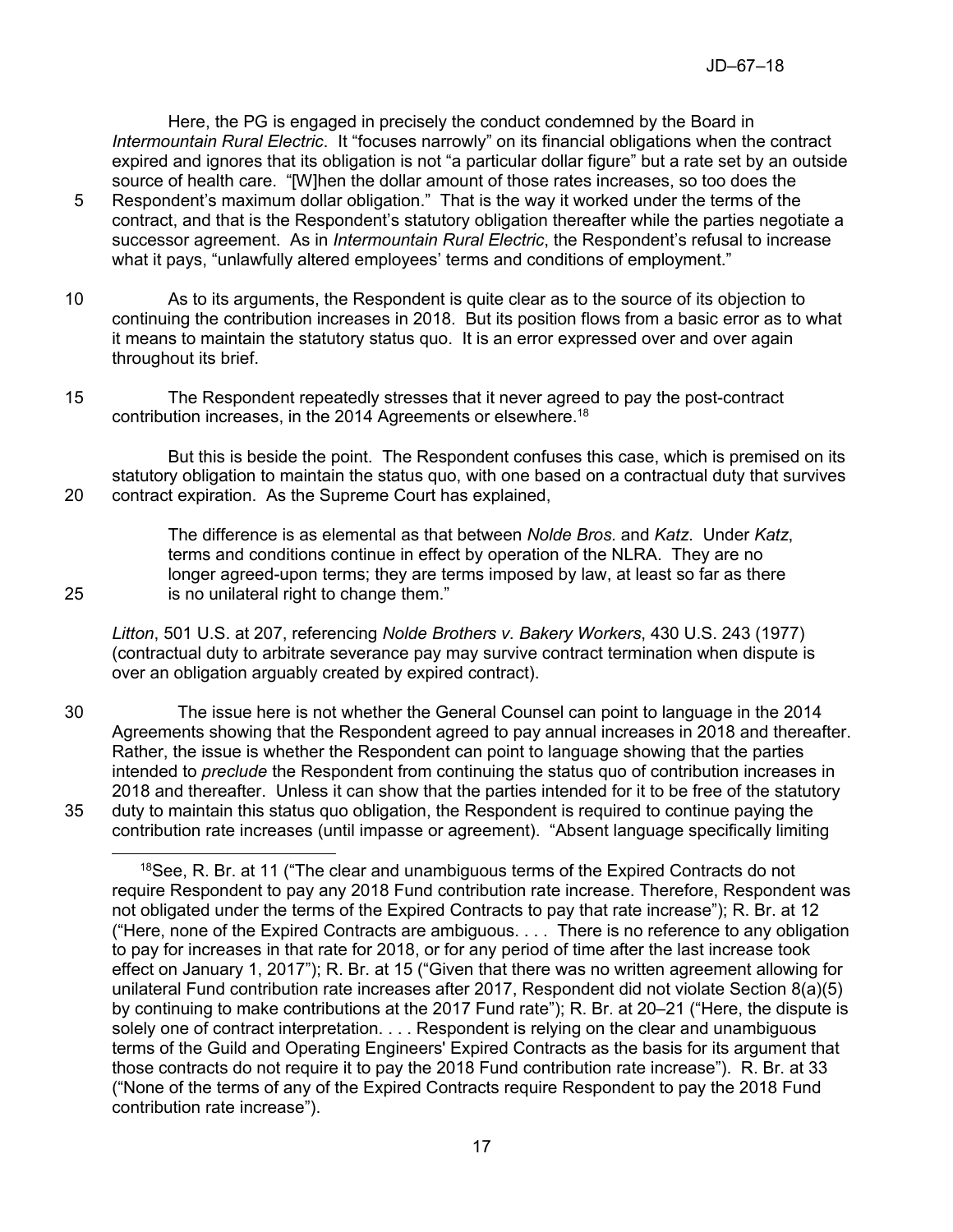Here, the PG is engaged in precisely the conduct condemned by the Board in *Intermountain Rural Electric*. It "focuses narrowly" on its financial obligations when the contract expired and ignores that its obligation is not "a particular dollar figure" but a rate set by an outside source of health care. "[W]hen the dollar amount of those rates increases, so too does the Respondent's maximum dollar obligation." That is the way it worked under the terms of the contract, and that is the Respondent's statutory obligation thereafter while the parties negotiate a successor agreement. As in *Intermountain Rural Electric*, the Respondent's refusal to increase what it pays, "unlawfully altered employees' terms and conditions of employment."

As to its arguments, the Respondent is quite clear as to the source of its objection to continuing the contribution increases in 2018. But its position flows from a basic error as to what it means to maintain the statutory status quo. It is an error expressed over and over again throughout its brief.

The Respondent repeatedly stresses that it never agreed to pay the post-contract contribution increases, in the 2014 Agreements or elsewhere.[18]

But this is beside the point. The Respondent confuses this case, which is premised on its statutory obligation to maintain the status quo, with one based on a contractual duty that survives contract expiration. As the Supreme Court has explained,

> The difference is as elemental as that between *Nolde Bros.* and *Katz*. Under *Katz*, terms and conditions continue in effect by operation of the NLRA. They are no longer agreed-upon terms; they are terms imposed by law, at least so far as there is no unilateral right to change them."

*Litton*, 501 U.S. at 207, referencing *Nolde Brothers v. Bakery Workers*, 430 U.S. 243 (1977) (contractual duty to arbitrate severance pay may survive contract termination when dispute is over an obligation arguably created by expired contract).

The issue here is not whether the General Counsel can point to language in the 2014 Agreements showing that the Respondent agreed to pay annual increases in 2018 and thereafter. Rather, the issue is whether the Respondent can point to language showing that the parties intended to *preclude* the Respondent from continuing the status quo of contribution increases in 2018 and thereafter. Unless it can show that the parties intended for it to be free of the statutory duty to maintain this status quo obligation, the Respondent is required to continue paying the contribution rate increases (until impasse or agreement). "Absent language specifically limiting

[18] See, R. Br. at 11 ("The clear and unambiguous terms of the Expired Contracts do not require Respondent to pay any 2018 Fund contribution rate increase. Therefore, Respondent was not obligated under the terms of the Expired Contracts to pay that rate increase"); R. Br. at 12 ("Here, none of the Expired Contracts are ambiguous. . . . There is no reference to any obligation to pay for increases in that rate for 2018, or for any period of time after the last increase took effect on January 1, 2017"); R. Br. at 15 ("Given that there was no written agreement allowing for unilateral Fund contribution rate increases after 2017, Respondent did not violate Section 8(a)(5) by continuing to make contributions at the 2017 Fund rate"); R. Br. at 20–21 ("Here, the dispute is solely one of contract interpretation. . . . Respondent is relying on the clear and unambiguous terms of the Guild and Operating Engineers' Expired Contracts as the basis for its argument that those contracts do not require it to pay the 2018 Fund contribution rate increase"). R. Br. at 33 ("None of the terms of any of the Expired Contracts require Respondent to pay the 2018 Fund contribution rate increase").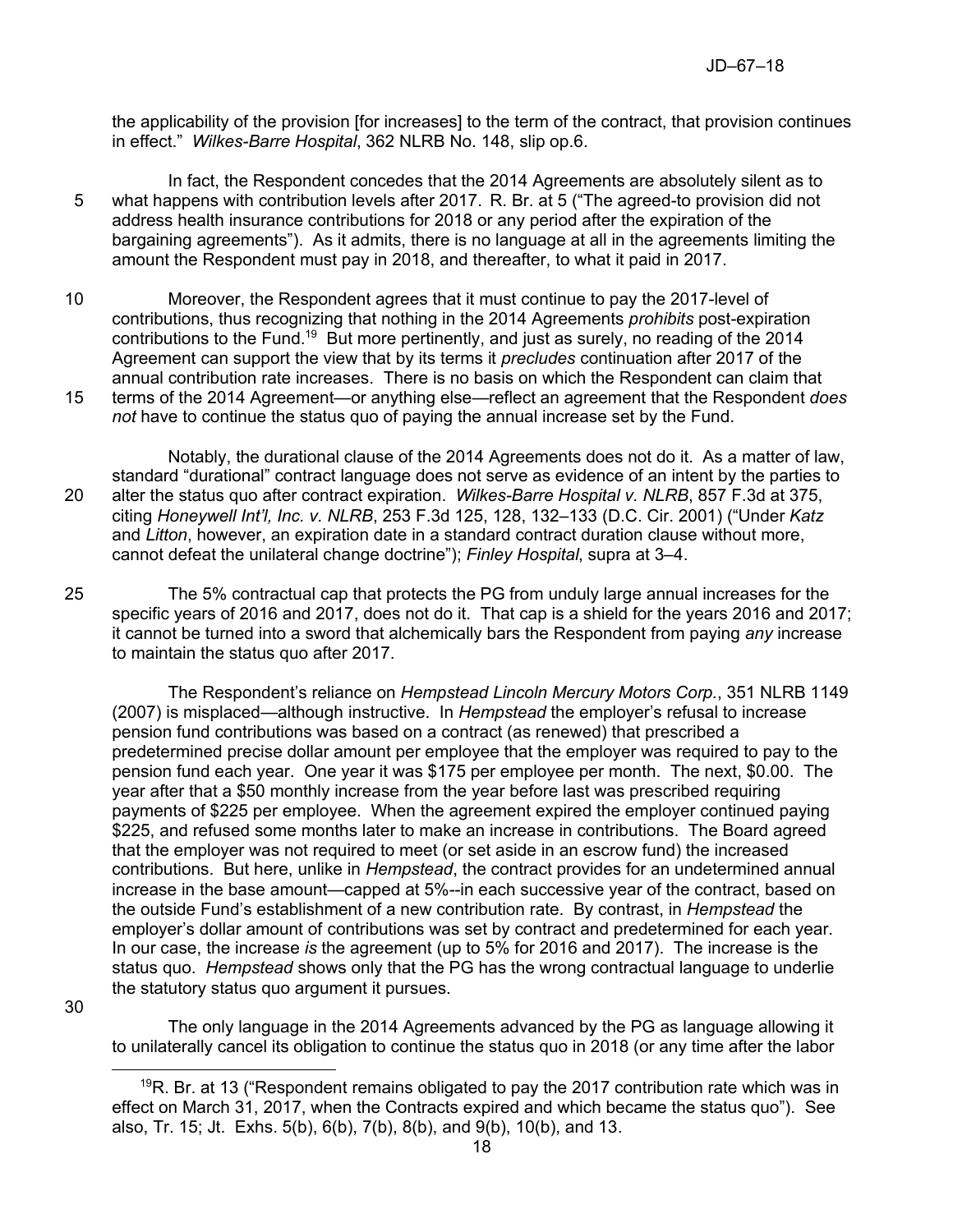the applicability of the provision [for increases] to the term of the contract, that provision continues in effect." *Wilkes-Barre Hospital*, 362 NLRB No. 148, slip op.6.

In fact, the Respondent concedes that the 2014 Agreements are absolutely silent as to what happens with contribution levels after 2017. R. Br. at 5 ("The agreed-to provision did not address health insurance contributions for 2018 or any period after the expiration of the bargaining agreements"). As it admits, there is no language at all in the agreements limiting the amount the Respondent must pay in 2018, and thereafter, to what it paid in 2017.

Moreover, the Respondent agrees that it must continue to pay the 2017-level of contributions, thus recognizing that nothing in the 2014 Agreements *prohibits* post-expiration contributions to the Fund.[19] But more pertinently, and just as surely, no reading of the 2014 Agreement can support the view that by its terms it *precludes* continuation after 2017 of the annual contribution rate increases. There is no basis on which the Respondent can claim that terms of the 2014 Agreement—or anything else—reflect an agreement that the Respondent *does not* have to continue the status quo of paying the annual increase set by the Fund.

Notably, the durational clause of the 2014 Agreements does not do it. As a matter of law, standard "durational" contract language does not serve as evidence of an intent by the parties to alter the status quo after contract expiration. *Wilkes-Barre Hospital v. NLRB*, 857 F.3d at 375, citing *Honeywell Int'l, Inc. v. NLRB*, 253 F.3d 125, 128, 132–133 (D.C. Cir. 2001) ("Under *Katz* and *Litton*, however, an expiration date in a standard contract duration clause without more, cannot defeat the unilateral change doctrine"); *Finley Hospital*, supra at 3–4.

The 5% contractual cap that protects the PG from unduly large annual increases for the specific years of 2016 and 2017, does not do it. That cap is a shield for the years 2016 and 2017; it cannot be turned into a sword that alchemically bars the Respondent from paying *any* increase to maintain the status quo after 2017.

The Respondent's reliance on *Hempstead Lincoln Mercury Motors Corp.*, 351 NLRB 1149 (2007) is misplaced—although instructive. In *Hempstead* the employer's refusal to increase pension fund contributions was based on a contract (as renewed) that prescribed a predetermined precise dollar amount per employee that the employer was required to pay to the pension fund each year. One year it was $175 per employee per month. The next, $0.00. The year after that a $50 monthly increase from the year before last was prescribed requiring payments of $225 per employee. When the agreement expired the employer continued paying $225, and refused some months later to make an increase in contributions. The Board agreed that the employer was not required to meet (or set aside in an escrow fund) the increased contributions. But here, unlike in *Hempstead*, the contract provides for an undetermined annual increase in the base amount—capped at 5%--in each successive year of the contract, based on the outside Fund's establishment of a new contribution rate. By contrast, in *Hempstead* the employer's dollar amount of contributions was set by contract and predetermined for each year. In our case, the increase *is* the agreement (up to 5% for 2016 and 2017). The increase is the status quo. *Hempstead* shows only that the PG has the wrong contractual language to underlie the statutory status quo argument it pursues.

The only language in the 2014 Agreements advanced by the PG as language allowing it to unilaterally cancel its obligation to continue the status quo in 2018 (or any time after the labor

[19] R. Br. at 13 ("Respondent remains obligated to pay the 2017 contribution rate which was in effect on March 31, 2017, when the Contracts expired and which became the status quo"). See also, Tr. 15; Jt. Exhs. 5(b), 6(b), 7(b), 8(b), and 9(b), 10(b), and 13.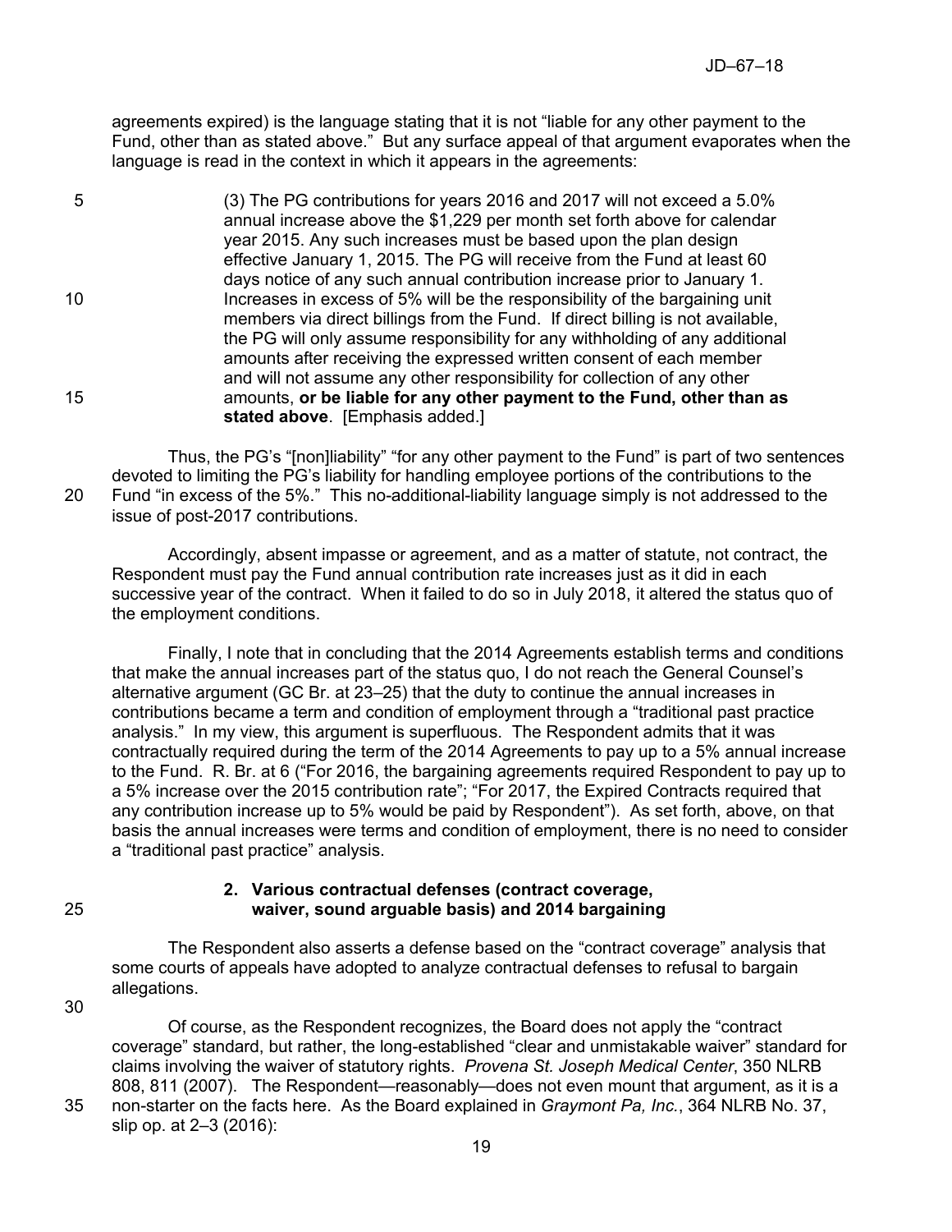agreements expired) is the language stating that it is not "liable for any other payment to the Fund, other than as stated above." But any surface appeal of that argument evaporates when the language is read in the context in which it appears in the agreements:

> (3) The PG contributions for years 2016 and 2017 will not exceed a 5.0% annual increase above the $1,229 per month set forth above for calendar year 2015. Any such increases must be based upon the plan design effective January 1, 2015. The PG will receive from the Fund at least 60 days notice of any such annual contribution increase prior to January 1. Increases in excess of 5% will be the responsibility of the bargaining unit members via direct billings from the Fund. If direct billing is not available, the PG will only assume responsibility for any withholding of any additional amounts after receiving the expressed written consent of each member and will not assume any other responsibility for collection of any other amounts, **or be liable for any other payment to the Fund, other than as stated above**. [Emphasis added.]

Thus, the PG's "[non]liability" "for any other payment to the Fund" is part of two sentences devoted to limiting the PG's liability for handling employee portions of the contributions to the Fund "in excess of the 5%." This no-additional-liability language simply is not addressed to the issue of post-2017 contributions.

Accordingly, absent impasse or agreement, and as a matter of statute, not contract, the Respondent must pay the Fund annual contribution rate increases just as it did in each successive year of the contract. When it failed to do so in July 2018, it altered the status quo of the employment conditions.

Finally, I note that in concluding that the 2014 Agreements establish terms and conditions that make the annual increases part of the status quo, I do not reach the General Counsel's alternative argument (GC Br. at 23–25) that the duty to continue the annual increases in contributions became a term and condition of employment through a "traditional past practice analysis." In my view, this argument is superfluous. The Respondent admits that it was contractually required during the term of the 2014 Agreements to pay up to a 5% annual increase to the Fund. R. Br. at 6 ("For 2016, the bargaining agreements required Respondent to pay up to a 5% increase over the 2015 contribution rate"; "For 2017, the Expired Contracts required that any contribution increase up to 5% would be paid by Respondent"). As set forth, above, on that basis the annual increases were terms and condition of employment, there is no need to consider a "traditional past practice" analysis.

### 2. Various contractual defenses (contract coverage, waiver, sound arguable basis) and 2014 bargaining

The Respondent also asserts a defense based on the "contract coverage" analysis that some courts of appeals have adopted to analyze contractual defenses to refusal to bargain allegations.

Of course, as the Respondent recognizes, the Board does not apply the "contract coverage" standard, but rather, the long-established "clear and unmistakable waiver" standard for claims involving the waiver of statutory rights. *Provena St. Joseph Medical Center*, 350 NLRB 808, 811 (2007). The Respondent—reasonably—does not even mount that argument, as it is a non-starter on the facts here. As the Board explained in *Graymont Pa, Inc.*, 364 NLRB No. 37, slip op. at 2–3 (2016):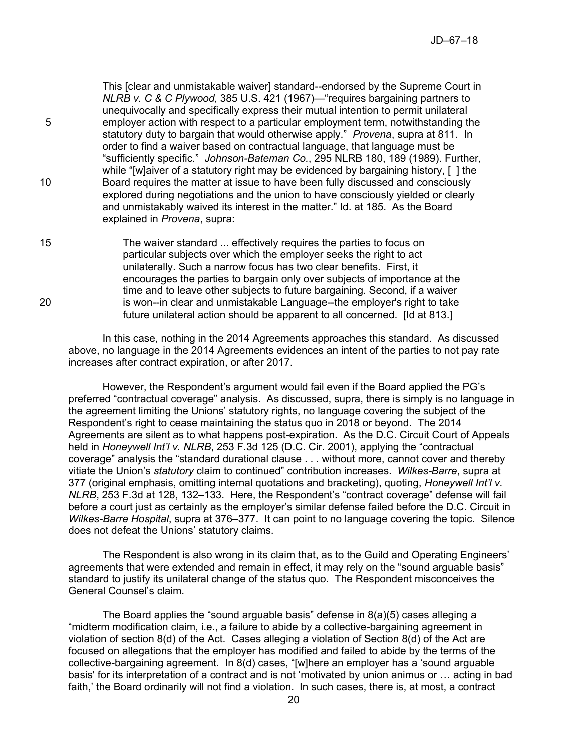This [clear and unmistakable waiver] standard--endorsed by the Supreme Court in *NLRB v. C & C Plywood*, 385 U.S. 421 (1967)—"requires bargaining partners to unequivocally and specifically express their mutual intention to permit unilateral employer action with respect to a particular employment term, notwithstanding the statutory duty to bargain that would otherwise apply." *Provena*, supra at 811. In order to find a waiver based on contractual language, that language must be "sufficiently specific." *Johnson-Bateman Co.*, 295 NLRB 180, 189 (1989). Further, while "[w]aiver of a statutory right may be evidenced by bargaining history, [ ] the Board requires the matter at issue to have been fully discussed and consciously explored during negotiations and the union to have consciously yielded or clearly and unmistakably waived its interest in the matter." Id. at 185. As the Board explained in *Provena*, supra:

> The waiver standard ... effectively requires the parties to focus on particular subjects over which the employer seeks the right to act unilaterally. Such a narrow focus has two clear benefits. First, it encourages the parties to bargain only over subjects of importance at the time and to leave other subjects to future bargaining. Second, if a waiver is won--in clear and unmistakable Language--the employer's right to take future unilateral action should be apparent to all concerned. [Id at 813.]

In this case, nothing in the 2014 Agreements approaches this standard. As discussed above, no language in the 2014 Agreements evidences an intent of the parties to not pay rate increases after contract expiration, or after 2017.

However, the Respondent's argument would fail even if the Board applied the PG's preferred "contractual coverage" analysis. As discussed, supra, there is simply is no language in the agreement limiting the Unions' statutory rights, no language covering the subject of the Respondent's right to cease maintaining the status quo in 2018 or beyond. The 2014 Agreements are silent as to what happens post-expiration. As the D.C. Circuit Court of Appeals held in *Honeywell Int'l v. NLRB*, 253 F.3d 125 (D.C. Cir. 2001), applying the "contractual coverage" analysis the "standard durational clause . . . without more, cannot cover and thereby vitiate the Union's *statutory* claim to continued" contribution increases. *Wilkes-Barre*, supra at 377 (original emphasis, omitting internal quotations and bracketing), quoting, *Honeywell Int'l v. NLRB*, 253 F.3d at 128, 132–133. Here, the Respondent's "contract coverage" defense will fail before a court just as certainly as the employer's similar defense failed before the D.C. Circuit in *Wilkes-Barre Hospital*, supra at 376–377. It can point to no language covering the topic. Silence does not defeat the Unions' statutory claims.

The Respondent is also wrong in its claim that, as to the Guild and Operating Engineers' agreements that were extended and remain in effect, it may rely on the "sound arguable basis" standard to justify its unilateral change of the status quo. The Respondent misconceives the General Counsel's claim.

The Board applies the "sound arguable basis" defense in 8(a)(5) cases alleging a "midterm modification claim, i.e., a failure to abide by a collective-bargaining agreement in violation of section 8(d) of the Act. Cases alleging a violation of Section 8(d) of the Act are focused on allegations that the employer has modified and failed to abide by the terms of the collective-bargaining agreement. In 8(d) cases, "[w]here an employer has a 'sound arguable basis' for its interpretation of a contract and is not 'motivated by union animus or … acting in bad faith,' the Board ordinarily will not find a violation. In such cases, there is, at most, a contract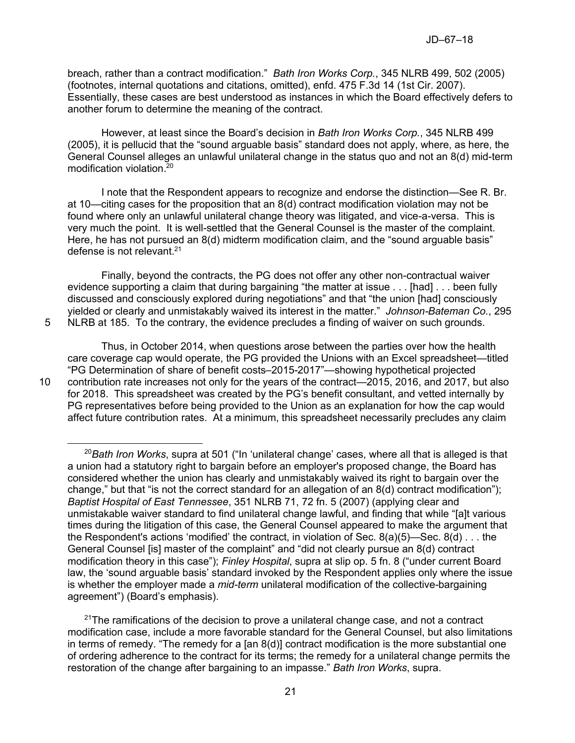breach, rather than a contract modification." *Bath Iron Works Corp.*, 345 NLRB 499, 502 (2005) (footnotes, internal quotations and citations, omitted), enfd. 475 F.3d 14 (1st Cir. 2007). Essentially, these cases are best understood as instances in which the Board effectively defers to another forum to determine the meaning of the contract.

However, at least since the Board's decision in *Bath Iron Works Corp.*, 345 NLRB 499 (2005), it is pellucid that the "sound arguable basis" standard does not apply, where, as here, the General Counsel alleges an unlawful unilateral change in the status quo and not an 8(d) mid-term modification violation.[20]

I note that the Respondent appears to recognize and endorse the distinction—See R. Br. at 10—citing cases for the proposition that an 8(d) contract modification violation may not be found where only an unlawful unilateral change theory was litigated, and vice-a-versa. This is very much the point. It is well-settled that the General Counsel is the master of the complaint. Here, he has not pursued an 8(d) midterm modification claim, and the "sound arguable basis" defense is not relevant.[21]

Finally, beyond the contracts, the PG does not offer any other non-contractual waiver evidence supporting a claim that during bargaining "the matter at issue . . . [had] . . . been fully discussed and consciously explored during negotiations" and that "the union [had] consciously yielded or clearly and unmistakably waived its interest in the matter." *Johnson-Bateman Co.*, 295 NLRB at 185. To the contrary, the evidence precludes a finding of waiver on such grounds.

Thus, in October 2014, when questions arose between the parties over how the health care coverage cap would operate, the PG provided the Unions with an Excel spreadsheet—titled "PG Determination of share of benefit costs–2015-2017"—showing hypothetical projected contribution rate increases not only for the years of the contract—2015, 2016, and 2017, but also for 2018. This spreadsheet was created by the PG's benefit consultant, and vetted internally by PG representatives before being provided to the Union as an explanation for how the cap would affect future contribution rates. At a minimum, this spreadsheet necessarily precludes any claim

---

[20] *Bath Iron Works*, supra at 501 ("In 'unilateral change' cases, where all that is alleged is that a union had a statutory right to bargain before an employer's proposed change, the Board has considered whether the union has clearly and unmistakably waived its right to bargain over the change," but that "is not the correct standard for an allegation of an 8(d) contract modification"); *Baptist Hospital of East Tennessee*, 351 NLRB 71, 72 fn. 5 (2007) (applying clear and unmistakable waiver standard to find unilateral change lawful, and finding that while "[a]t various times during the litigation of this case, the General Counsel appeared to make the argument that the Respondent's actions 'modified' the contract, in violation of Sec. 8(a)(5)—Sec. 8(d) . . . the General Counsel [is] master of the complaint" and "did not clearly pursue an 8(d) contract modification theory in this case"); *Finley Hospital*, supra at slip op. 5 fn. 8 ("under current Board law, the 'sound arguable basis' standard invoked by the Respondent applies only where the issue is whether the employer made a *mid-term* unilateral modification of the collective-bargaining agreement") (Board's emphasis).

[21] The ramifications of the decision to prove a unilateral change case, and not a contract modification case, include a more favorable standard for the General Counsel, but also limitations in terms of remedy. "The remedy for a [an 8(d)] contract modification is the more substantial one of ordering adherence to the contract for its terms; the remedy for a unilateral change permits the restoration of the change after bargaining to an impasse." *Bath Iron Works*, supra.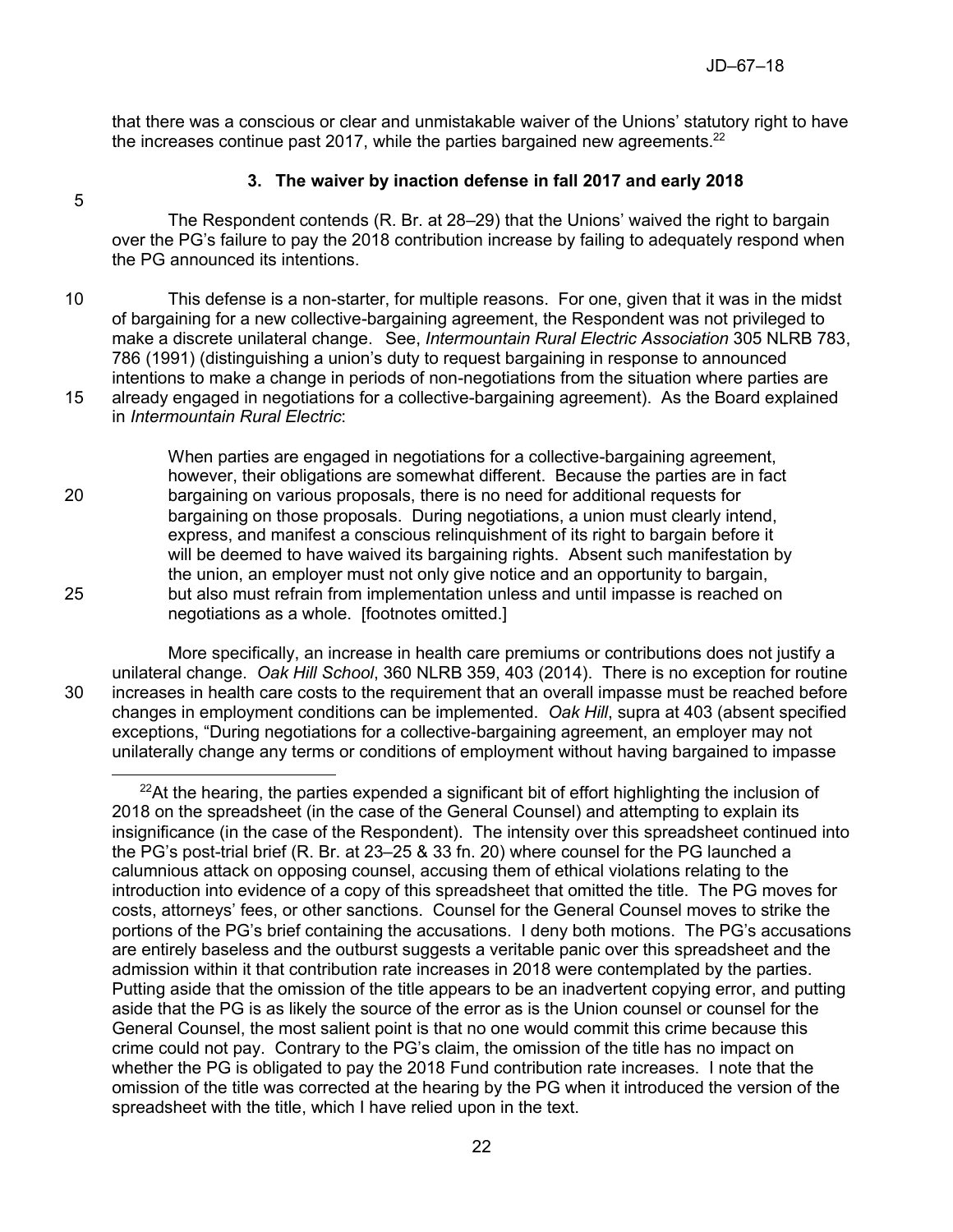that there was a conscious or clear and unmistakable waiver of the Unions' statutory right to have the increases continue past 2017, while the parties bargained new agreements.[22]

### 3. The waiver by inaction defense in fall 2017 and early 2018

The Respondent contends (R. Br. at 28–29) that the Unions' waived the right to bargain over the PG's failure to pay the 2018 contribution increase by failing to adequately respond when the PG announced its intentions.

This defense is a non-starter, for multiple reasons. For one, given that it was in the midst of bargaining for a new collective-bargaining agreement, the Respondent was not privileged to make a discrete unilateral change. See, *Intermountain Rural Electric Association* 305 NLRB 783, 786 (1991) (distinguishing a union's duty to request bargaining in response to announced intentions to make a change in periods of non-negotiations from the situation where parties are already engaged in negotiations for a collective-bargaining agreement). As the Board explained in *Intermountain Rural Electric*:

> When parties are engaged in negotiations for a collective-bargaining agreement, however, their obligations are somewhat different. Because the parties are in fact bargaining on various proposals, there is no need for additional requests for bargaining on those proposals. During negotiations, a union must clearly intend, express, and manifest a conscious relinquishment of its right to bargain before it will be deemed to have waived its bargaining rights. Absent such manifestation by the union, an employer must not only give notice and an opportunity to bargain, but also must refrain from implementation unless and until impasse is reached on negotiations as a whole. [footnotes omitted.]

More specifically, an increase in health care premiums or contributions does not justify a unilateral change. *Oak Hill School*, 360 NLRB 359, 403 (2014). There is no exception for routine increases in health care costs to the requirement that an overall impasse must be reached before changes in employment conditions can be implemented. *Oak Hill*, supra at 403 (absent specified exceptions, "During negotiations for a collective-bargaining agreement, an employer may not unilaterally change any terms or conditions of employment without having bargained to impasse

---

[22] At the hearing, the parties expended a significant bit of effort highlighting the inclusion of 2018 on the spreadsheet (in the case of the General Counsel) and attempting to explain its insignificance (in the case of the Respondent). The intensity over this spreadsheet continued into the PG's post-trial brief (R. Br. at 23–25 & 33 fn. 20) where counsel for the PG launched a calumnious attack on opposing counsel, accusing them of ethical violations relating to the introduction into evidence of a copy of this spreadsheet that omitted the title. The PG moves for costs, attorneys' fees, or other sanctions. Counsel for the General Counsel moves to strike the portions of the PG's brief containing the accusations. I deny both motions. The PG's accusations are entirely baseless and the outburst suggests a veritable panic over this spreadsheet and the admission within it that contribution rate increases in 2018 were contemplated by the parties. Putting aside that the omission of the title appears to be an inadvertent copying error, and putting aside that the PG is as likely the source of the error as is the Union counsel or counsel for the General Counsel, the most salient point is that no one would commit this crime because this crime could not pay. Contrary to the PG's claim, the omission of the title has no impact on whether the PG is obligated to pay the 2018 Fund contribution rate increases. I note that the omission of the title was corrected at the hearing by the PG when it introduced the version of the spreadsheet with the title, which I have relied upon in the text.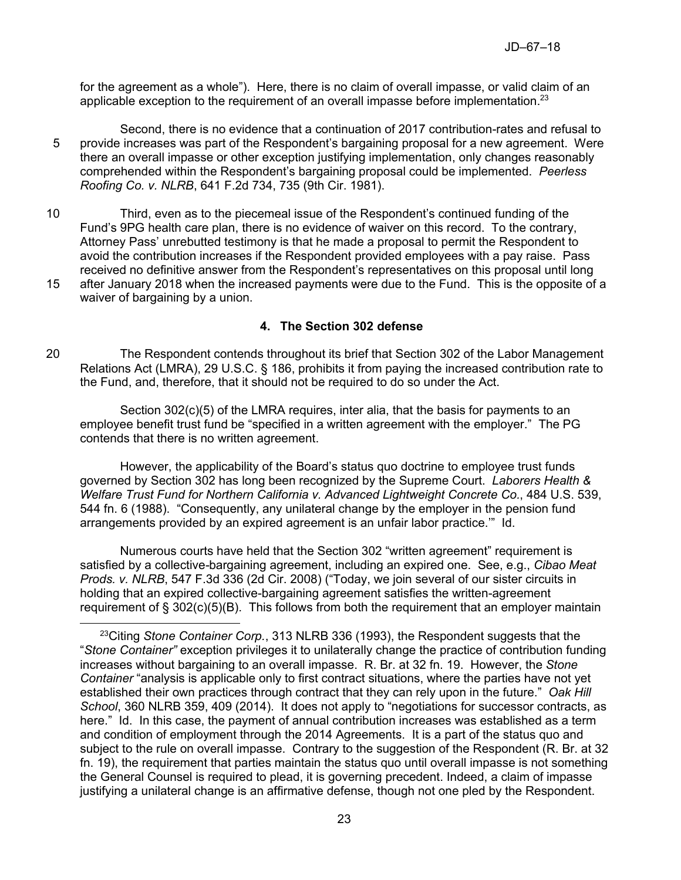for the agreement as a whole"). Here, there is no claim of overall impasse, or valid claim of an applicable exception to the requirement of an overall impasse before implementation.[23]

Second, there is no evidence that a continuation of 2017 contribution-rates and refusal to provide increases was part of the Respondent's bargaining proposal for a new agreement. Were there an overall impasse or other exception justifying implementation, only changes reasonably comprehended within the Respondent's bargaining proposal could be implemented. *Peerless Roofing Co. v. NLRB*, 641 F.2d 734, 735 (9th Cir. 1981).

Third, even as to the piecemeal issue of the Respondent's continued funding of the Fund's 9PG health care plan, there is no evidence of waiver on this record. To the contrary, Attorney Pass' unrebutted testimony is that he made a proposal to permit the Respondent to avoid the contribution increases if the Respondent provided employees with a pay raise. Pass received no definitive answer from the Respondent's representatives on this proposal until long after January 2018 when the increased payments were due to the Fund. This is the opposite of a waiver of bargaining by a union.

**4. The Section 302 defense**

The Respondent contends throughout its brief that Section 302 of the Labor Management Relations Act (LMRA), 29 U.S.C. § 186, prohibits it from paying the increased contribution rate to the Fund, and, therefore, that it should not be required to do so under the Act.

Section 302(c)(5) of the LMRA requires, inter alia, that the basis for payments to an employee benefit trust fund be "specified in a written agreement with the employer." The PG contends that there is no written agreement.

However, the applicability of the Board's status quo doctrine to employee trust funds governed by Section 302 has long been recognized by the Supreme Court. *Laborers Health & Welfare Trust Fund for Northern California v. Advanced Lightweight Concrete Co.*, 484 U.S. 539, 544 fn. 6 (1988). "Consequently, any unilateral change by the employer in the pension fund arrangements provided by an expired agreement is an unfair labor practice.'" Id.

Numerous courts have held that the Section 302 "written agreement" requirement is satisfied by a collective-bargaining agreement, including an expired one. See, e.g., *Cibao Meat Prods. v. NLRB*, 547 F.3d 336 (2d Cir. 2008) ("Today, we join several of our sister circuits in holding that an expired collective-bargaining agreement satisfies the written-agreement requirement of § 302(c)(5)(B). This follows from both the requirement that an employer maintain

[23] Citing *Stone Container Corp.*, 313 NLRB 336 (1993), the Respondent suggests that the "*Stone Container"* exception privileges it to unilaterally change the practice of contribution funding increases without bargaining to an overall impasse. R. Br. at 32 fn. 19. However, the *Stone Container* "analysis is applicable only to first contract situations, where the parties have not yet established their own practices through contract that they can rely upon in the future." *Oak Hill School*, 360 NLRB 359, 409 (2014). It does not apply to "negotiations for successor contracts, as here." Id. In this case, the payment of annual contribution increases was established as a term and condition of employment through the 2014 Agreements. It is a part of the status quo and subject to the rule on overall impasse. Contrary to the suggestion of the Respondent (R. Br. at 32 fn. 19), the requirement that parties maintain the status quo until overall impasse is not something the General Counsel is required to plead, it is governing precedent. Indeed, a claim of impasse justifying a unilateral change is an affirmative defense, though not one pled by the Respondent.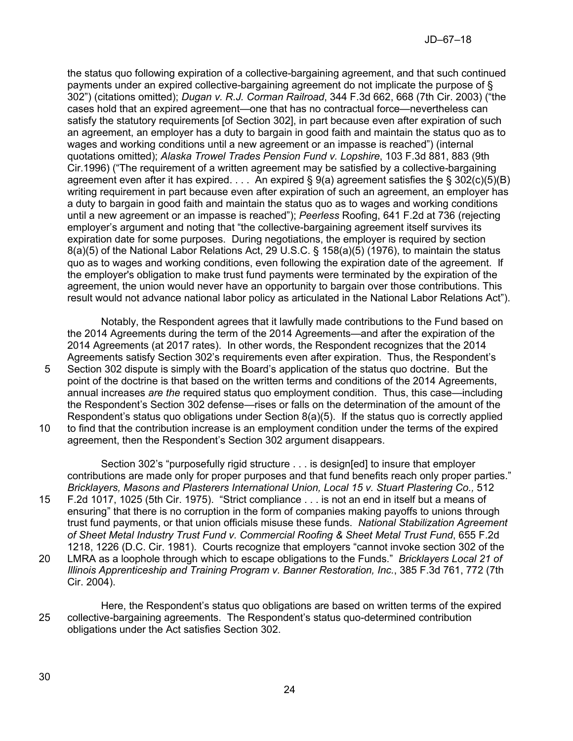the status quo following expiration of a collective-bargaining agreement, and that such continued payments under an expired collective-bargaining agreement do not implicate the purpose of § 302") (citations omitted); *Dugan v. R.J. Corman Railroad*, 344 F.3d 662, 668 (7th Cir. 2003) ("the cases hold that an expired agreement—one that has no contractual force—nevertheless can satisfy the statutory requirements [of Section 302], in part because even after expiration of such an agreement, an employer has a duty to bargain in good faith and maintain the status quo as to wages and working conditions until a new agreement or an impasse is reached") (internal quotations omitted); *Alaska Trowel Trades Pension Fund v. Lopshire*, 103 F.3d 881, 883 (9th Cir.1996) ("The requirement of a written agreement may be satisfied by a collective-bargaining agreement even after it has expired. . . . An expired § 9(a) agreement satisfies the § 302(c)(5)(B) writing requirement in part because even after expiration of such an agreement, an employer has a duty to bargain in good faith and maintain the status quo as to wages and working conditions until a new agreement or an impasse is reached"); *Peerless* Roofing, 641 F.2d at 736 (rejecting employer's argument and noting that "the collective-bargaining agreement itself survives its expiration date for some purposes. During negotiations, the employer is required by section 8(a)(5) of the National Labor Relations Act, 29 U.S.C. § 158(a)(5) (1976), to maintain the status quo as to wages and working conditions, even following the expiration date of the agreement. If the employer's obligation to make trust fund payments were terminated by the expiration of the agreement, the union would never have an opportunity to bargain over those contributions. This result would not advance national labor policy as articulated in the National Labor Relations Act").

Notably, the Respondent agrees that it lawfully made contributions to the Fund based on the 2014 Agreements during the term of the 2014 Agreements—and after the expiration of the 2014 Agreements (at 2017 rates). In other words, the Respondent recognizes that the 2014 Agreements satisfy Section 302's requirements even after expiration. Thus, the Respondent's Section 302 dispute is simply with the Board's application of the status quo doctrine. But the point of the doctrine is that based on the written terms and conditions of the 2014 Agreements, annual increases *are the* required status quo employment condition. Thus, this case—including the Respondent's Section 302 defense—rises or falls on the determination of the amount of the Respondent's status quo obligations under Section 8(a)(5). If the status quo is correctly applied to find that the contribution increase is an employment condition under the terms of the expired agreement, then the Respondent's Section 302 argument disappears.

Section 302's "purposefully rigid structure . . . is design[ed] to insure that employer contributions are made only for proper purposes and that fund benefits reach only proper parties." *Bricklayers, Masons and Plasterers International Union, Local 15 v. Stuart Plastering Co.,* 512 F.2d 1017, 1025 (5th Cir. 1975). "Strict compliance . . . is not an end in itself but a means of ensuring" that there is no corruption in the form of companies making payoffs to unions through trust fund payments, or that union officials misuse these funds. *National Stabilization Agreement of Sheet Metal Industry Trust Fund v. Commercial Roofing & Sheet Metal Trust Fund*, 655 F.2d 1218, 1226 (D.C. Cir. 1981). Courts recognize that employers "cannot invoke section 302 of the LMRA as a loophole through which to escape obligations to the Funds." *Bricklayers Local 21 of Illinois Apprenticeship and Training Program v. Banner Restoration, Inc.*, 385 F.3d 761, 772 (7th Cir. 2004).

Here, the Respondent's status quo obligations are based on written terms of the expired collective-bargaining agreements. The Respondent's status quo-determined contribution obligations under the Act satisfies Section 302.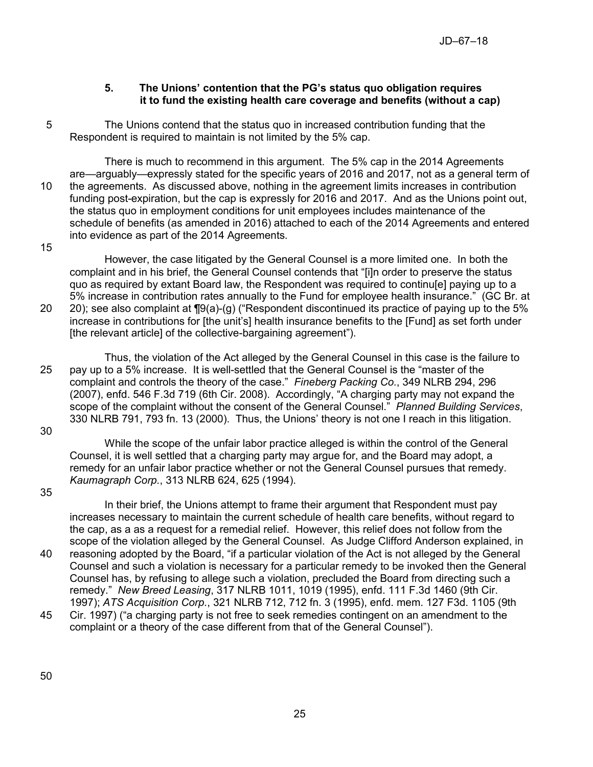### 5. The Unions' contention that the PG's status quo obligation requires it to fund the existing health care coverage and benefits (without a cap)

The Unions contend that the status quo in increased contribution funding that the Respondent is required to maintain is not limited by the 5% cap.

There is much to recommend in this argument. The 5% cap in the 2014 Agreements are—arguably—expressly stated for the specific years of 2016 and 2017, not as a general term of the agreements. As discussed above, nothing in the agreement limits increases in contribution funding post-expiration, but the cap is expressly for 2016 and 2017. And as the Unions point out, the status quo in employment conditions for unit employees includes maintenance of the schedule of benefits (as amended in 2016) attached to each of the 2014 Agreements and entered into evidence as part of the 2014 Agreements.

However, the case litigated by the General Counsel is a more limited one. In both the complaint and in his brief, the General Counsel contends that "[i]n order to preserve the status quo as required by extant Board law, the Respondent was required to continu[e] paying up to a 5% increase in contribution rates annually to the Fund for employee health insurance." (GC Br. at 20); see also complaint at ¶9(a)-(g) ("Respondent discontinued its practice of paying up to the 5% increase in contributions for [the unit's] health insurance benefits to the [Fund] as set forth under [the relevant article] of the collective-bargaining agreement").

Thus, the violation of the Act alleged by the General Counsel in this case is the failure to pay up to a 5% increase. It is well-settled that the General Counsel is the "master of the complaint and controls the theory of the case." *Fineberg Packing Co*., 349 NLRB 294, 296 (2007), enfd. 546 F.3d 719 (6th Cir. 2008). Accordingly, "A charging party may not expand the scope of the complaint without the consent of the General Counsel." *Planned Building Services*, 330 NLRB 791, 793 fn. 13 (2000). Thus, the Unions' theory is not one I reach in this litigation.

While the scope of the unfair labor practice alleged is within the control of the General Counsel, it is well settled that a charging party may argue for, and the Board may adopt, a remedy for an unfair labor practice whether or not the General Counsel pursues that remedy. *Kaumagraph Corp*., 313 NLRB 624, 625 (1994).

In their brief, the Unions attempt to frame their argument that Respondent must pay increases necessary to maintain the current schedule of health care benefits, without regard to the cap, as a as a request for a remedial relief. However, this relief does not follow from the scope of the violation alleged by the General Counsel. As Judge Clifford Anderson explained, in reasoning adopted by the Board, "if a particular violation of the Act is not alleged by the General Counsel and such a violation is necessary for a particular remedy to be invoked then the General Counsel has, by refusing to allege such a violation, precluded the Board from directing such a remedy." *New Breed Leasing*, 317 NLRB 1011, 1019 (1995), enfd. 111 F.3d 1460 (9th Cir. 1997); *ATS Acquisition Corp*., 321 NLRB 712, 712 fn. 3 (1995), enfd. mem. 127 F3d. 1105 (9th Cir. 1997) ("a charging party is not free to seek remedies contingent on an amendment to the complaint or a theory of the case different from that of the General Counsel").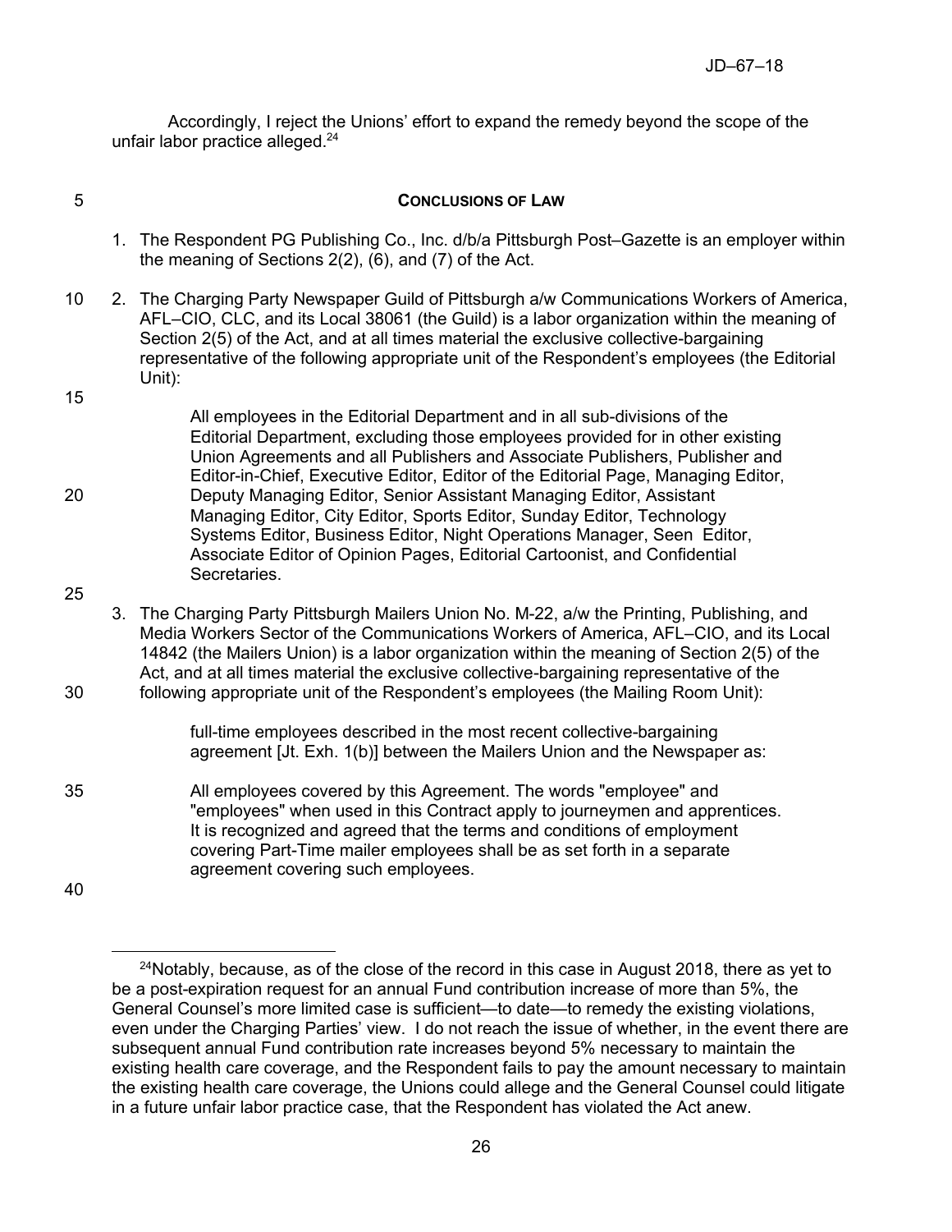Accordingly, I reject the Unions' effort to expand the remedy beyond the scope of the unfair labor practice alleged.[24]

## CONCLUSIONS OF LAW

1. The Respondent PG Publishing Co., Inc. d/b/a Pittsburgh Post–Gazette is an employer within the meaning of Sections 2(2), (6), and (7) of the Act.

2. The Charging Party Newspaper Guild of Pittsburgh a/w Communications Workers of America, AFL–CIO, CLC, and its Local 38061 (the Guild) is a labor organization within the meaning of Section 2(5) of the Act, and at all times material the exclusive collective-bargaining representative of the following appropriate unit of the Respondent's employees (the Editorial Unit):

   > All employees in the Editorial Department and in all sub-divisions of the Editorial Department, excluding those employees provided for in other existing Union Agreements and all Publishers and Associate Publishers, Publisher and Editor-in-Chief, Executive Editor, Editor of the Editorial Page, Managing Editor, Deputy Managing Editor, Senior Assistant Managing Editor, Assistant Managing Editor, City Editor, Sports Editor, Sunday Editor, Technology Systems Editor, Business Editor, Night Operations Manager, Seen Editor, Associate Editor of Opinion Pages, Editorial Cartoonist, and Confidential Secretaries.

3. The Charging Party Pittsburgh Mailers Union No. M-22, a/w the Printing, Publishing, and Media Workers Sector of the Communications Workers of America, AFL–CIO, and its Local 14842 (the Mailers Union) is a labor organization within the meaning of Section 2(5) of the Act, and at all times material the exclusive collective-bargaining representative of the following appropriate unit of the Respondent's employees (the Mailing Room Unit):

   > full-time employees described in the most recent collective-bargaining agreement [Jt. Exh. 1(b)] between the Mailers Union and the Newspaper as:
   >
   > All employees covered by this Agreement. The words "employee" and "employees" when used in this Contract apply to journeymen and apprentices. It is recognized and agreed that the terms and conditions of employment covering Part-Time mailer employees shall be as set forth in a separate agreement covering such employees.

---

[24] Notably, because, as of the close of the record in this case in August 2018, there as yet to be a post-expiration request for an annual Fund contribution increase of more than 5%, the General Counsel's more limited case is sufficient—to date—to remedy the existing violations, even under the Charging Parties' view. I do not reach the issue of whether, in the event there are subsequent annual Fund contribution rate increases beyond 5% necessary to maintain the existing health care coverage, and the Respondent fails to pay the amount necessary to maintain the existing health care coverage, the Unions could allege and the General Counsel could litigate in a future unfair labor practice case, that the Respondent has violated the Act anew.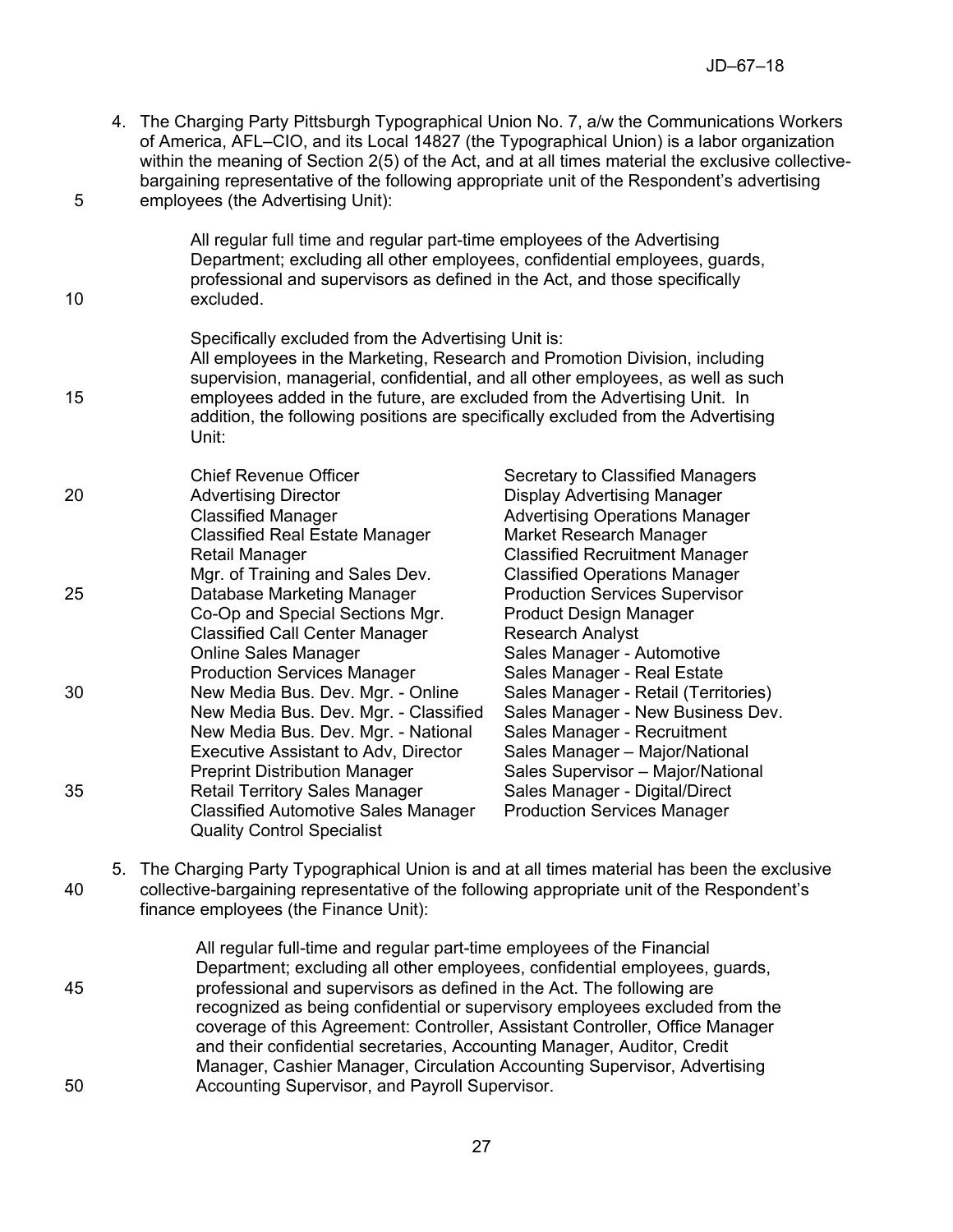4. The Charging Party Pittsburgh Typographical Union No. 7, a/w the Communications Workers of America, AFL–CIO, and its Local 14827 (the Typographical Union) is a labor organization within the meaning of Section 2(5) of the Act, and at all times material the exclusive collective-bargaining representative of the following appropriate unit of the Respondent's advertising employees (the Advertising Unit):

> All regular full time and regular part-time employees of the Advertising Department; excluding all other employees, confidential employees, guards, professional and supervisors as defined in the Act, and those specifically excluded.
>
> Specifically excluded from the Advertising Unit is:
> All employees in the Marketing, Research and Promotion Division, including supervision, managerial, confidential, and all other employees, as well as such employees added in the future, are excluded from the Advertising Unit. In addition, the following positions are specifically excluded from the Advertising Unit:
>
> | | |
> |---|---|
> | Chief Revenue Officer | Secretary to Classified Managers |
> | Advertising Director | Display Advertising Manager |
> | Classified Manager | Advertising Operations Manager |
> | Classified Real Estate Manager | Market Research Manager |
> | Retail Manager | Classified Recruitment Manager |
> | Mgr. of Training and Sales Dev. | Classified Operations Manager |
> | Database Marketing Manager | Production Services Supervisor |
> | Co-Op and Special Sections Mgr. | Product Design Manager |
> | Classified Call Center Manager | Research Analyst |
> | Online Sales Manager | Sales Manager - Automotive |
> | Production Services Manager | Sales Manager - Real Estate |
> | New Media Bus. Dev. Mgr. - Online | Sales Manager - Retail (Territories) |
> | New Media Bus. Dev. Mgr. - Classified | Sales Manager - New Business Dev. |
> | New Media Bus. Dev. Mgr. - National | Sales Manager - Recruitment |
> | Executive Assistant to Adv, Director | Sales Manager – Major/National |
> | Preprint Distribution Manager | Sales Supervisor – Major/National |
> | Retail Territory Sales Manager | Sales Manager - Digital/Direct |
> | Classified Automotive Sales Manager | Production Services Manager |
> | Quality Control Specialist | |

5. The Charging Party Typographical Union is and at all times material has been the exclusive collective-bargaining representative of the following appropriate unit of the Respondent's finance employees (the Finance Unit):

> All regular full-time and regular part-time employees of the Financial Department; excluding all other employees, confidential employees, guards, professional and supervisors as defined in the Act. The following are recognized as being confidential or supervisory employees excluded from the coverage of this Agreement: Controller, Assistant Controller, Office Manager and their confidential secretaries, Accounting Manager, Auditor, Credit Manager, Cashier Manager, Circulation Accounting Supervisor, Advertising Accounting Supervisor, and Payroll Supervisor.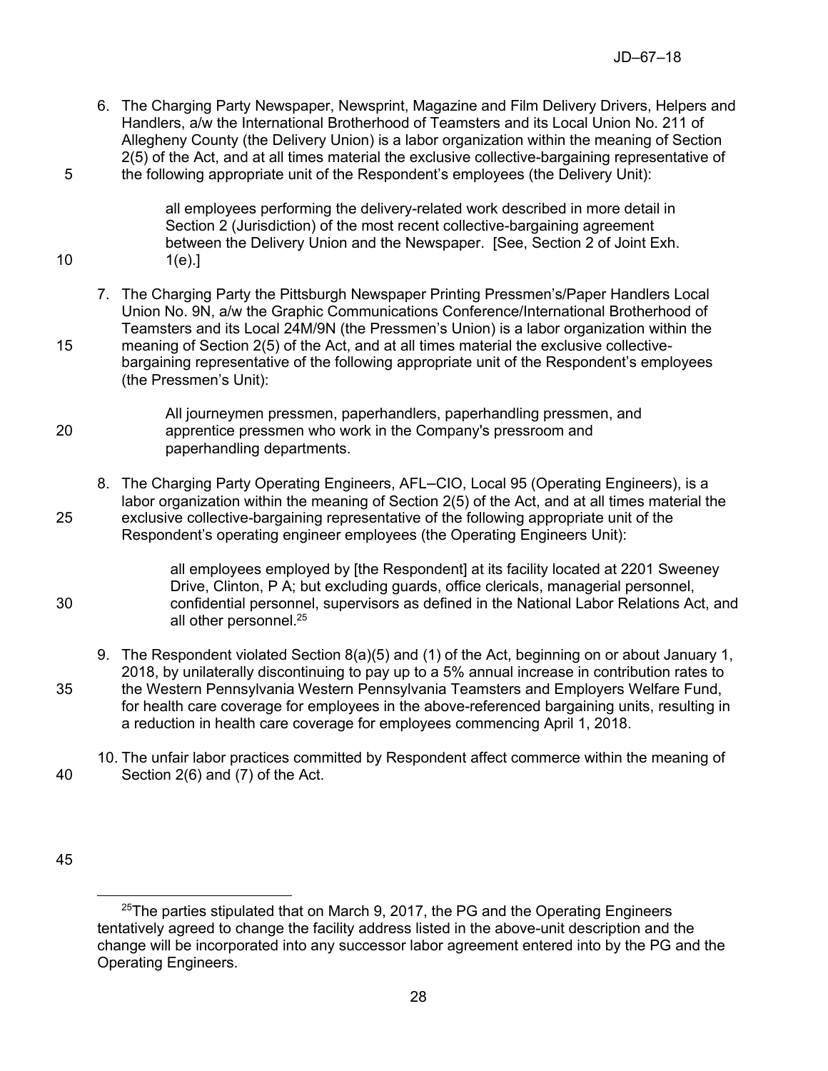6. The Charging Party Newspaper, Newsprint, Magazine and Film Delivery Drivers, Helpers and Handlers, a/w the International Brotherhood of Teamsters and its Local Union No. 211 of Allegheny County (the Delivery Union) is a labor organization within the meaning of Section 2(5) of the Act, and at all times material the exclusive collective-bargaining representative of the following appropriate unit of the Respondent's employees (the Delivery Unit):

   > all employees performing the delivery-related work described in more detail in Section 2 (Jurisdiction) of the most recent collective-bargaining agreement between the Delivery Union and the Newspaper. [See, Section 2 of Joint Exh. 1(e).]

7. The Charging Party the Pittsburgh Newspaper Printing Pressmen's/Paper Handlers Local Union No. 9N, a/w the Graphic Communications Conference/International Brotherhood of Teamsters and its Local 24M/9N (the Pressmen's Union) is a labor organization within the meaning of Section 2(5) of the Act, and at all times material the exclusive collective-bargaining representative of the following appropriate unit of the Respondent's employees (the Pressmen's Unit):

   > All journeymen pressmen, paperhandlers, paperhandling pressmen, and apprentice pressmen who work in the Company's pressroom and paperhandling departments.

8. The Charging Party Operating Engineers, AFL–CIO, Local 95 (Operating Engineers), is a labor organization within the meaning of Section 2(5) of the Act, and at all times material the exclusive collective-bargaining representative of the following appropriate unit of the Respondent's operating engineer employees (the Operating Engineers Unit):

   > all employees employed by [the Respondent] at its facility located at 2201 Sweeney Drive, Clinton, P A; but excluding guards, office clericals, managerial personnel, confidential personnel, supervisors as defined in the National Labor Relations Act, and all other personnel.[25]

9. The Respondent violated Section 8(a)(5) and (1) of the Act, beginning on or about January 1, 2018, by unilaterally discontinuing to pay up to a 5% annual increase in contribution rates to the Western Pennsylvania Western Pennsylvania Teamsters and Employers Welfare Fund, for health care coverage for employees in the above-referenced bargaining units, resulting in a reduction in health care coverage for employees commencing April 1, 2018.

10. The unfair labor practices committed by Respondent affect commerce within the meaning of Section 2(6) and (7) of the Act.

---

[25] The parties stipulated that on March 9, 2017, the PG and the Operating Engineers tentatively agreed to change the facility address listed in the above-unit description and the change will be incorporated into any successor labor agreement entered into by the PG and the Operating Engineers.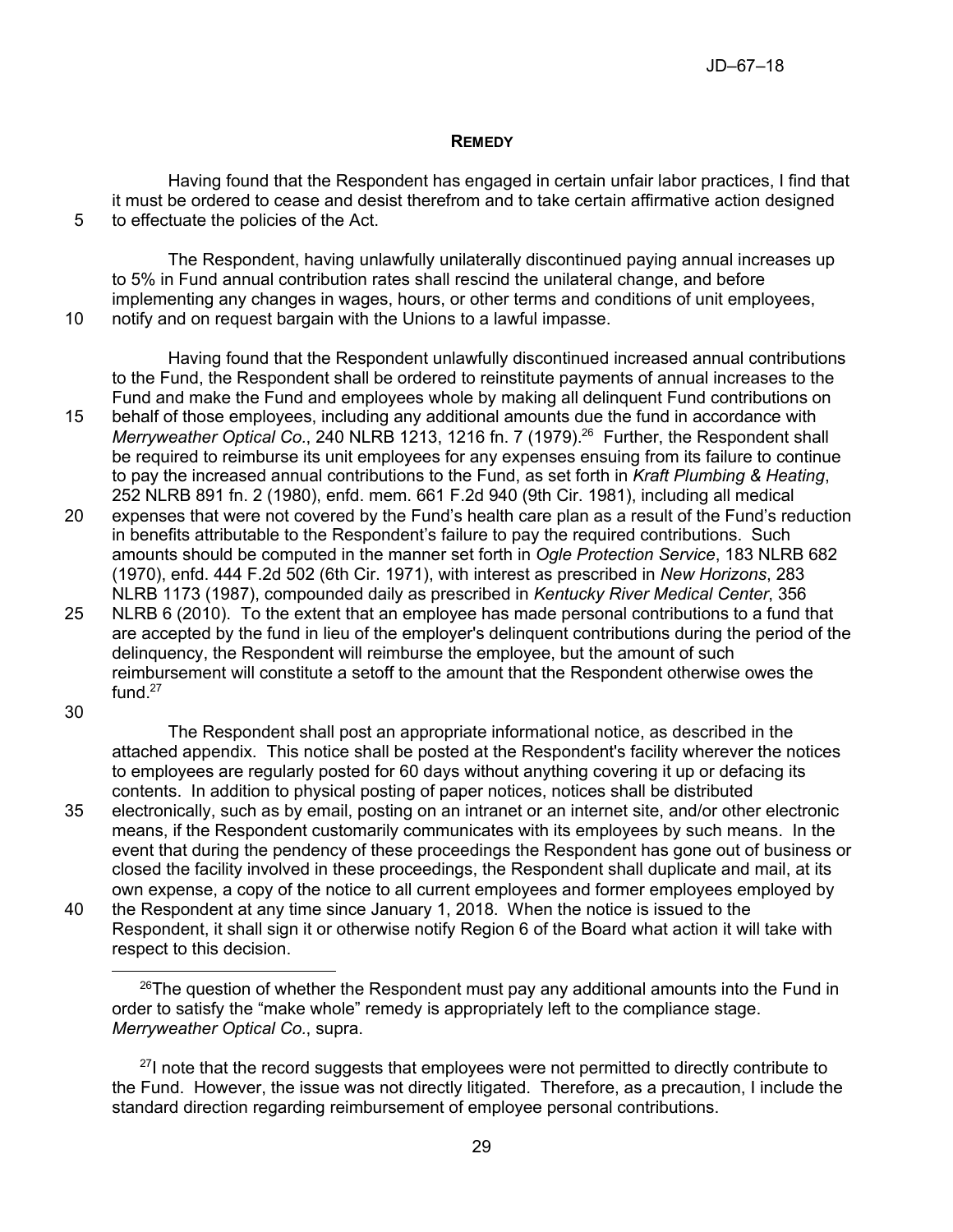## REMEDY

Having found that the Respondent has engaged in certain unfair labor practices, I find that it must be ordered to cease and desist therefrom and to take certain affirmative action designed to effectuate the policies of the Act.

The Respondent, having unlawfully unilaterally discontinued paying annual increases up to 5% in Fund annual contribution rates shall rescind the unilateral change, and before implementing any changes in wages, hours, or other terms and conditions of unit employees, notify and on request bargain with the Unions to a lawful impasse.

Having found that the Respondent unlawfully discontinued increased annual contributions to the Fund, the Respondent shall be ordered to reinstitute payments of annual increases to the Fund and make the Fund and employees whole by making all delinquent Fund contributions on behalf of those employees, including any additional amounts due the fund in accordance with *Merryweather Optical Co.*, 240 NLRB 1213, 1216 fn. 7 (1979).[26] Further, the Respondent shall be required to reimburse its unit employees for any expenses ensuing from its failure to continue to pay the increased annual contributions to the Fund, as set forth in *Kraft Plumbing & Heating*, 252 NLRB 891 fn. 2 (1980), enfd. mem. 661 F.2d 940 (9th Cir. 1981), including all medical expenses that were not covered by the Fund's health care plan as a result of the Fund's reduction in benefits attributable to the Respondent's failure to pay the required contributions. Such amounts should be computed in the manner set forth in *Ogle Protection Service*, 183 NLRB 682 (1970), enfd. 444 F.2d 502 (6th Cir. 1971), with interest as prescribed in *New Horizons*, 283 NLRB 1173 (1987), compounded daily as prescribed in *Kentucky River Medical Center*, 356 NLRB 6 (2010). To the extent that an employee has made personal contributions to a fund that are accepted by the fund in lieu of the employer's delinquent contributions during the period of the delinquency, the Respondent will reimburse the employee, but the amount of such reimbursement will constitute a setoff to the amount that the Respondent otherwise owes the fund.[27]

The Respondent shall post an appropriate informational notice, as described in the attached appendix. This notice shall be posted at the Respondent's facility wherever the notices to employees are regularly posted for 60 days without anything covering it up or defacing its contents. In addition to physical posting of paper notices, notices shall be distributed electronically, such as by email, posting on an intranet or an internet site, and/or other electronic means, if the Respondent customarily communicates with its employees by such means. In the event that during the pendency of these proceedings the Respondent has gone out of business or closed the facility involved in these proceedings, the Respondent shall duplicate and mail, at its own expense, a copy of the notice to all current employees and former employees employed by the Respondent at any time since January 1, 2018. When the notice is issued to the Respondent, it shall sign it or otherwise notify Region 6 of the Board what action it will take with respect to this decision.

---

[26] The question of whether the Respondent must pay any additional amounts into the Fund in order to satisfy the "make whole" remedy is appropriately left to the compliance stage. *Merryweather Optical Co.*, supra.

[27] I note that the record suggests that employees were not permitted to directly contribute to the Fund. However, the issue was not directly litigated. Therefore, as a precaution, I include the standard direction regarding reimbursement of employee personal contributions.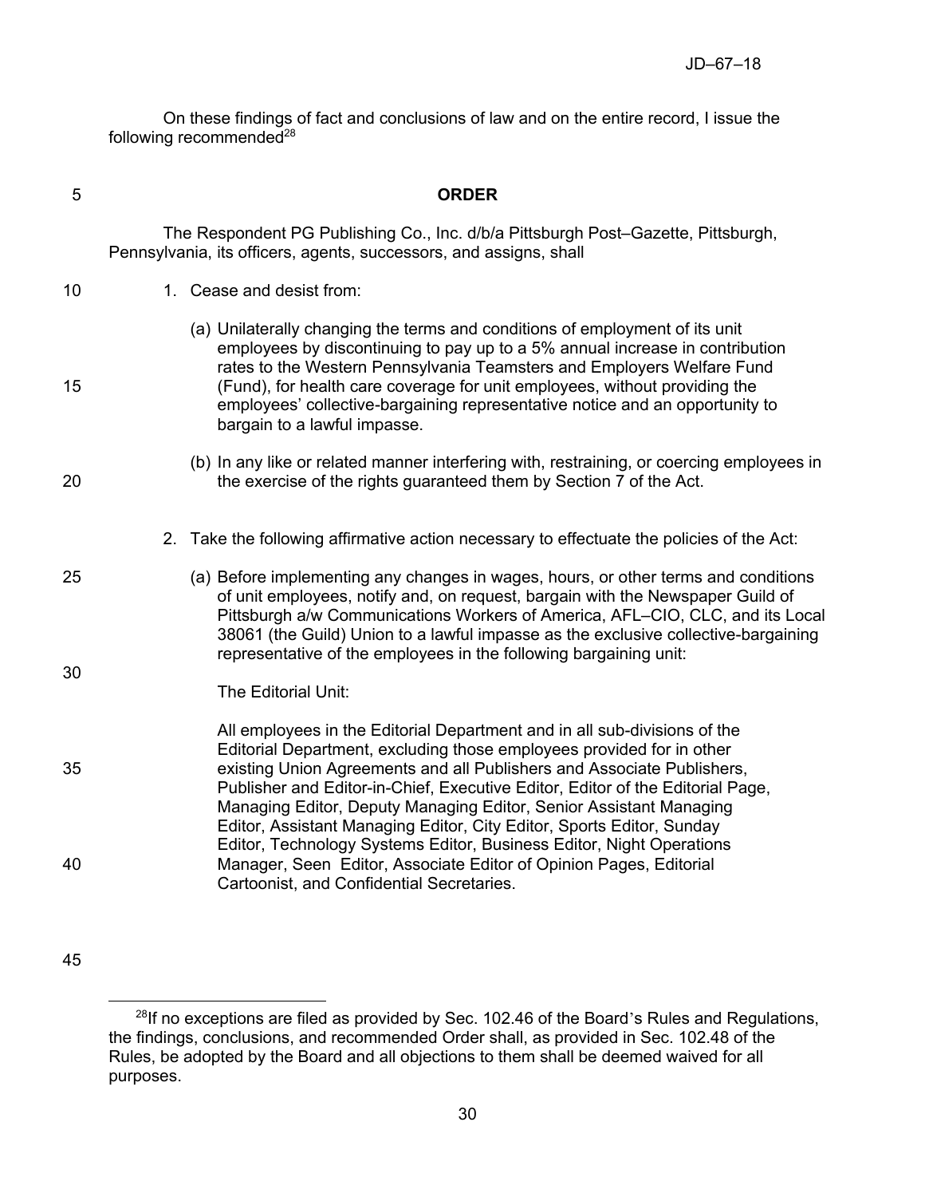On these findings of fact and conclusions of law and on the entire record, I issue the following recommended[28]

## ORDER

The Respondent PG Publishing Co., Inc. d/b/a Pittsburgh Post–Gazette, Pittsburgh, Pennsylvania, its officers, agents, successors, and assigns, shall

1. Cease and desist from:

   (a) Unilaterally changing the terms and conditions of employment of its unit employees by discontinuing to pay up to a 5% annual increase in contribution rates to the Western Pennsylvania Teamsters and Employers Welfare Fund (Fund), for health care coverage for unit employees, without providing the employees' collective-bargaining representative notice and an opportunity to bargain to a lawful impasse.

   (b) In any like or related manner interfering with, restraining, or coercing employees in the exercise of the rights guaranteed them by Section 7 of the Act.

2. Take the following affirmative action necessary to effectuate the policies of the Act:

   (a) Before implementing any changes in wages, hours, or other terms and conditions of unit employees, notify and, on request, bargain with the Newspaper Guild of Pittsburgh a/w Communications Workers of America, AFL–CIO, CLC, and its Local 38061 (the Guild) Union to a lawful impasse as the exclusive collective-bargaining representative of the employees in the following bargaining unit:

   The Editorial Unit:

   All employees in the Editorial Department and in all sub-divisions of the Editorial Department, excluding those employees provided for in other existing Union Agreements and all Publishers and Associate Publishers, Publisher and Editor-in-Chief, Executive Editor, Editor of the Editorial Page, Managing Editor, Deputy Managing Editor, Senior Assistant Managing Editor, Assistant Managing Editor, City Editor, Sports Editor, Sunday Editor, Technology Systems Editor, Business Editor, Night Operations Manager, Seen Editor, Associate Editor of Opinion Pages, Editorial Cartoonist, and Confidential Secretaries.

---

[28] If no exceptions are filed as provided by Sec. 102.46 of the Board's Rules and Regulations, the findings, conclusions, and recommended Order shall, as provided in Sec. 102.48 of the Rules, be adopted by the Board and all objections to them shall be deemed waived for all purposes.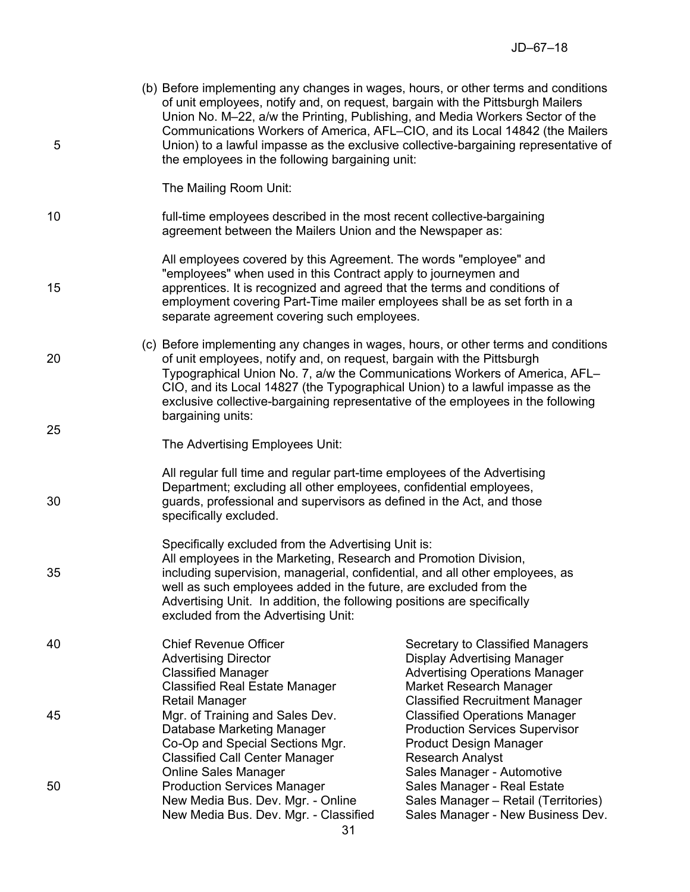(b) Before implementing any changes in wages, hours, or other terms and conditions of unit employees, notify and, on request, bargain with the Pittsburgh Mailers Union No. M–22, a/w the Printing, Publishing, and Media Workers Sector of the Communications Workers of America, AFL–CIO, and its Local 14842 (the Mailers Union) to a lawful impasse as the exclusive collective-bargaining representative of the employees in the following bargaining unit:

The Mailing Room Unit:

full-time employees described in the most recent collective-bargaining agreement between the Mailers Union and the Newspaper as:

All employees covered by this Agreement. The words "employee" and "employees" when used in this Contract apply to journeymen and apprentices. It is recognized and agreed that the terms and conditions of employment covering Part-Time mailer employees shall be as set forth in a separate agreement covering such employees.

(c) Before implementing any changes in wages, hours, or other terms and conditions of unit employees, notify and, on request, bargain with the Pittsburgh Typographical Union No. 7, a/w the Communications Workers of America, AFL–CIO, and its Local 14827 (the Typographical Union) to a lawful impasse as the exclusive collective-bargaining representative of the employees in the following bargaining units:

The Advertising Employees Unit:

All regular full time and regular part-time employees of the Advertising Department; excluding all other employees, confidential employees, guards, professional and supervisors as defined in the Act, and those specifically excluded.

Specifically excluded from the Advertising Unit is:
All employees in the Marketing, Research and Promotion Division, including supervision, managerial, confidential, and all other employees, as well as such employees added in the future, are excluded from the Advertising Unit. In addition, the following positions are specifically excluded from the Advertising Unit:

- Chief Revenue Officer
- Advertising Director
- Classified Manager
- Classified Real Estate Manager
- Retail Manager
- Mgr. of Training and Sales Dev.
- Database Marketing Manager
- Co-Op and Special Sections Mgr.
- Classified Call Center Manager
- Online Sales Manager
- Production Services Manager
- New Media Bus. Dev. Mgr. - Online
- New Media Bus. Dev. Mgr. - Classified
- Secretary to Classified Managers
- Display Advertising Manager
- Advertising Operations Manager
- Market Research Manager
- Classified Recruitment Manager
- Classified Operations Manager
- Production Services Supervisor
- Product Design Manager
- Research Analyst
- Sales Manager - Automotive
- Sales Manager - Real Estate
- Sales Manager – Retail (Territories)
- Sales Manager - New Business Dev.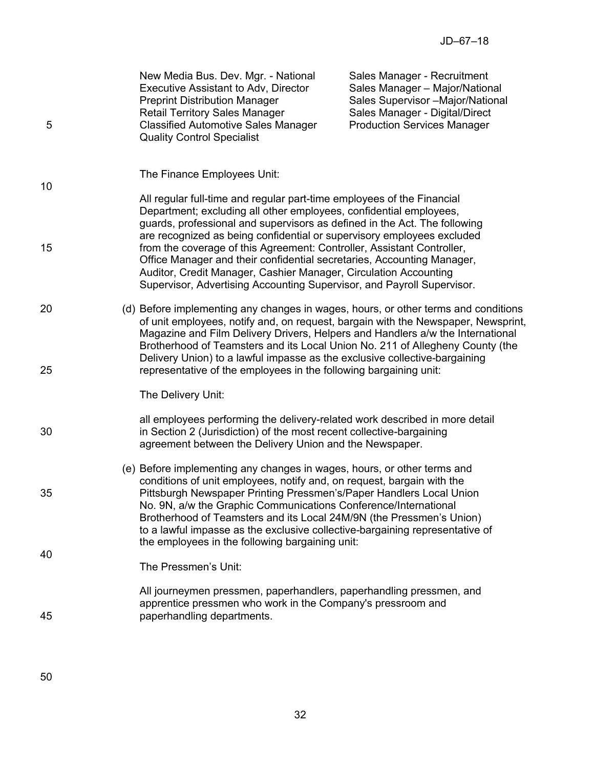New Media Bus. Dev. Mgr. - National
Executive Assistant to Adv, Director
Preprint Distribution Manager
Retail Territory Sales Manager
Classified Automotive Sales Manager
Quality Control Specialist
Sales Manager - Recruitment
Sales Manager – Major/National
Sales Supervisor –Major/National
Sales Manager - Digital/Direct
Production Services Manager

The Finance Employees Unit:

All regular full-time and regular part-time employees of the Financial Department; excluding all other employees, confidential employees, guards, professional and supervisors as defined in the Act. The following are recognized as being confidential or supervisory employees excluded from the coverage of this Agreement: Controller, Assistant Controller, Office Manager and their confidential secretaries, Accounting Manager, Auditor, Credit Manager, Cashier Manager, Circulation Accounting Supervisor, Advertising Accounting Supervisor, and Payroll Supervisor.

(d) Before implementing any changes in wages, hours, or other terms and conditions of unit employees, notify and, on request, bargain with the Newspaper, Newsprint, Magazine and Film Delivery Drivers, Helpers and Handlers a/w the International Brotherhood of Teamsters and its Local Union No. 211 of Allegheny County (the Delivery Union) to a lawful impasse as the exclusive collective-bargaining representative of the employees in the following bargaining unit:

The Delivery Unit:

all employees performing the delivery-related work described in more detail in Section 2 (Jurisdiction) of the most recent collective-bargaining agreement between the Delivery Union and the Newspaper.

(e) Before implementing any changes in wages, hours, or other terms and conditions of unit employees, notify and, on request, bargain with the Pittsburgh Newspaper Printing Pressmen's/Paper Handlers Local Union No. 9N, a/w the Graphic Communications Conference/International Brotherhood of Teamsters and its Local 24M/9N (the Pressmen's Union) to a lawful impasse as the exclusive collective-bargaining representative of the employees in the following bargaining unit:

The Pressmen's Unit:

All journeymen pressmen, paperhandlers, paperhandling pressmen, and apprentice pressmen who work in the Company's pressroom and paperhandling departments.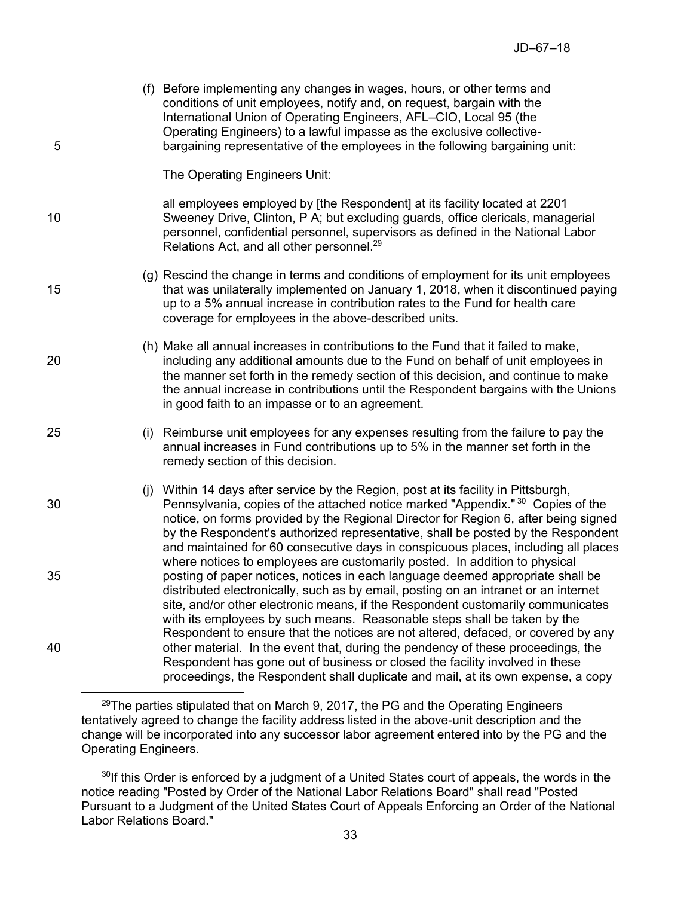(f) Before implementing any changes in wages, hours, or other terms and conditions of unit employees, notify and, on request, bargain with the International Union of Operating Engineers, AFL–CIO, Local 95 (the Operating Engineers) to a lawful impasse as the exclusive collective-bargaining representative of the employees in the following bargaining unit:

The Operating Engineers Unit:

all employees employed by [the Respondent] at its facility located at 2201 Sweeney Drive, Clinton, P A; but excluding guards, office clericals, managerial personnel, confidential personnel, supervisors as defined in the National Labor Relations Act, and all other personnel.[29]

(g) Rescind the change in terms and conditions of employment for its unit employees that was unilaterally implemented on January 1, 2018, when it discontinued paying up to a 5% annual increase in contribution rates to the Fund for health care coverage for employees in the above-described units.

(h) Make all annual increases in contributions to the Fund that it failed to make, including any additional amounts due to the Fund on behalf of unit employees in the manner set forth in the remedy section of this decision, and continue to make the annual increase in contributions until the Respondent bargains with the Unions in good faith to an impasse or to an agreement.

(i) Reimburse unit employees for any expenses resulting from the failure to pay the annual increases in Fund contributions up to 5% in the manner set forth in the remedy section of this decision.

(j) Within 14 days after service by the Region, post at its facility in Pittsburgh, Pennsylvania, copies of the attached notice marked "Appendix."[30] Copies of the notice, on forms provided by the Regional Director for Region 6, after being signed by the Respondent's authorized representative, shall be posted by the Respondent and maintained for 60 consecutive days in conspicuous places, including all places where notices to employees are customarily posted. In addition to physical posting of paper notices, notices in each language deemed appropriate shall be distributed electronically, such as by email, posting on an intranet or an internet site, and/or other electronic means, if the Respondent customarily communicates with its employees by such means. Reasonable steps shall be taken by the Respondent to ensure that the notices are not altered, defaced, or covered by any other material. In the event that, during the pendency of these proceedings, the Respondent has gone out of business or closed the facility involved in these proceedings, the Respondent shall duplicate and mail, at its own expense, a copy

---

[29] The parties stipulated that on March 9, 2017, the PG and the Operating Engineers tentatively agreed to change the facility address listed in the above-unit description and the change will be incorporated into any successor labor agreement entered into by the PG and the Operating Engineers.

[30] If this Order is enforced by a judgment of a United States court of appeals, the words in the notice reading "Posted by Order of the National Labor Relations Board" shall read "Posted Pursuant to a Judgment of the United States Court of Appeals Enforcing an Order of the National Labor Relations Board."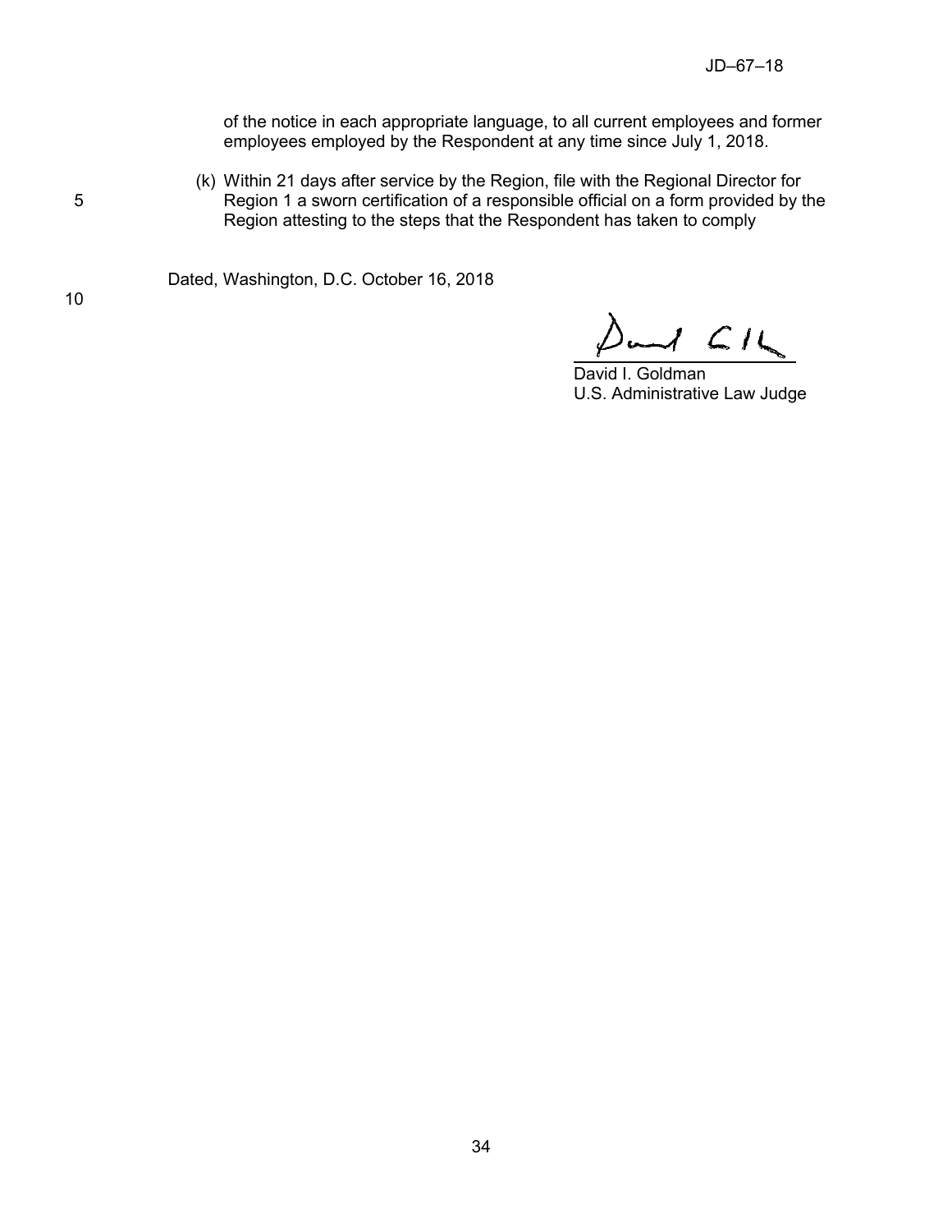of the notice in each appropriate language, to all current employees and former employees employed by the Respondent at any time since July 1, 2018.

(k) Within 21 days after service by the Region, file with the Regional Director for Region 1 a sworn certification of a responsible official on a form provided by the Region attesting to the steps that the Respondent has taken to comply

Dated, Washington, D.C. October 16, 2018

David I. Goldman
U.S. Administrative Law Judge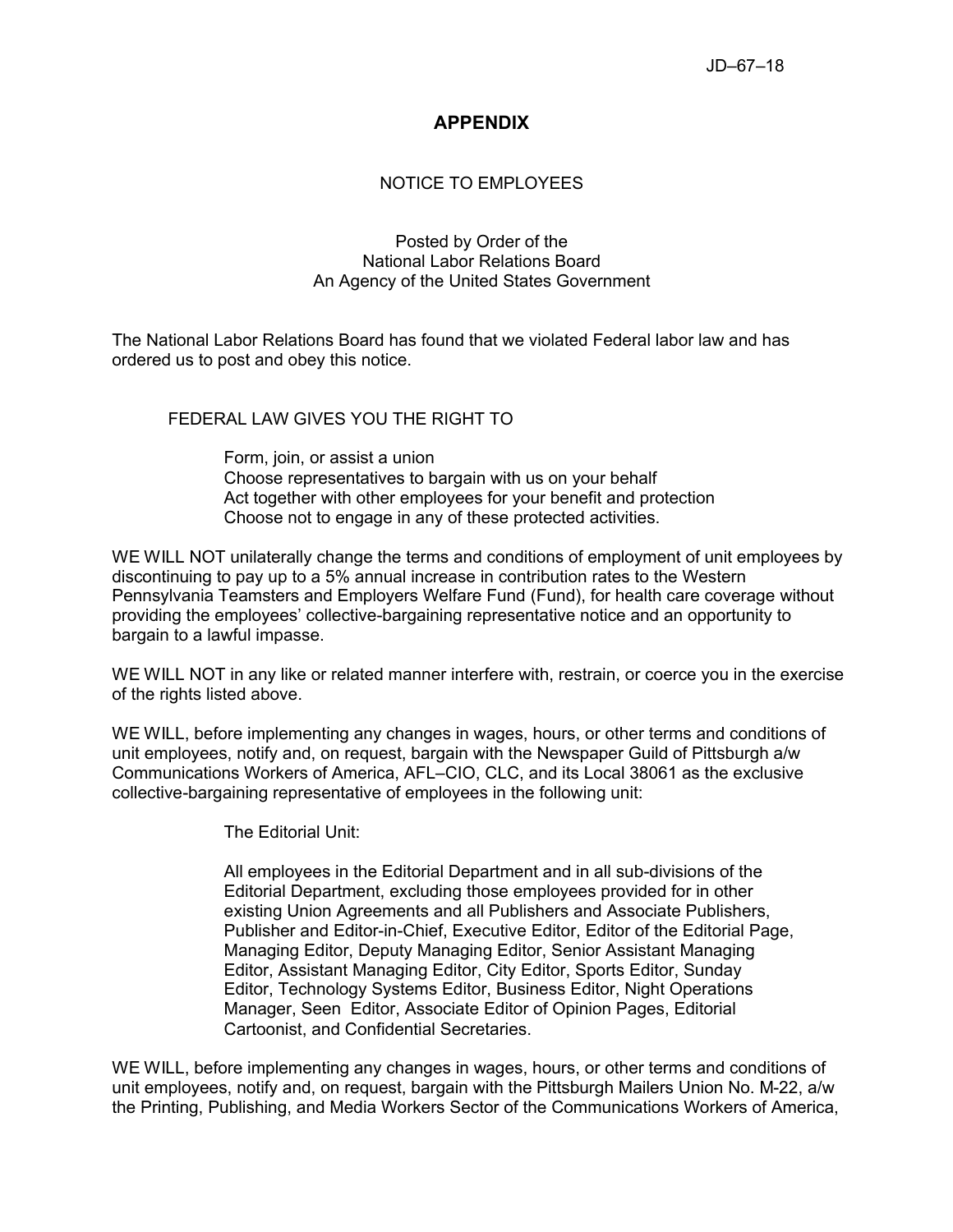# APPENDIX

NOTICE TO EMPLOYEES

Posted by Order of the
National Labor Relations Board
An Agency of the United States Government

The National Labor Relations Board has found that we violated Federal labor law and has ordered us to post and obey this notice.

FEDERAL LAW GIVES YOU THE RIGHT TO

Form, join, or assist a union
Choose representatives to bargain with us on your behalf
Act together with other employees for your benefit and protection
Choose not to engage in any of these protected activities.

WE WILL NOT unilaterally change the terms and conditions of employment of unit employees by discontinuing to pay up to a 5% annual increase in contribution rates to the Western Pennsylvania Teamsters and Employers Welfare Fund (Fund), for health care coverage without providing the employees' collective-bargaining representative notice and an opportunity to bargain to a lawful impasse.

WE WILL NOT in any like or related manner interfere with, restrain, or coerce you in the exercise of the rights listed above.

WE WILL, before implementing any changes in wages, hours, or other terms and conditions of unit employees, notify and, on request, bargain with the Newspaper Guild of Pittsburgh a/w Communications Workers of America, AFL–CIO, CLC, and its Local 38061 as the exclusive collective-bargaining representative of employees in the following unit:

> The Editorial Unit:
>
> All employees in the Editorial Department and in all sub-divisions of the Editorial Department, excluding those employees provided for in other existing Union Agreements and all Publishers and Associate Publishers, Publisher and Editor-in-Chief, Executive Editor, Editor of the Editorial Page, Managing Editor, Deputy Managing Editor, Senior Assistant Managing Editor, Assistant Managing Editor, City Editor, Sports Editor, Sunday Editor, Technology Systems Editor, Business Editor, Night Operations Manager, Seen Editor, Associate Editor of Opinion Pages, Editorial Cartoonist, and Confidential Secretaries.

WE WILL, before implementing any changes in wages, hours, or other terms and conditions of unit employees, notify and, on request, bargain with the Pittsburgh Mailers Union No. M-22, a/w the Printing, Publishing, and Media Workers Sector of the Communications Workers of America,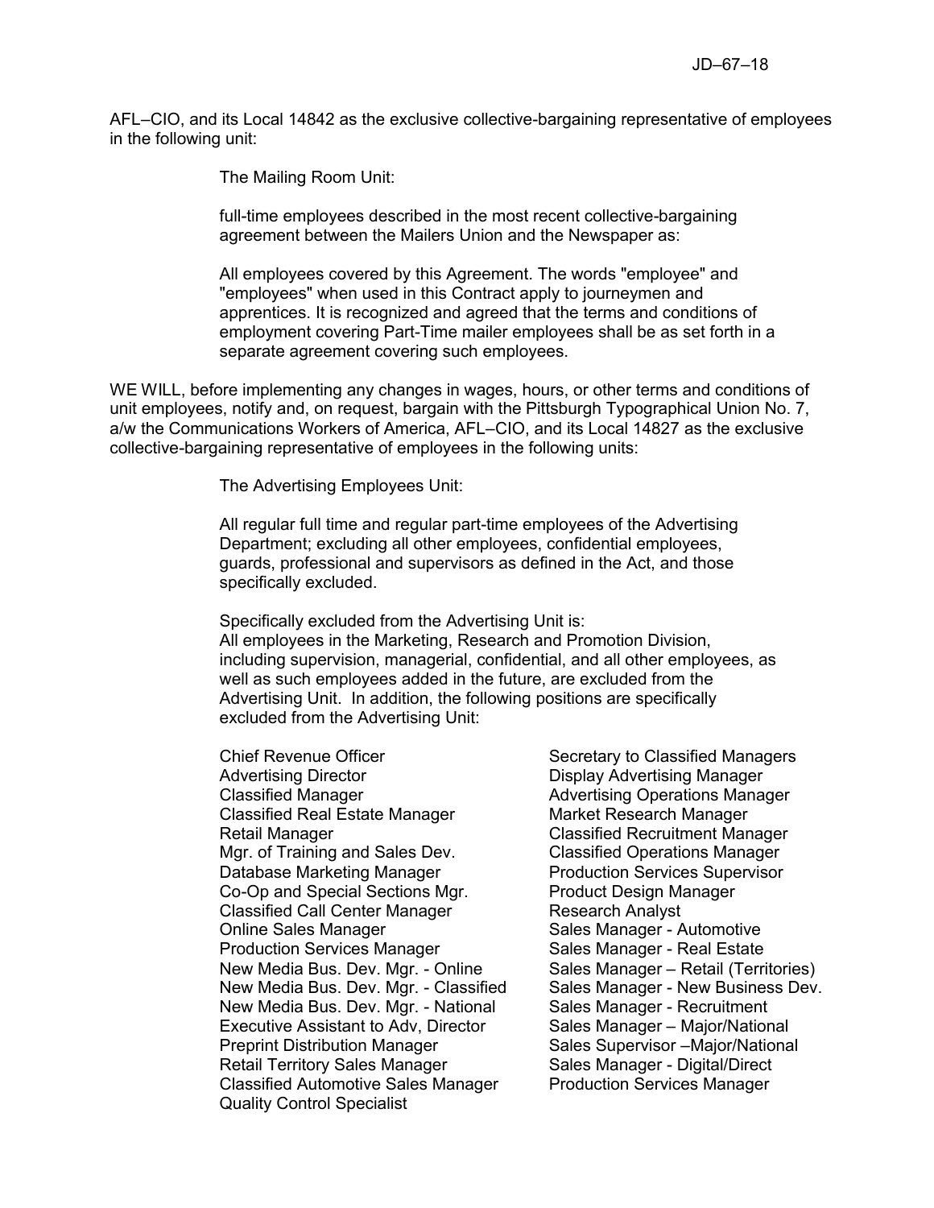AFL–CIO, and its Local 14842 as the exclusive collective-bargaining representative of employees in the following unit:

> The Mailing Room Unit:
>
> full-time employees described in the most recent collective-bargaining agreement between the Mailers Union and the Newspaper as:
>
> All employees covered by this Agreement. The words "employee" and "employees" when used in this Contract apply to journeymen and apprentices. It is recognized and agreed that the terms and conditions of employment covering Part-Time mailer employees shall be as set forth in a separate agreement covering such employees.

WE WILL, before implementing any changes in wages, hours, or other terms and conditions of unit employees, notify and, on request, bargain with the Pittsburgh Typographical Union No. 7, a/w the Communications Workers of America, AFL–CIO, and its Local 14827 as the exclusive collective-bargaining representative of employees in the following units:

> The Advertising Employees Unit:
>
> All regular full time and regular part-time employees of the Advertising Department; excluding all other employees, confidential employees, guards, professional and supervisors as defined in the Act, and those specifically excluded.
>
> Specifically excluded from the Advertising Unit is:
> All employees in the Marketing, Research and Promotion Division, including supervision, managerial, confidential, and all other employees, as well as such employees added in the future, are excluded from the Advertising Unit. In addition, the following positions are specifically excluded from the Advertising Unit:
>
> Chief Revenue Officer
> Advertising Director
> Classified Manager
> Classified Real Estate Manager
> Retail Manager
> Mgr. of Training and Sales Dev.
> Database Marketing Manager
> Co-Op and Special Sections Mgr.
> Classified Call Center Manager
> Online Sales Manager
> Production Services Manager
> New Media Bus. Dev. Mgr. - Online
> New Media Bus. Dev. Mgr. - Classified
> New Media Bus. Dev. Mgr. - National
> Executive Assistant to Adv, Director
> Preprint Distribution Manager
> Retail Territory Sales Manager
> Classified Automotive Sales Manager
> Quality Control Specialist
> Secretary to Classified Managers
> Display Advertising Manager
> Advertising Operations Manager
> Market Research Manager
> Classified Recruitment Manager
> Classified Operations Manager
> Production Services Supervisor
> Product Design Manager
> Research Analyst
> Sales Manager - Automotive
> Sales Manager - Real Estate
> Sales Manager – Retail (Territories)
> Sales Manager - New Business Dev.
> Sales Manager - Recruitment
> Sales Manager – Major/National
> Sales Supervisor –Major/National
> Sales Manager - Digital/Direct
> Production Services Manager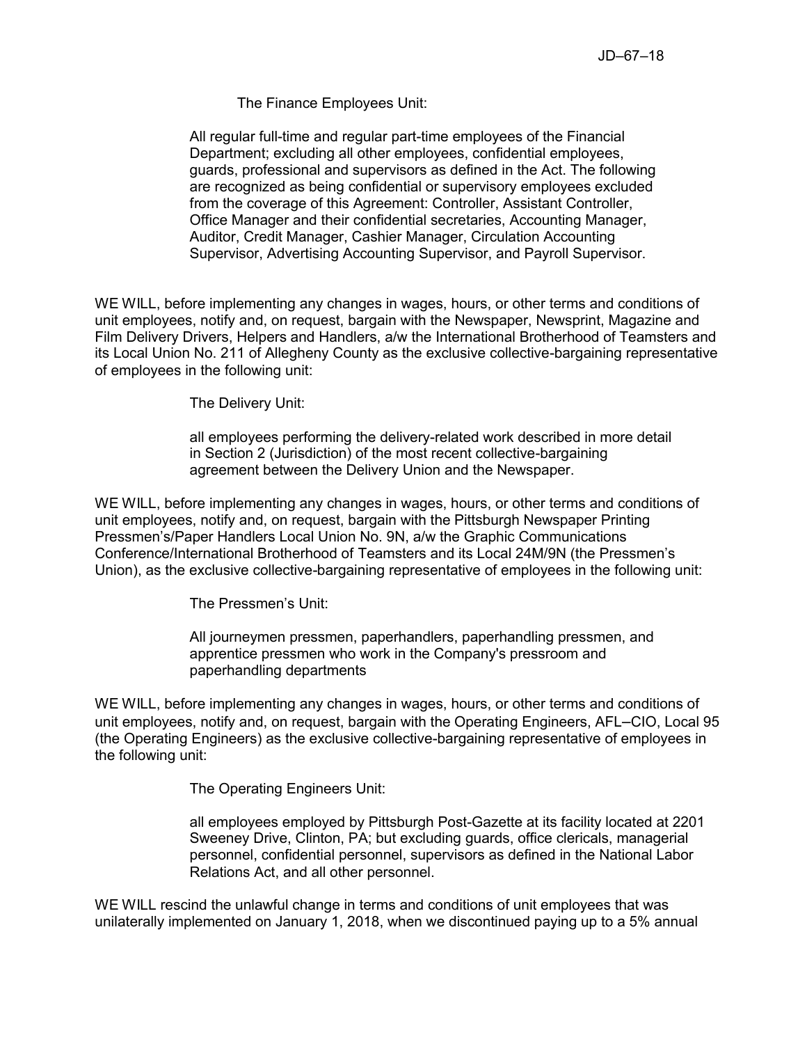The Finance Employees Unit:

> All regular full-time and regular part-time employees of the Financial Department; excluding all other employees, confidential employees, guards, professional and supervisors as defined in the Act. The following are recognized as being confidential or supervisory employees excluded from the coverage of this Agreement: Controller, Assistant Controller, Office Manager and their confidential secretaries, Accounting Manager, Auditor, Credit Manager, Cashier Manager, Circulation Accounting Supervisor, Advertising Accounting Supervisor, and Payroll Supervisor.

WE WILL, before implementing any changes in wages, hours, or other terms and conditions of unit employees, notify and, on request, bargain with the Newspaper, Newsprint, Magazine and Film Delivery Drivers, Helpers and Handlers, a/w the International Brotherhood of Teamsters and its Local Union No. 211 of Allegheny County as the exclusive collective-bargaining representative of employees in the following unit:

The Delivery Unit:

> all employees performing the delivery-related work described in more detail in Section 2 (Jurisdiction) of the most recent collective-bargaining agreement between the Delivery Union and the Newspaper.

WE WILL, before implementing any changes in wages, hours, or other terms and conditions of unit employees, notify and, on request, bargain with the Pittsburgh Newspaper Printing Pressmen's/Paper Handlers Local Union No. 9N, a/w the Graphic Communications Conference/International Brotherhood of Teamsters and its Local 24M/9N (the Pressmen's Union), as the exclusive collective-bargaining representative of employees in the following unit:

The Pressmen's Unit:

> All journeymen pressmen, paperhandlers, paperhandling pressmen, and apprentice pressmen who work in the Company's pressroom and paperhandling departments

WE WILL, before implementing any changes in wages, hours, or other terms and conditions of unit employees, notify and, on request, bargain with the Operating Engineers, AFL–CIO, Local 95 (the Operating Engineers) as the exclusive collective-bargaining representative of employees in the following unit:

The Operating Engineers Unit:

> all employees employed by Pittsburgh Post-Gazette at its facility located at 2201 Sweeney Drive, Clinton, PA; but excluding guards, office clericals, managerial personnel, confidential personnel, supervisors as defined in the National Labor Relations Act, and all other personnel.

WE WILL rescind the unlawful change in terms and conditions of unit employees that was unilaterally implemented on January 1, 2018, when we discontinued paying up to a 5% annual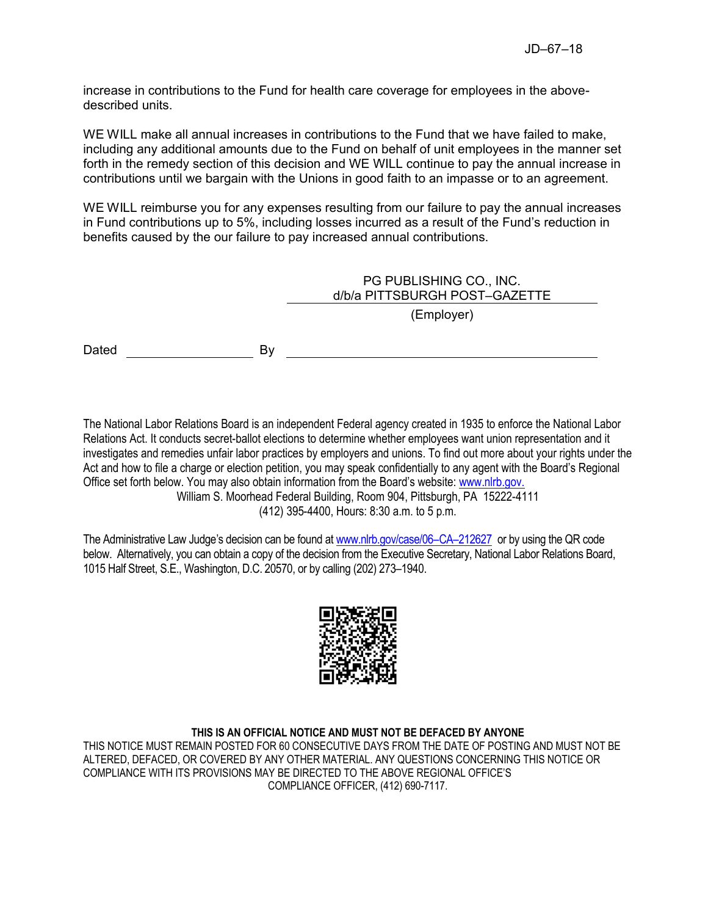increase in contributions to the Fund for health care coverage for employees in the above-described units.

WE WILL make all annual increases in contributions to the Fund that we have failed to make, including any additional amounts due to the Fund on behalf of unit employees in the manner set forth in the remedy section of this decision and WE WILL continue to pay the annual increase in contributions until we bargain with the Unions in good faith to an impasse or to an agreement.

WE WILL reimburse you for any expenses resulting from our failure to pay the annual increases in Fund contributions up to 5%, including losses incurred as a result of the Fund's reduction in benefits caused by the our failure to pay increased annual contributions.

PG PUBLISHING CO., INC.
d/b/a PITTSBURGH POST–GAZETTE
(Employer)

Dated ____________________ By ______________________________________________

The National Labor Relations Board is an independent Federal agency created in 1935 to enforce the National Labor Relations Act. It conducts secret-ballot elections to determine whether employees want union representation and it investigates and remedies unfair labor practices by employers and unions. To find out more about your rights under the Act and how to file a charge or election petition, you may speak confidentially to any agent with the Board's Regional Office set forth below. You may also obtain information from the Board's website: www.nlrb.gov.

William S. Moorhead Federal Building, Room 904, Pittsburgh, PA 15222-4111
(412) 395-4400, Hours: 8:30 a.m. to 5 p.m.

The Administrative Law Judge's decision can be found at www.nlrb.gov/case/06–CA–212627 or by using the QR code below. Alternatively, you can obtain a copy of the decision from the Executive Secretary, National Labor Relations Board, 1015 Half Street, S.E., Washington, D.C. 20570, or by calling (202) 273–1940.

**THIS IS AN OFFICIAL NOTICE AND MUST NOT BE DEFACED BY ANYONE**

THIS NOTICE MUST REMAIN POSTED FOR 60 CONSECUTIVE DAYS FROM THE DATE OF POSTING AND MUST NOT BE ALTERED, DEFACED, OR COVERED BY ANY OTHER MATERIAL. ANY QUESTIONS CONCERNING THIS NOTICE OR COMPLIANCE WITH ITS PROVISIONS MAY BE DIRECTED TO THE ABOVE REGIONAL OFFICE'S COMPLIANCE OFFICER, (412) 690-7117.